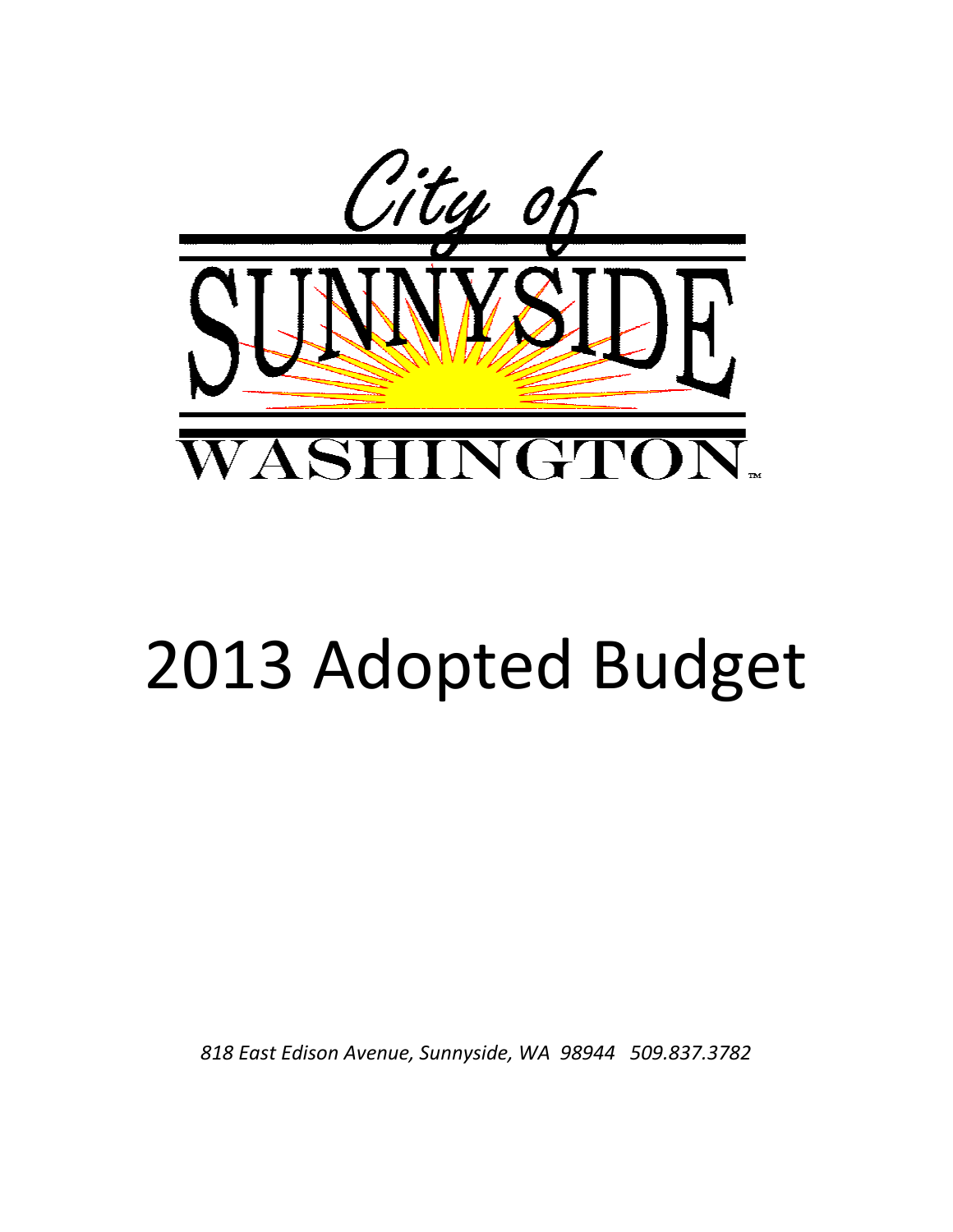City of

SUNNYSIDE

WASHINGTON™

# 2013 Adopted Budget

*818 East Edison Avenue, Sunnyside, WA 98944 509.837.3782*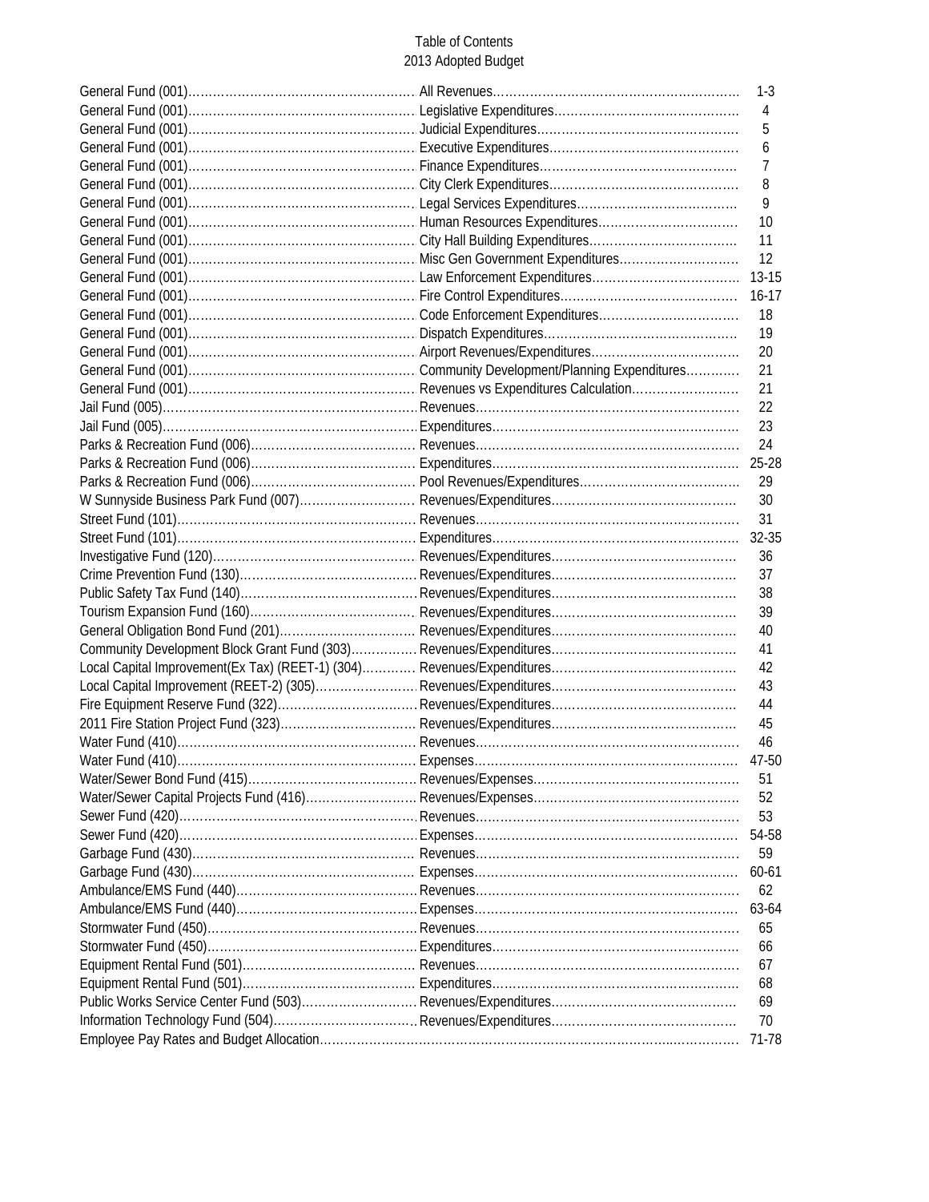# Table of Contents
## 2013 Adopted Budget

| Fund | Section | Page |
|---|---|---|
| General Fund (001) | All Revenues | 1-3 |
| General Fund (001) | Legislative Expenditures | 4 |
| General Fund (001) | Judicial Expenditures | 5 |
| General Fund (001) | Executive Expenditures | 6 |
| General Fund (001) | Finance Expenditures | 7 |
| General Fund (001) | City Clerk Expenditures | 8 |
| General Fund (001) | Legal Services Expenditures | 9 |
| General Fund (001) | Human Resources Expenditures | 10 |
| General Fund (001) | City Hall Building Expenditures | 11 |
| General Fund (001) | Misc Gen Government Expenditures | 12 |
| General Fund (001) | Law Enforcement Expenditures | 13-15 |
| General Fund (001) | Fire Control Expenditures | 16-17 |
| General Fund (001) | Code Enforcement Expenditures | 18 |
| General Fund (001) | Dispatch Expenditures | 19 |
| General Fund (001) | Airport Revenues/Expenditures | 20 |
| General Fund (001) | Community Development/Planning Expenditures | 21 |
| General Fund (001) | Revenues vs Expenditures Calculation | 21 |
| Jail Fund (005) | Revenues | 22 |
| Jail Fund (005) | Expenditures | 23 |
| Parks & Recreation Fund (006) | Revenues | 24 |
| Parks & Recreation Fund (006) | Expenditures | 25-28 |
| Parks & Recreation Fund (006) | Pool Revenues/Expenditures | 29 |
| W Sunnyside Business Park Fund (007) | Revenues/Expenditures | 30 |
| Street Fund (101) | Revenues | 31 |
| Street Fund (101) | Expenditures | 32-35 |
| Investigative Fund (120) | Revenues/Expenditures | 36 |
| Crime Prevention Fund (130) | Revenues/Expenditures | 37 |
| Public Safety Tax Fund (140) | Revenues/Expenditures | 38 |
| Tourism Expansion Fund (160) | Revenues/Expenditures | 39 |
| General Obligation Bond Fund (201) | Revenues/Expenditures | 40 |
| Community Development Block Grant Fund (303) | Revenues/Expenditures | 41 |
| Local Capital Improvement(Ex Tax) (REET-1) (304) | Revenues/Expenditures | 42 |
| Local Capital Improvement (REET-2) (305) | Revenues/Expenditures | 43 |
| Fire Equipment Reserve Fund (322) | Revenues/Expenditures | 44 |
| 2011 Fire Station Project Fund (323) | Revenues/Expenditures | 45 |
| Water Fund (410) | Revenues | 46 |
| Water Fund (410) | Expenses | 47-50 |
| Water/Sewer Bond Fund (415) | Revenues/Expenses | 51 |
| Water/Sewer Capital Projects Fund (416) | Revenues/Expenses | 52 |
| Sewer Fund (420) | Revenues | 53 |
| Sewer Fund (420) | Expenses | 54-58 |
| Garbage Fund (430) | Revenues | 59 |
| Garbage Fund (430) | Expenses | 60-61 |
| Ambulance/EMS Fund (440) | Revenues | 62 |
| Ambulance/EMS Fund (440) | Expenses | 63-64 |
| Stormwater Fund (450) | Revenues | 65 |
| Stormwater Fund (450) | Expenditures | 66 |
| Equipment Rental Fund (501) | Revenues | 67 |
| Equipment Rental Fund (501) | Expenditures | 68 |
| Public Works Service Center Fund (503) | Revenues/Expenditures | 69 |
| Information Technology Fund (504) | Revenues/Expenditures | 70 |
| Employee Pay Rates and Budget Allocation | | 71-78 |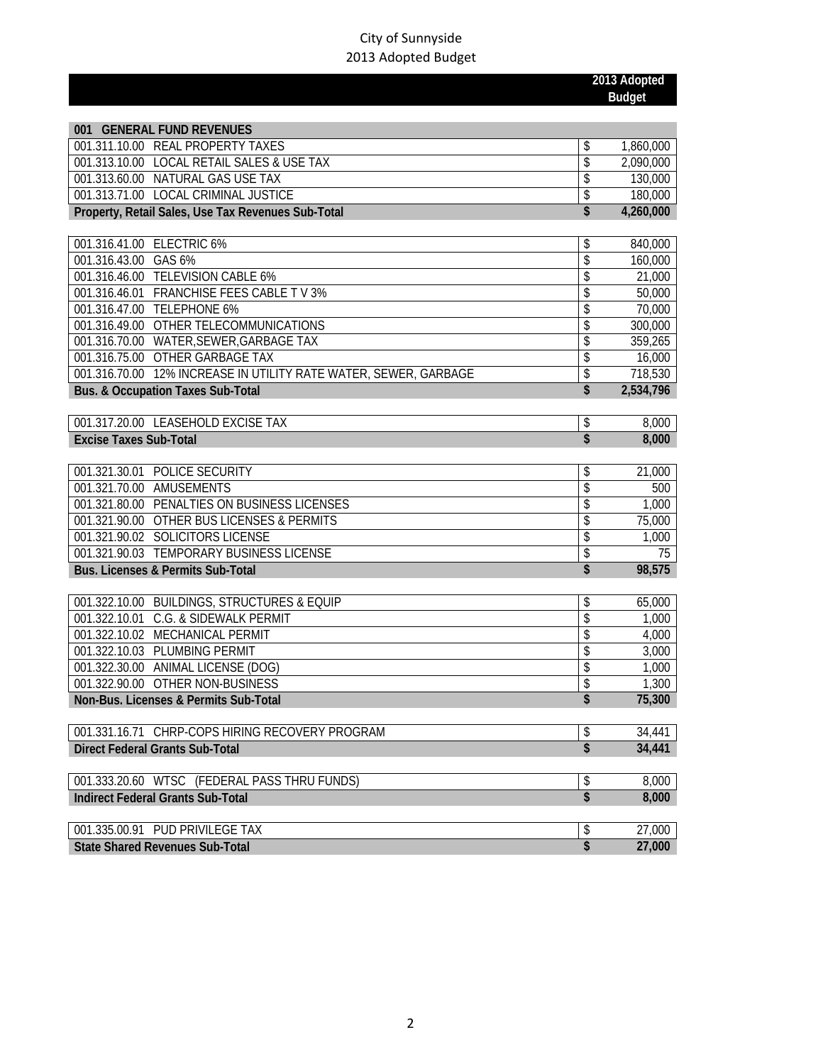City of Sunnyside
2013 Adopted Budget

| | | 2013 Adopted Budget |
|---|---|---|
| **001 GENERAL FUND REVENUES** | | |
| 001.311.10.00 REAL PROPERTY TAXES | $ | 1,860,000 |
| 001.313.10.00 LOCAL RETAIL SALES & USE TAX | $ | 2,090,000 |
| 001.313.60.00 NATURAL GAS USE TAX | $ | 130,000 |
| 001.313.71.00 LOCAL CRIMINAL JUSTICE | $ | 180,000 |
| **Property, Retail Sales, Use Tax Revenues Sub-Total** | **$** | **4,260,000** |
| | | |
| 001.316.41.00 ELECTRIC 6% | $ | 840,000 |
| 001.316.43.00 GAS 6% | $ | 160,000 |
| 001.316.46.00 TELEVISION CABLE 6% | $ | 21,000 |
| 001.316.46.01 FRANCHISE FEES CABLE T V 3% | $ | 50,000 |
| 001.316.47.00 TELEPHONE 6% | $ | 70,000 |
| 001.316.49.00 OTHER TELECOMMUNICATIONS | $ | 300,000 |
| 001.316.70.00 WATER,SEWER,GARBAGE TAX | $ | 359,265 |
| 001.316.75.00 OTHER GARBAGE TAX | $ | 16,000 |
| 001.316.70.00 12% INCREASE IN UTILITY RATE WATER, SEWER, GARBAGE | $ | 718,530 |
| **Bus. & Occupation Taxes Sub-Total** | **$** | **2,534,796** |
| | | |
| 001.317.20.00 LEASEHOLD EXCISE TAX | $ | 8,000 |
| **Excise Taxes Sub-Total** | **$** | **8,000** |
| | | |
| 001.321.30.01 POLICE SECURITY | $ | 21,000 |
| 001.321.70.00 AMUSEMENTS | $ | 500 |
| 001.321.80.00 PENALTIES ON BUSINESS LICENSES | $ | 1,000 |
| 001.321.90.00 OTHER BUS LICENSES & PERMITS | $ | 75,000 |
| 001.321.90.02 SOLICITORS LICENSE | $ | 1,000 |
| 001.321.90.03 TEMPORARY BUSINESS LICENSE | $ | 75 |
| **Bus. Licenses & Permits Sub-Total** | **$** | **98,575** |
| | | |
| 001.322.10.00 BUILDINGS, STRUCTURES & EQUIP | $ | 65,000 |
| 001.322.10.01 C.G. & SIDEWALK PERMIT | $ | 1,000 |
| 001.322.10.02 MECHANICAL PERMIT | $ | 4,000 |
| 001.322.10.03 PLUMBING PERMIT | $ | 3,000 |
| 001.322.30.00 ANIMAL LICENSE (DOG) | $ | 1,000 |
| 001.322.90.00 OTHER NON-BUSINESS | $ | 1,300 |
| **Non-Bus. Licenses & Permits Sub-Total** | **$** | **75,300** |
| | | |
| 001.331.16.71 CHRP-COPS HIRING RECOVERY PROGRAM | $ | 34,441 |
| **Direct Federal Grants Sub-Total** | **$** | **34,441** |
| | | |
| 001.333.20.60 WTSC (FEDERAL PASS THRU FUNDS) | $ | 8,000 |
| **Indirect Federal Grants Sub-Total** | **$** | **8,000** |
| | | |
| 001.335.00.91 PUD PRIVILEGE TAX | $ | 27,000 |
| **State Shared Revenues Sub-Total** | **$** | **27,000** |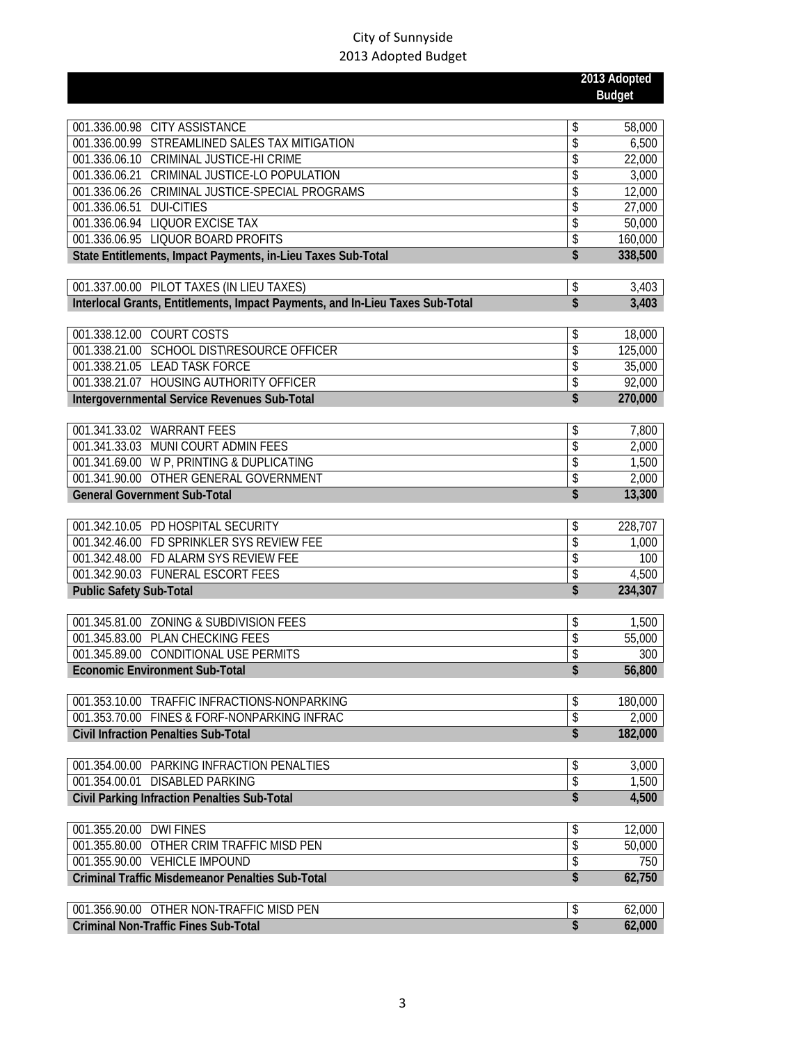City of Sunnyside
2013 Adopted Budget

| | | 2013 Adopted Budget |
|---|---|---|
| 001.336.00.98 CITY ASSISTANCE | $ | 58,000 |
| 001.336.00.99 STREAMLINED SALES TAX MITIGATION | $ | 6,500 |
| 001.336.06.10 CRIMINAL JUSTICE-HI CRIME | $ | 22,000 |
| 001.336.06.21 CRIMINAL JUSTICE-LO POPULATION | $ | 3,000 |
| 001.336.06.26 CRIMINAL JUSTICE-SPECIAL PROGRAMS | $ | 12,000 |
| 001.336.06.51 DUI-CITIES | $ | 27,000 |
| 001.336.06.94 LIQUOR EXCISE TAX | $ | 50,000 |
| 001.336.06.95 LIQUOR BOARD PROFITS | $ | 160,000 |
| **State Entitlements, Impact Payments, in-Lieu Taxes Sub-Total** | **$** | **338,500** |
| | | |
| 001.337.00.00 PILOT TAXES (IN LIEU TAXES) | $ | 3,403 |
| **Interlocal Grants, Entitlements, Impact Payments, and In-Lieu Taxes Sub-Total** | **$** | **3,403** |
| | | |
| 001.338.12.00 COURT COSTS | $ | 18,000 |
| 001.338.21.00 SCHOOL DIST\RESOURCE OFFICER | $ | 125,000 |
| 001.338.21.05 LEAD TASK FORCE | $ | 35,000 |
| 001.338.21.07 HOUSING AUTHORITY OFFICER | $ | 92,000 |
| **Intergovernmental Service Revenues Sub-Total** | **$** | **270,000** |
| | | |
| 001.341.33.02 WARRANT FEES | $ | 7,800 |
| 001.341.33.03 MUNI COURT ADMIN FEES | $ | 2,000 |
| 001.341.69.00 W P, PRINTING & DUPLICATING | $ | 1,500 |
| 001.341.90.00 OTHER GENERAL GOVERNMENT | $ | 2,000 |
| **General Government Sub-Total** | **$** | **13,300** |
| | | |
| 001.342.10.05 PD HOSPITAL SECURITY | $ | 228,707 |
| 001.342.46.00 FD SPRINKLER SYS REVIEW FEE | $ | 1,000 |
| 001.342.48.00 FD ALARM SYS REVIEW FEE | $ | 100 |
| 001.342.90.03 FUNERAL ESCORT FEES | $ | 4,500 |
| **Public Safety Sub-Total** | **$** | **234,307** |
| | | |
| 001.345.81.00 ZONING & SUBDIVISION FEES | $ | 1,500 |
| 001.345.83.00 PLAN CHECKING FEES | $ | 55,000 |
| 001.345.89.00 CONDITIONAL USE PERMITS | $ | 300 |
| **Economic Environment Sub-Total** | **$** | **56,800** |
| | | |
| 001.353.10.00 TRAFFIC INFRACTIONS-NONPARKING | $ | 180,000 |
| 001.353.70.00 FINES & FORF-NONPARKING INFRAC | $ | 2,000 |
| **Civil Infraction Penalties Sub-Total** | **$** | **182,000** |
| | | |
| 001.354.00.00 PARKING INFRACTION PENALTIES | $ | 3,000 |
| 001.354.00.01 DISABLED PARKING | $ | 1,500 |
| **Civil Parking Infraction Penalties Sub-Total** | **$** | **4,500** |
| | | |
| 001.355.20.00 DWI FINES | $ | 12,000 |
| 001.355.80.00 OTHER CRIM TRAFFIC MISD PEN | $ | 50,000 |
| 001.355.90.00 VEHICLE IMPOUND | $ | 750 |
| **Criminal Traffic Misdemeanor Penalties Sub-Total** | **$** | **62,750** |
| | | |
| 001.356.90.00 OTHER NON-TRAFFIC MISD PEN | $ | 62,000 |
| **Criminal Non-Traffic Fines Sub-Total** | **$** | **62,000** |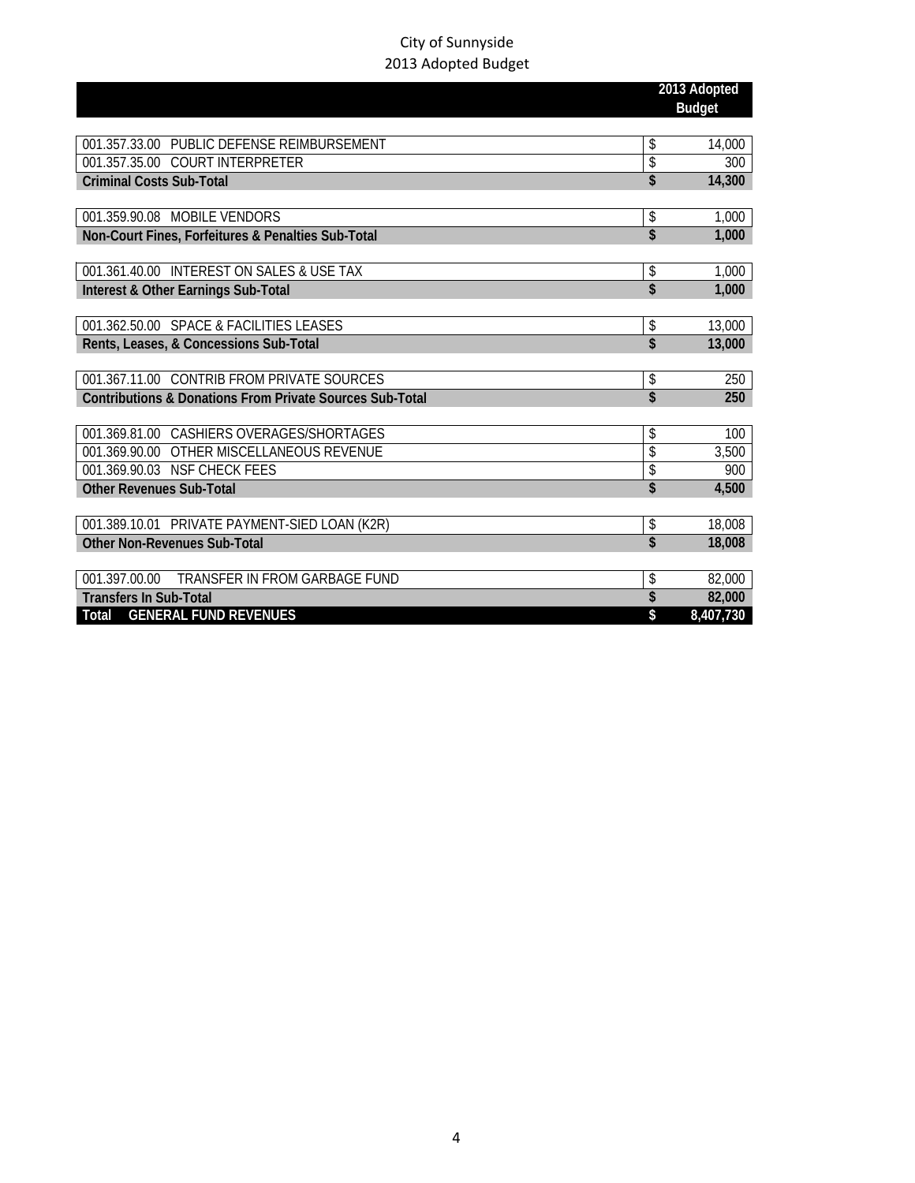City of Sunnyside
2013 Adopted Budget

| | 2013 Adopted Budget |
|---|---|
| 001.357.33.00 PUBLIC DEFENSE REIMBURSEMENT | $ 14,000 |
| 001.357.35.00 COURT INTERPRETER | $ 300 |
| **Criminal Costs Sub-Total** | **$ 14,300** |
| 001.359.90.08 MOBILE VENDORS | $ 1,000 |
| **Non-Court Fines, Forfeitures & Penalties Sub-Total** | **$ 1,000** |
| 001.361.40.00 INTEREST ON SALES & USE TAX | $ 1,000 |
| **Interest & Other Earnings Sub-Total** | **$ 1,000** |
| 001.362.50.00 SPACE & FACILITIES LEASES | $ 13,000 |
| **Rents, Leases, & Concessions Sub-Total** | **$ 13,000** |
| 001.367.11.00 CONTRIB FROM PRIVATE SOURCES | $ 250 |
| **Contributions & Donations From Private Sources Sub-Total** | **$ 250** |
| 001.369.81.00 CASHIERS OVERAGES/SHORTAGES | $ 100 |
| 001.369.90.00 OTHER MISCELLANEOUS REVENUE | $ 3,500 |
| 001.369.90.03 NSF CHECK FEES | $ 900 |
| **Other Revenues Sub-Total** | **$ 4,500** |
| 001.389.10.01 PRIVATE PAYMENT-SIED LOAN (K2R) | $ 18,008 |
| **Other Non-Revenues Sub-Total** | **$ 18,008** |
| 001.397.00.00 TRANSFER IN FROM GARBAGE FUND | $ 82,000 |
| **Transfers In Sub-Total** | **$ 82,000** |
| **Total GENERAL FUND REVENUES** | **$ 8,407,730** |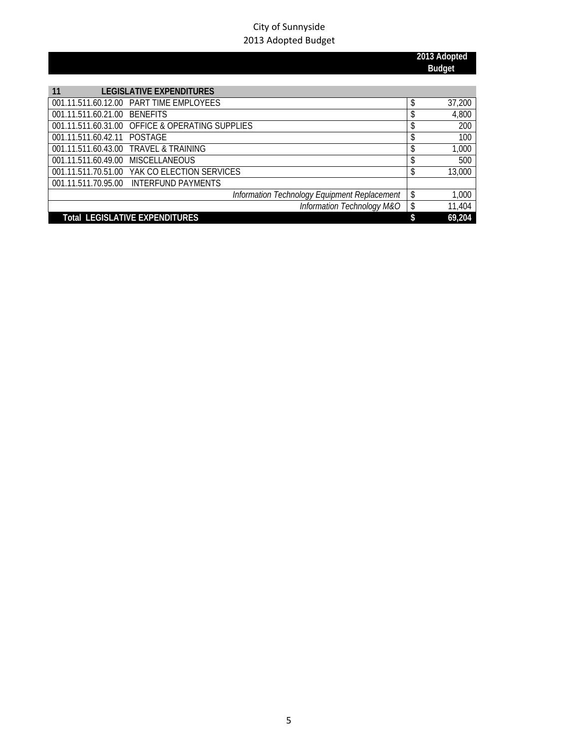City of Sunnyside
2013 Adopted Budget

| | | 2013 Adopted Budget |
|---|---|---|
| **11** | **LEGISLATIVE EXPENDITURES** | |
| 001.11.511.60.12.00 | PART TIME EMPLOYEES | $ 37,200 |
| 001.11.511.60.21.00 | BENEFITS | $ 4,800 |
| 001.11.511.60.31.00 | OFFICE & OPERATING SUPPLIES | $ 200 |
| 001.11.511.60.42.11 | POSTAGE | $ 100 |
| 001.11.511.60.43.00 | TRAVEL & TRAINING | $ 1,000 |
| 001.11.511.60.49.00 | MISCELLANEOUS | $ 500 |
| 001.11.511.70.51.00 | YAK CO ELECTION SERVICES | $ 13,000 |
| 001.11.511.70.95.00 | INTERFUND PAYMENTS | |
| | *Information Technology Equipment Replacement* | $ 1,000 |
| | *Information Technology M&O* | $ 11,404 |
| **Total LEGISLATIVE EXPENDITURES** | | **$ 69,204** |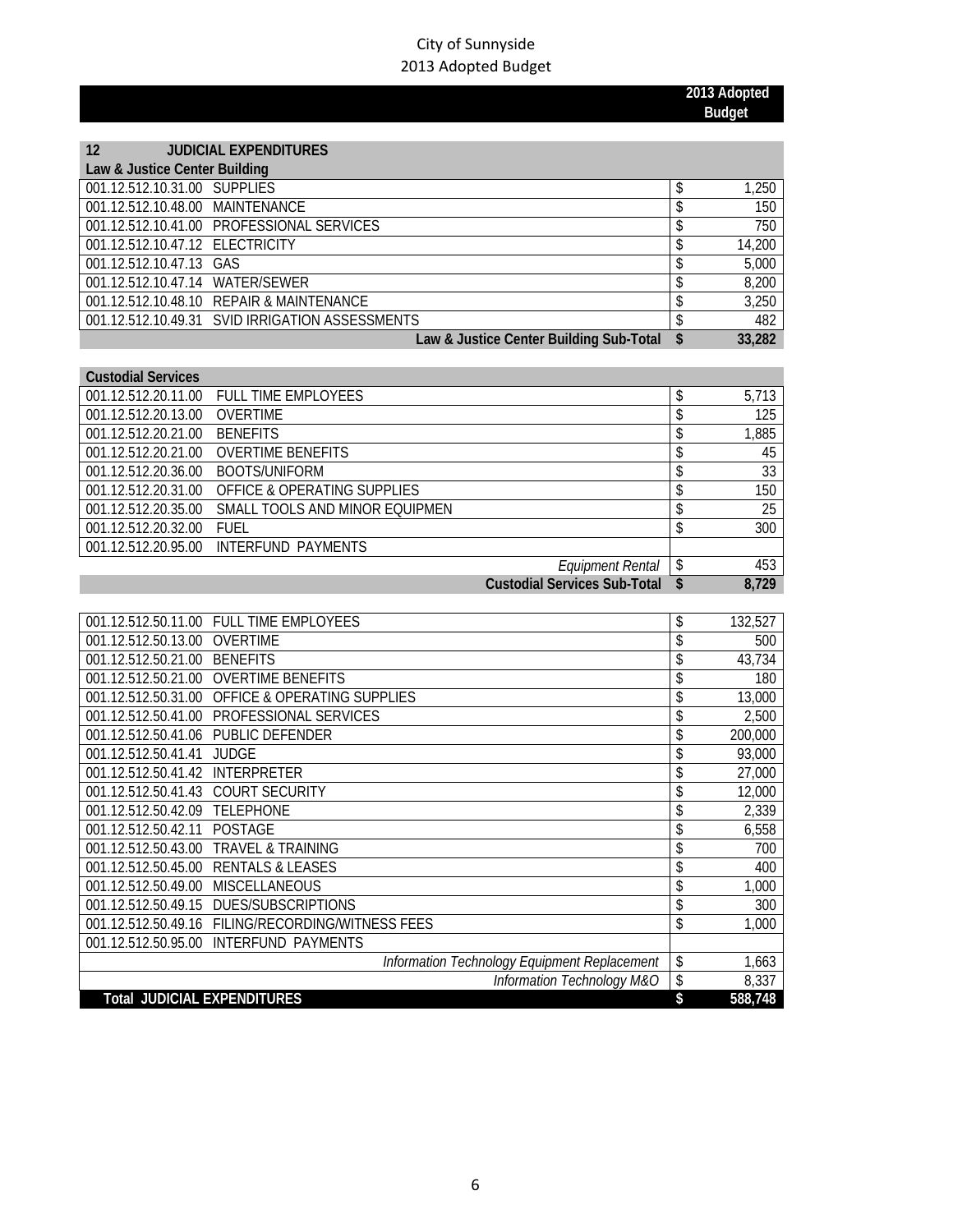City of Sunnyside
2013 Adopted Budget

| | | | 2013 Adopted Budget |
|---|---|---|---|
| **12** | **JUDICIAL EXPENDITURES** | | |
| **Law & Justice Center Building** | | | |
| 001.12.512.10.31.00 | SUPPLIES | $ | 1,250 |
| 001.12.512.10.48.00 | MAINTENANCE | $ | 150 |
| 001.12.512.10.41.00 | PROFESSIONAL SERVICES | $ | 750 |
| 001.12.512.10.47.12 | ELECTRICITY | $ | 14,200 |
| 001.12.512.10.47.13 | GAS | $ | 5,000 |
| 001.12.512.10.47.14 | WATER/SEWER | $ | 8,200 |
| 001.12.512.10.48.10 | REPAIR & MAINTENANCE | $ | 3,250 |
| 001.12.512.10.49.31 | SVID IRRIGATION ASSESSMENTS | $ | 482 |
| | **Law & Justice Center Building Sub-Total** | **$** | **33,282** |
| **Custodial Services** | | | |
| 001.12.512.20.11.00 | FULL TIME EMPLOYEES | $ | 5,713 |
| 001.12.512.20.13.00 | OVERTIME | $ | 125 |
| 001.12.512.20.21.00 | BENEFITS | $ | 1,885 |
| 001.12.512.20.21.00 | OVERTIME BENEFITS | $ | 45 |
| 001.12.512.20.36.00 | BOOTS/UNIFORM | $ | 33 |
| 001.12.512.20.31.00 | OFFICE & OPERATING SUPPLIES | $ | 150 |
| 001.12.512.20.35.00 | SMALL TOOLS AND MINOR EQUIPMEN | $ | 25 |
| 001.12.512.20.32.00 | FUEL | $ | 300 |
| 001.12.512.20.95.00 | INTERFUND PAYMENTS | | |
| | *Equipment Rental* | $ | 453 |
| | **Custodial Services Sub-Total** | **$** | **8,729** |
| 001.12.512.50.11.00 | FULL TIME EMPLOYEES | $ | 132,527 |
| 001.12.512.50.13.00 | OVERTIME | $ | 500 |
| 001.12.512.50.21.00 | BENEFITS | $ | 43,734 |
| 001.12.512.50.21.00 | OVERTIME BENEFITS | $ | 180 |
| 001.12.512.50.31.00 | OFFICE & OPERATING SUPPLIES | $ | 13,000 |
| 001.12.512.50.41.00 | PROFESSIONAL SERVICES | $ | 2,500 |
| 001.12.512.50.41.06 | PUBLIC DEFENDER | $ | 200,000 |
| 001.12.512.50.41.41 | JUDGE | $ | 93,000 |
| 001.12.512.50.41.42 | INTERPRETER | $ | 27,000 |
| 001.12.512.50.41.43 | COURT SECURITY | $ | 12,000 |
| 001.12.512.50.42.09 | TELEPHONE | $ | 2,339 |
| 001.12.512.50.42.11 | POSTAGE | $ | 6,558 |
| 001.12.512.50.43.00 | TRAVEL & TRAINING | $ | 700 |
| 001.12.512.50.45.00 | RENTALS & LEASES | $ | 400 |
| 001.12.512.50.49.00 | MISCELLANEOUS | $ | 1,000 |
| 001.12.512.50.49.15 | DUES/SUBSCRIPTIONS | $ | 300 |
| 001.12.512.50.49.16 | FILING/RECORDING/WITNESS FEES | $ | 1,000 |
| 001.12.512.50.95.00 | INTERFUND PAYMENTS | | |
| | *Information Technology Equipment Replacement* | $ | 1,663 |
| | *Information Technology M&O* | $ | 8,337 |
| **Total JUDICIAL EXPENDITURES** | | **$** | **588,748** |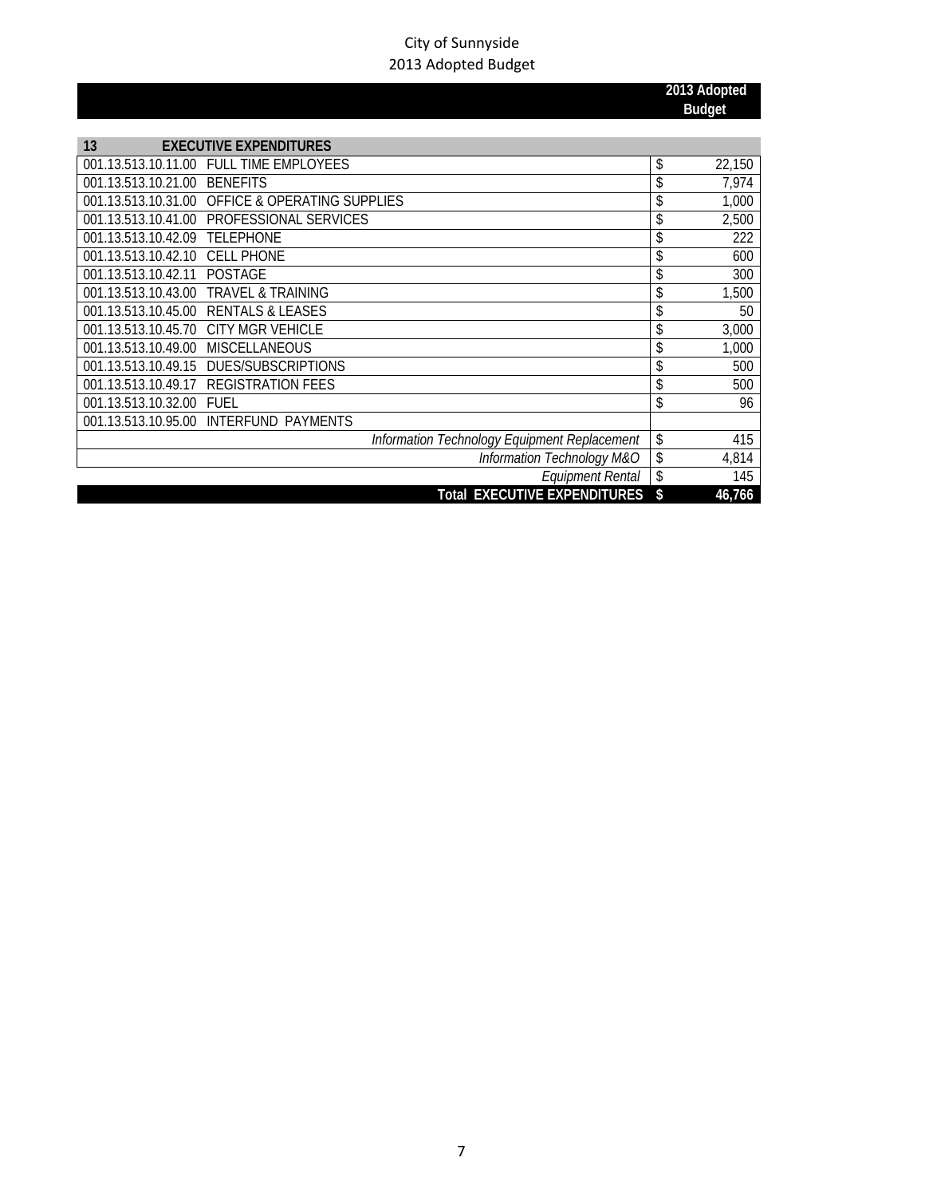City of Sunnyside
2013 Adopted Budget

| | | 2013 Adopted Budget |
|---|---|---|
| **13** | **EXECUTIVE EXPENDITURES** | |
| 001.13.513.10.11.00 | FULL TIME EMPLOYEES | $ 22,150 |
| 001.13.513.10.21.00 | BENEFITS | $ 7,974 |
| 001.13.513.10.31.00 | OFFICE & OPERATING SUPPLIES | $ 1,000 |
| 001.13.513.10.41.00 | PROFESSIONAL SERVICES | $ 2,500 |
| 001.13.513.10.42.09 | TELEPHONE | $ 222 |
| 001.13.513.10.42.10 | CELL PHONE | $ 600 |
| 001.13.513.10.42.11 | POSTAGE | $ 300 |
| 001.13.513.10.43.00 | TRAVEL & TRAINING | $ 1,500 |
| 001.13.513.10.45.00 | RENTALS & LEASES | $ 50 |
| 001.13.513.10.45.70 | CITY MGR VEHICLE | $ 3,000 |
| 001.13.513.10.49.00 | MISCELLANEOUS | $ 1,000 |
| 001.13.513.10.49.15 | DUES/SUBSCRIPTIONS | $ 500 |
| 001.13.513.10.49.17 | REGISTRATION FEES | $ 500 |
| 001.13.513.10.32.00 | FUEL | $ 96 |
| 001.13.513.10.95.00 | INTERFUND PAYMENTS | |
| | *Information Technology Equipment Replacement* | $ 415 |
| | *Information Technology M&O* | $ 4,814 |
| | *Equipment Rental* | $ 145 |
| | **Total EXECUTIVE EXPENDITURES** | **$ 46,766** |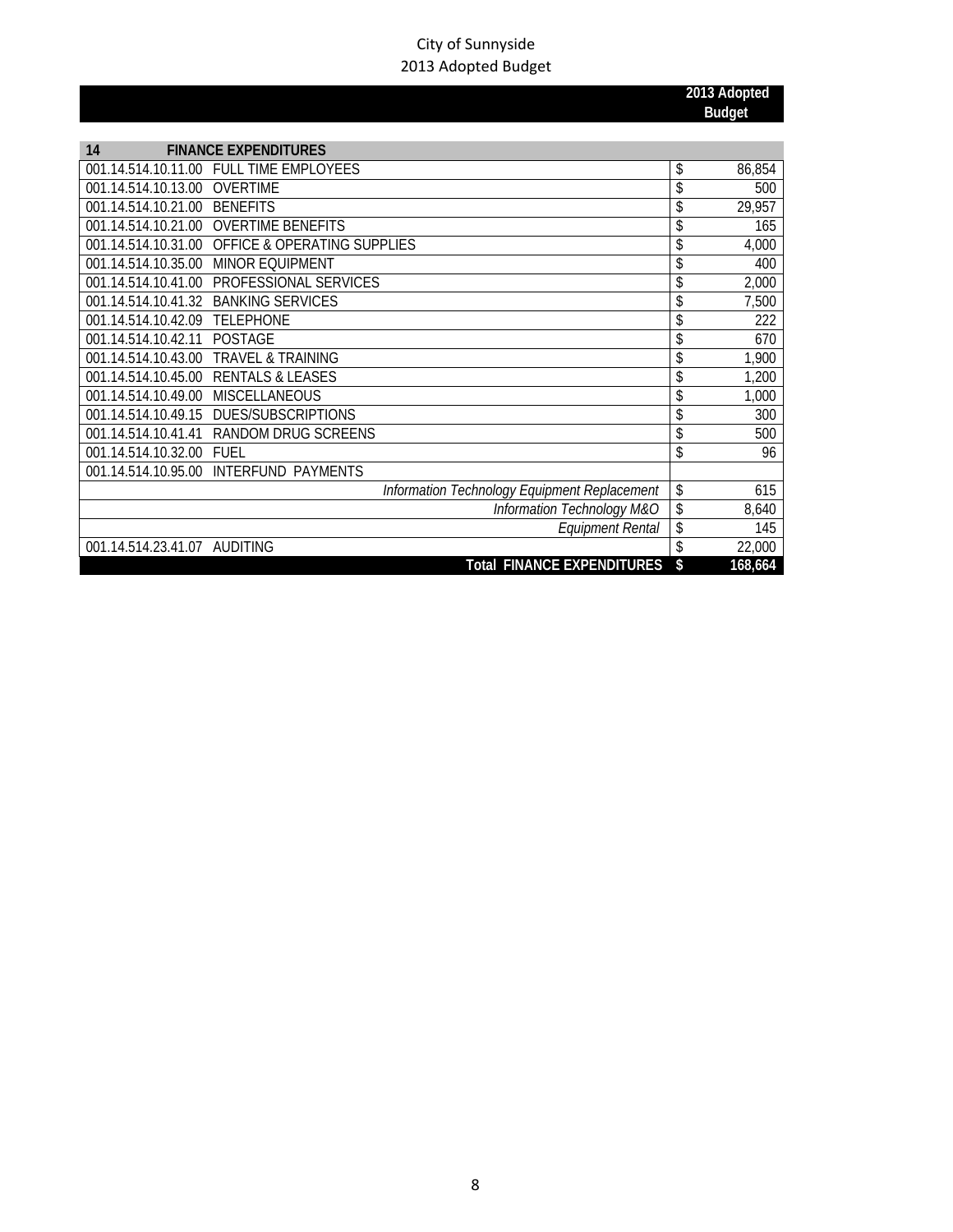City of Sunnyside
2013 Adopted Budget

| | | 2013 Adopted Budget |
|---|---|---|
| **14** | **FINANCE EXPENDITURES** | |
| 001.14.514.10.11.00 | FULL TIME EMPLOYEES | $ 86,854 |
| 001.14.514.10.13.00 | OVERTIME | $ 500 |
| 001.14.514.10.21.00 | BENEFITS | $ 29,957 |
| 001.14.514.10.21.00 | OVERTIME BENEFITS | $ 165 |
| 001.14.514.10.31.00 | OFFICE & OPERATING SUPPLIES | $ 4,000 |
| 001.14.514.10.35.00 | MINOR EQUIPMENT | $ 400 |
| 001.14.514.10.41.00 | PROFESSIONAL SERVICES | $ 2,000 |
| 001.14.514.10.41.32 | BANKING SERVICES | $ 7,500 |
| 001.14.514.10.42.09 | TELEPHONE | $ 222 |
| 001.14.514.10.42.11 | POSTAGE | $ 670 |
| 001.14.514.10.43.00 | TRAVEL & TRAINING | $ 1,900 |
| 001.14.514.10.45.00 | RENTALS & LEASES | $ 1,200 |
| 001.14.514.10.49.00 | MISCELLANEOUS | $ 1,000 |
| 001.14.514.10.49.15 | DUES/SUBSCRIPTIONS | $ 300 |
| 001.14.514.10.41.41 | RANDOM DRUG SCREENS | $ 500 |
| 001.14.514.10.32.00 | FUEL | $ 96 |
| 001.14.514.10.95.00 | INTERFUND PAYMENTS | |
| | *Information Technology Equipment Replacement* | $ 615 |
| | *Information Technology M&O* | $ 8,640 |
| | *Equipment Rental* | $ 145 |
| 001.14.514.23.41.07 | AUDITING | $ 22,000 |
| | **Total FINANCE EXPENDITURES** | **$ 168,664** |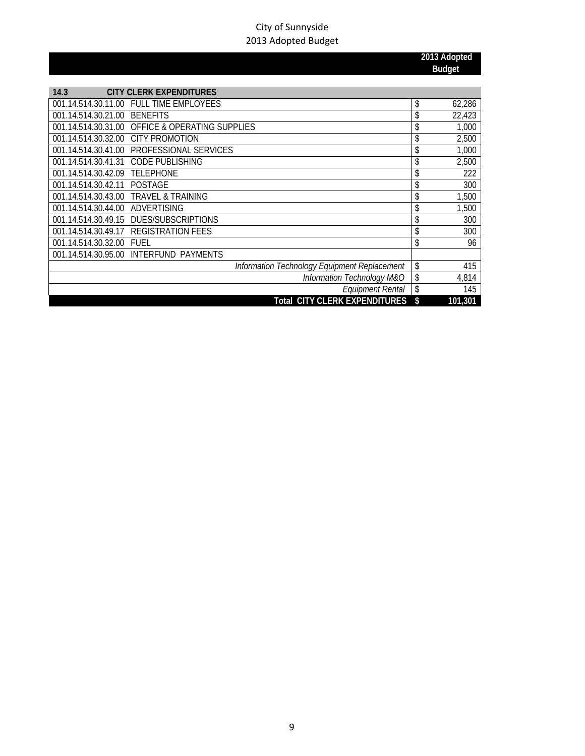City of Sunnyside
2013 Adopted Budget

| | | 2013 Adopted Budget |
|---|---|---|
| **14.3** | **CITY CLERK EXPENDITURES** | |
| 001.14.514.30.11.00 | FULL TIME EMPLOYEES | $ 62,286 |
| 001.14.514.30.21.00 | BENEFITS | $ 22,423 |
| 001.14.514.30.31.00 | OFFICE & OPERATING SUPPLIES | $ 1,000 |
| 001.14.514.30.32.00 | CITY PROMOTION | $ 2,500 |
| 001.14.514.30.41.00 | PROFESSIONAL SERVICES | $ 1,000 |
| 001.14.514.30.41.31 | CODE PUBLISHING | $ 2,500 |
| 001.14.514.30.42.09 | TELEPHONE | $ 222 |
| 001.14.514.30.42.11 | POSTAGE | $ 300 |
| 001.14.514.30.43.00 | TRAVEL & TRAINING | $ 1,500 |
| 001.14.514.30.44.00 | ADVERTISING | $ 1,500 |
| 001.14.514.30.49.15 | DUES/SUBSCRIPTIONS | $ 300 |
| 001.14.514.30.49.17 | REGISTRATION FEES | $ 300 |
| 001.14.514.30.32.00 | FUEL | $ 96 |
| 001.14.514.30.95.00 | INTERFUND PAYMENTS | |
| | *Information Technology Equipment Replacement* | $ 415 |
| | *Information Technology M&O* | $ 4,814 |
| | *Equipment Rental* | $ 145 |
| | **Total CITY CLERK EXPENDITURES** | **$ 101,301** |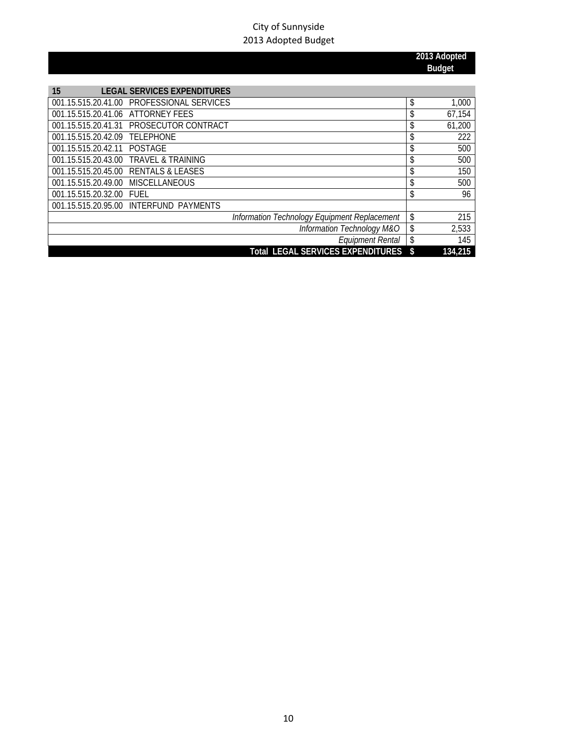City of Sunnyside
2013 Adopted Budget

| | | 2013 Adopted Budget |
|---|---|---|
| **15** | **LEGAL SERVICES EXPENDITURES** | |
| 001.15.515.20.41.00 | PROFESSIONAL SERVICES | $ 1,000 |
| 001.15.515.20.41.06 | ATTORNEY FEES | $ 67,154 |
| 001.15.515.20.41.31 | PROSECUTOR CONTRACT | $ 61,200 |
| 001.15.515.20.42.09 | TELEPHONE | $ 222 |
| 001.15.515.20.42.11 | POSTAGE | $ 500 |
| 001.15.515.20.43.00 | TRAVEL & TRAINING | $ 500 |
| 001.15.515.20.45.00 | RENTALS & LEASES | $ 150 |
| 001.15.515.20.49.00 | MISCELLANEOUS | $ 500 |
| 001.15.515.20.32.00 | FUEL | $ 96 |
| 001.15.515.20.95.00 | INTERFUND PAYMENTS | |
| | *Information Technology Equipment Replacement* | $ 215 |
| | *Information Technology M&O* | $ 2,533 |
| | *Equipment Rental* | $ 145 |
| | **Total LEGAL SERVICES EXPENDITURES** | **$ 134,215** |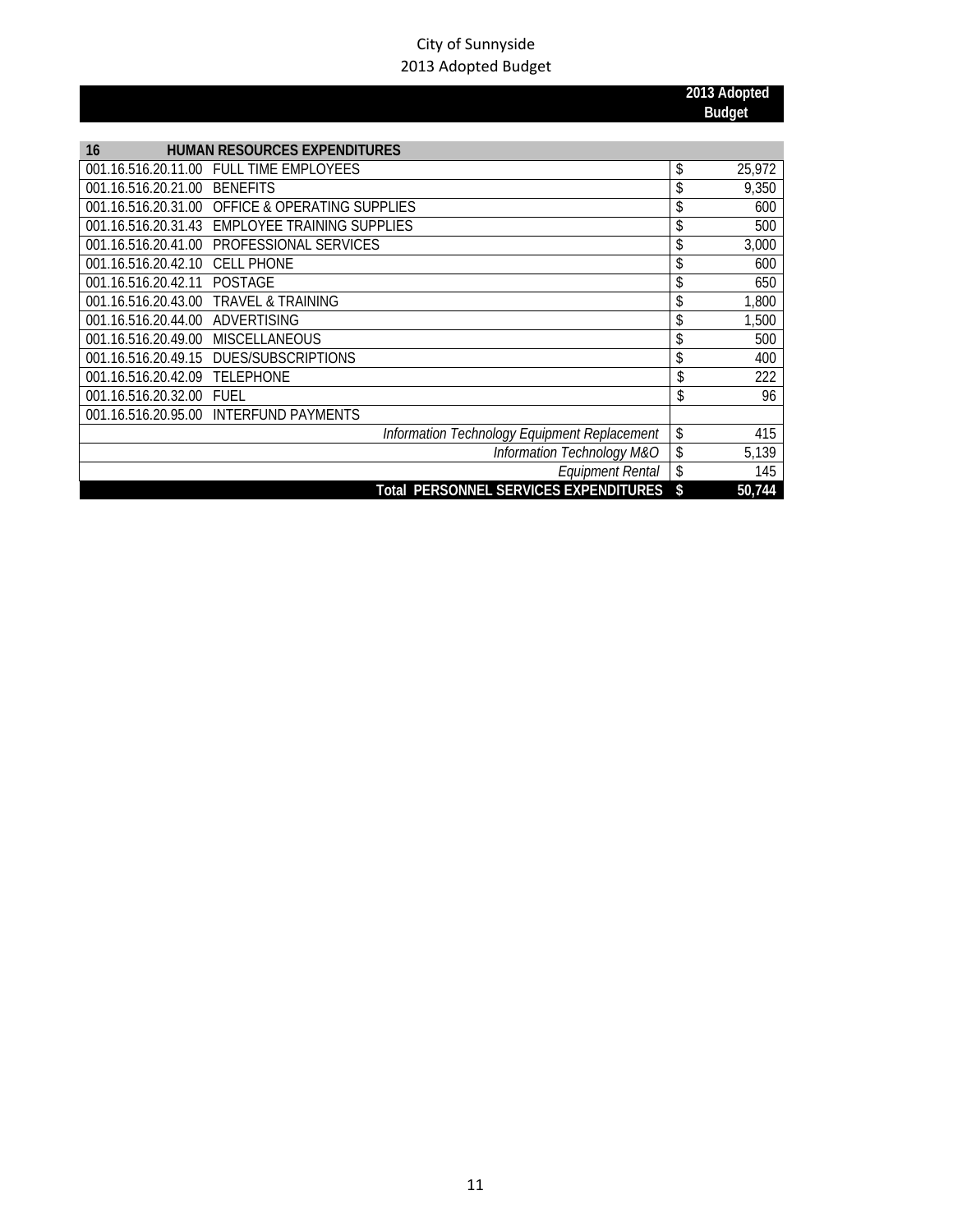City of Sunnyside
2013 Adopted Budget

| | | 2013 Adopted Budget |
|---|---|---|
| **16** | **HUMAN RESOURCES EXPENDITURES** | |
| 001.16.516.20.11.00 | FULL TIME EMPLOYEES | $ 25,972 |
| 001.16.516.20.21.00 | BENEFITS | $ 9,350 |
| 001.16.516.20.31.00 | OFFICE & OPERATING SUPPLIES | $ 600 |
| 001.16.516.20.31.43 | EMPLOYEE TRAINING SUPPLIES | $ 500 |
| 001.16.516.20.41.00 | PROFESSIONAL SERVICES | $ 3,000 |
| 001.16.516.20.42.10 | CELL PHONE | $ 600 |
| 001.16.516.20.42.11 | POSTAGE | $ 650 |
| 001.16.516.20.43.00 | TRAVEL & TRAINING | $ 1,800 |
| 001.16.516.20.44.00 | ADVERTISING | $ 1,500 |
| 001.16.516.20.49.00 | MISCELLANEOUS | $ 500 |
| 001.16.516.20.49.15 | DUES/SUBSCRIPTIONS | $ 400 |
| 001.16.516.20.42.09 | TELEPHONE | $ 222 |
| 001.16.516.20.32.00 | FUEL | $ 96 |
| 001.16.516.20.95.00 | INTERFUND PAYMENTS | |
| | *Information Technology Equipment Replacement* | $ 415 |
| | *Information Technology M&O* | $ 5,139 |
| | *Equipment Rental* | $ 145 |
| | **Total PERSONNEL SERVICES EXPENDITURES** | **$ 50,744** |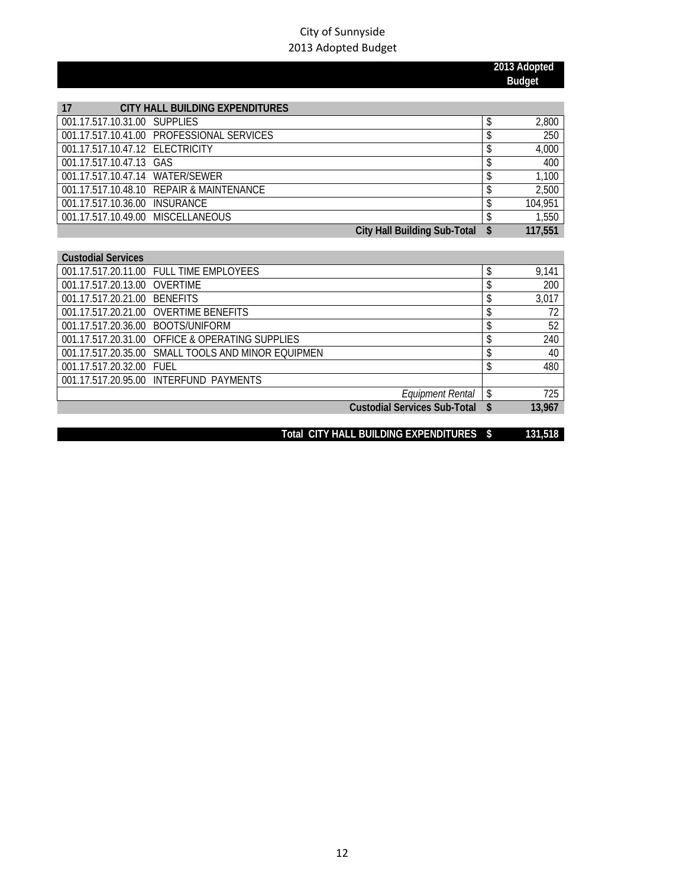City of Sunnyside
2013 Adopted Budget

| | | | 2013 Adopted Budget |
|---|---|---|---|
| **17** | **CITY HALL BUILDING EXPENDITURES** | | |
| 001.17.517.10.31.00 | SUPPLIES | $ | 2,800 |
| 001.17.517.10.41.00 | PROFESSIONAL SERVICES | $ | 250 |
| 001.17.517.10.47.12 | ELECTRICITY | $ | 4,000 |
| 001.17.517.10.47.13 | GAS | $ | 400 |
| 001.17.517.10.47.14 | WATER/SEWER | $ | 1,100 |
| 001.17.517.10.48.10 | REPAIR & MAINTENANCE | $ | 2,500 |
| 001.17.517.10.36.00 | INSURANCE | $ | 104,951 |
| 001.17.517.10.49.00 | MISCELLANEOUS | $ | 1,550 |
| | **City Hall Building Sub-Total** | **$** | **117,551** |
| **Custodial Services** | | | |
| 001.17.517.20.11.00 | FULL TIME EMPLOYEES | $ | 9,141 |
| 001.17.517.20.13.00 | OVERTIME | $ | 200 |
| 001.17.517.20.21.00 | BENEFITS | $ | 3,017 |
| 001.17.517.20.21.00 | OVERTIME BENEFITS | $ | 72 |
| 001.17.517.20.36.00 | BOOTS/UNIFORM | $ | 52 |
| 001.17.517.20.31.00 | OFFICE & OPERATING SUPPLIES | $ | 240 |
| 001.17.517.20.35.00 | SMALL TOOLS AND MINOR EQUIPMEN | $ | 40 |
| 001.17.517.20.32.00 | FUEL | $ | 480 |
| 001.17.517.20.95.00 | INTERFUND PAYMENTS | | |
| | *Equipment Rental* | $ | 725 |
| | **Custodial Services Sub-Total** | **$** | **13,967** |
| | **Total CITY HALL BUILDING EXPENDITURES** | **$** | **131,518** |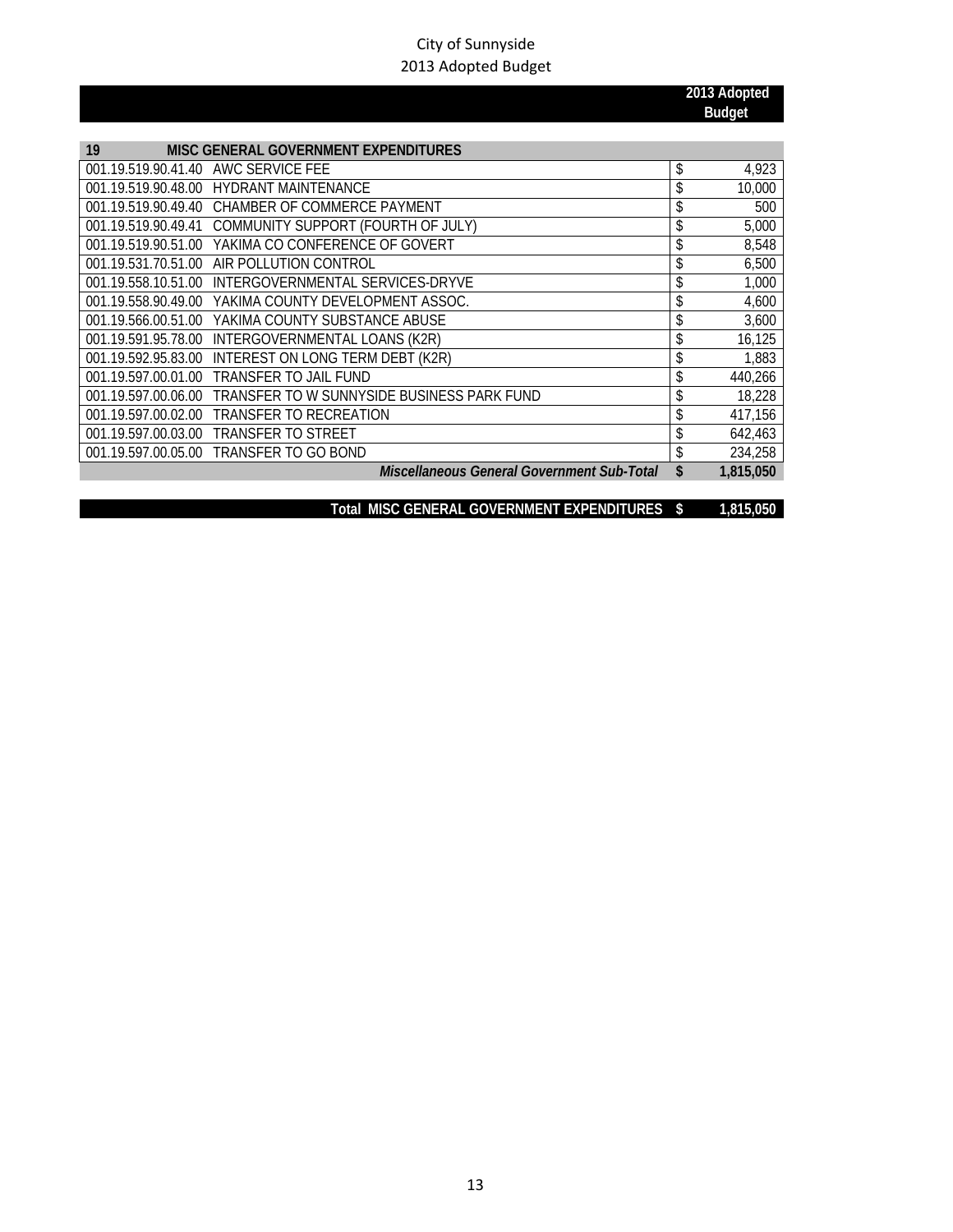City of Sunnyside
2013 Adopted Budget

| | | 2013 Adopted Budget |
|---|---|---|
| **19** | **MISC GENERAL GOVERNMENT EXPENDITURES** | |
| 001.19.519.90.41.40 | AWC SERVICE FEE | $ 4,923 |
| 001.19.519.90.48.00 | HYDRANT MAINTENANCE | $ 10,000 |
| 001.19.519.90.49.40 | CHAMBER OF COMMERCE PAYMENT | $ 500 |
| 001.19.519.90.49.41 | COMMUNITY SUPPORT (FOURTH OF JULY) | $ 5,000 |
| 001.19.519.90.51.00 | YAKIMA CO CONFERENCE OF GOVERT | $ 8,548 |
| 001.19.531.70.51.00 | AIR POLLUTION CONTROL | $ 6,500 |
| 001.19.558.10.51.00 | INTERGOVERNMENTAL SERVICES-DRYVE | $ 1,000 |
| 001.19.558.90.49.00 | YAKIMA COUNTY DEVELOPMENT ASSOC. | $ 4,600 |
| 001.19.566.00.51.00 | YAKIMA COUNTY SUBSTANCE ABUSE | $ 3,600 |
| 001.19.591.95.78.00 | INTERGOVERNMENTAL LOANS (K2R) | $ 16,125 |
| 001.19.592.95.83.00 | INTEREST ON LONG TERM DEBT (K2R) | $ 1,883 |
| 001.19.597.00.01.00 | TRANSFER TO JAIL FUND | $ 440,266 |
| 001.19.597.00.06.00 | TRANSFER TO W SUNNYSIDE BUSINESS PARK FUND | $ 18,228 |
| 001.19.597.00.02.00 | TRANSFER TO RECREATION | $ 417,156 |
| 001.19.597.00.03.00 | TRANSFER TO STREET | $ 642,463 |
| 001.19.597.00.05.00 | TRANSFER TO GO BOND | $ 234,258 |
| | ***Miscellaneous General Government Sub-Total*** | **$ 1,815,050** |
| | **Total MISC GENERAL GOVERNMENT EXPENDITURES** | **$ 1,815,050** |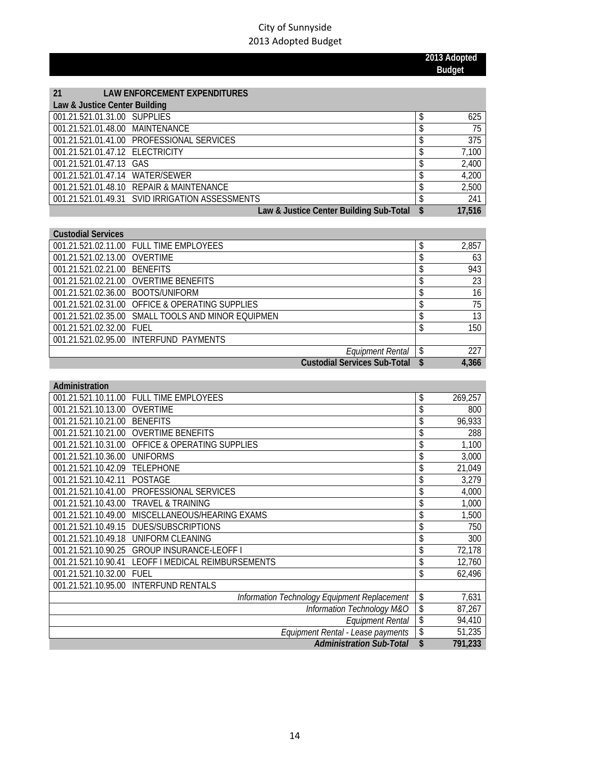City of Sunnyside
2013 Adopted Budget

| | | 2013 Adopted Budget |
|---|---|---|
| **21** | **LAW ENFORCEMENT EXPENDITURES** | |
| **Law & Justice Center Building** | | |
| 001.21.521.01.31.00 | SUPPLIES | $ 625 |
| 001.21.521.01.48.00 | MAINTENANCE | $ 75 |
| 001.21.521.01.41.00 | PROFESSIONAL SERVICES | $ 375 |
| 001.21.521.01.47.12 | ELECTRICITY | $ 7,100 |
| 001.21.521.01.47.13 | GAS | $ 2,400 |
| 001.21.521.01.47.14 | WATER/SEWER | $ 4,200 |
| 001.21.521.01.48.10 | REPAIR & MAINTENANCE | $ 2,500 |
| 001.21.521.01.49.31 | SVID IRRIGATION ASSESSMENTS | $ 241 |
| | **Law & Justice Center Building Sub-Total** | **$ 17,516** |
| | | |
| **Custodial Services** | | |
| 001.21.521.02.11.00 | FULL TIME EMPLOYEES | $ 2,857 |
| 001.21.521.02.13.00 | OVERTIME | $ 63 |
| 001.21.521.02.21.00 | BENEFITS | $ 943 |
| 001.21.521.02.21.00 | OVERTIME BENEFITS | $ 23 |
| 001.21.521.02.36.00 | BOOTS/UNIFORM | $ 16 |
| 001.21.521.02.31.00 | OFFICE & OPERATING SUPPLIES | $ 75 |
| 001.21.521.02.35.00 | SMALL TOOLS AND MINOR EQUIPMEN | $ 13 |
| 001.21.521.02.32.00 | FUEL | $ 150 |
| 001.21.521.02.95.00 | INTERFUND PAYMENTS | |
| | *Equipment Rental* | $ 227 |
| | **Custodial Services Sub-Total** | **$ 4,366** |
| | | |
| **Administration** | | |
| 001.21.521.10.11.00 | FULL TIME EMPLOYEES | $ 269,257 |
| 001.21.521.10.13.00 | OVERTIME | $ 800 |
| 001.21.521.10.21.00 | BENEFITS | $ 96,933 |
| 001.21.521.10.21.00 | OVERTIME BENEFITS | $ 288 |
| 001.21.521.10.31.00 | OFFICE & OPERATING SUPPLIES | $ 1,100 |
| 001.21.521.10.36.00 | UNIFORMS | $ 3,000 |
| 001.21.521.10.42.09 | TELEPHONE | $ 21,049 |
| 001.21.521.10.42.11 | POSTAGE | $ 3,279 |
| 001.21.521.10.41.00 | PROFESSIONAL SERVICES | $ 4,000 |
| 001.21.521.10.43.00 | TRAVEL & TRAINING | $ 1,000 |
| 001.21.521.10.49.00 | MISCELLANEOUS/HEARING EXAMS | $ 1,500 |
| 001.21.521.10.49.15 | DUES/SUBSCRIPTIONS | $ 750 |
| 001.21.521.10.49.18 | UNIFORM CLEANING | $ 300 |
| 001.21.521.10.90.25 | GROUP INSURANCE-LEOFF I | $ 72,178 |
| 001.21.521.10.90.41 | LEOFF I MEDICAL REIMBURSEMENTS | $ 12,760 |
| 001.21.521.10.32.00 | FUEL | $ 62,496 |
| 001.21.521.10.95.00 | INTERFUND RENTALS | |
| | *Information Technology Equipment Replacement* | $ 7,631 |
| | *Information Technology M&O* | $ 87,267 |
| | *Equipment Rental* | $ 94,410 |
| | *Equipment Rental - Lease payments* | $ 51,235 |
| | ***Administration Sub-Total*** | **$ 791,233** |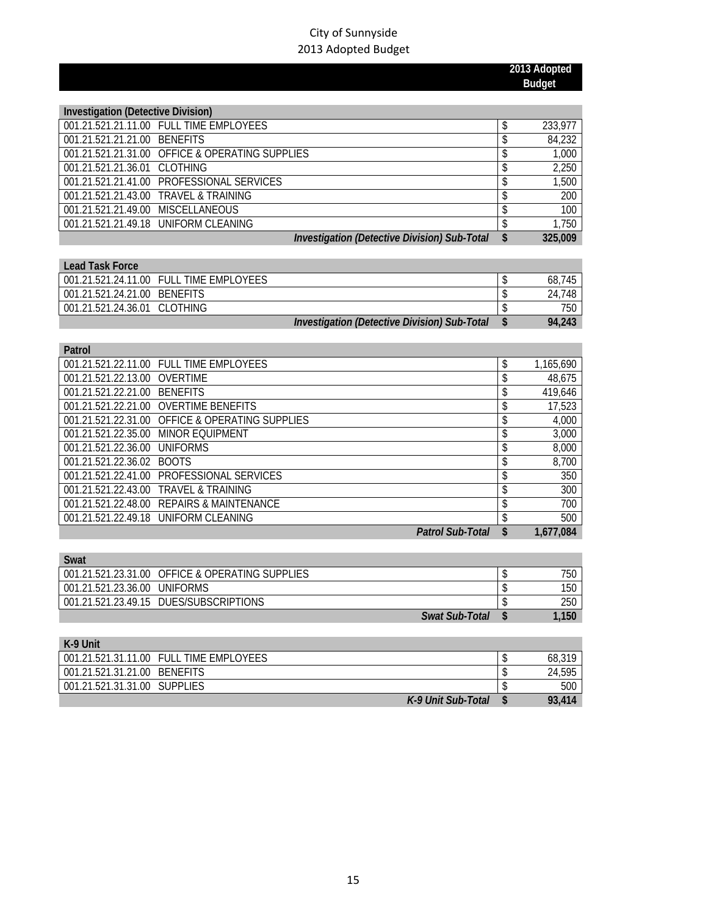# City of Sunnyside
## 2013 Adopted Budget

| | | 2013 Adopted Budget |
|---|---|---|
| **Investigation (Detective Division)** | | |
| 001.21.521.21.11.00 | FULL TIME EMPLOYEES | $ 233,977 |
| 001.21.521.21.21.00 | BENEFITS | $ 84,232 |
| 001.21.521.21.31.00 | OFFICE & OPERATING SUPPLIES | $ 1,000 |
| 001.21.521.21.36.01 | CLOTHING | $ 2,250 |
| 001.21.521.21.41.00 | PROFESSIONAL SERVICES | $ 1,500 |
| 001.21.521.21.43.00 | TRAVEL & TRAINING | $ 200 |
| 001.21.521.21.49.00 | MISCELLANEOUS | $ 100 |
| 001.21.521.21.49.18 | UNIFORM CLEANING | $ 1,750 |
| | ***Investigation (Detective Division) Sub-Total*** | **$ 325,009** |
| **Lead Task Force** | | |
| 001.21.521.24.11.00 | FULL TIME EMPLOYEES | $ 68,745 |
| 001.21.521.24.21.00 | BENEFITS | $ 24,748 |
| 001.21.521.24.36.01 | CLOTHING | $ 750 |
| | ***Investigation (Detective Division) Sub-Total*** | **$ 94,243** |
| **Patrol** | | |
| 001.21.521.22.11.00 | FULL TIME EMPLOYEES | $ 1,165,690 |
| 001.21.521.22.13.00 | OVERTIME | $ 48,675 |
| 001.21.521.22.21.00 | BENEFITS | $ 419,646 |
| 001.21.521.22.21.00 | OVERTIME BENEFITS | $ 17,523 |
| 001.21.521.22.31.00 | OFFICE & OPERATING SUPPLIES | $ 4,000 |
| 001.21.521.22.35.00 | MINOR EQUIPMENT | $ 3,000 |
| 001.21.521.22.36.00 | UNIFORMS | $ 8,000 |
| 001.21.521.22.36.02 | BOOTS | $ 8,700 |
| 001.21.521.22.41.00 | PROFESSIONAL SERVICES | $ 350 |
| 001.21.521.22.43.00 | TRAVEL & TRAINING | $ 300 |
| 001.21.521.22.48.00 | REPAIRS & MAINTENANCE | $ 700 |
| 001.21.521.22.49.18 | UNIFORM CLEANING | $ 500 |
| | ***Patrol Sub-Total*** | **$ 1,677,084** |
| **Swat** | | |
| 001.21.521.23.31.00 | OFFICE & OPERATING SUPPLIES | $ 750 |
| 001.21.521.23.36.00 | UNIFORMS | $ 150 |
| 001.21.521.23.49.15 | DUES/SUBSCRIPTIONS | $ 250 |
| | ***Swat Sub-Total*** | **$ 1,150** |
| **K-9 Unit** | | |
| 001.21.521.31.11.00 | FULL TIME EMPLOYEES | $ 68,319 |
| 001.21.521.31.21.00 | BENEFITS | $ 24,595 |
| 001.21.521.31.31.00 | SUPPLIES | $ 500 |
| | ***K-9 Unit Sub-Total*** | **$ 93,414** |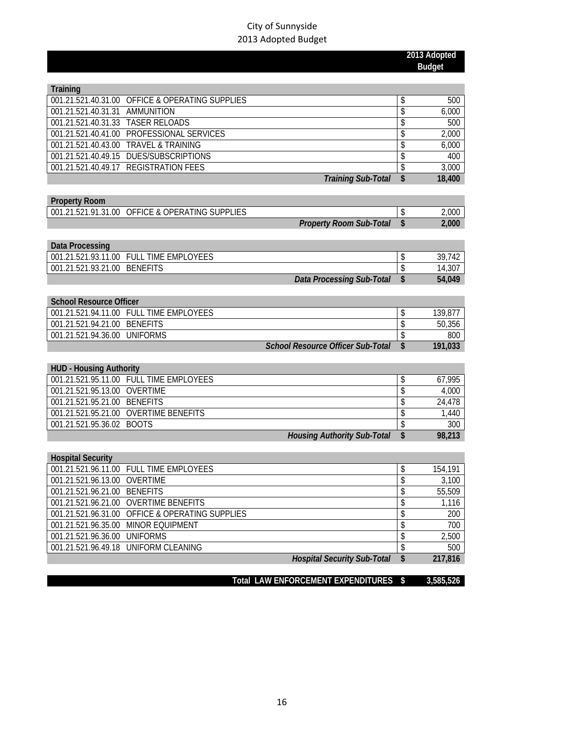City of Sunnyside
2013 Adopted Budget

| | | | 2013 Adopted Budget |
|---|---|---|---|
| **Training** | | | |
| 001.21.521.40.31.00 | OFFICE & OPERATING SUPPLIES | $ | 500 |
| 001.21.521.40.31.31 | AMMUNITION | $ | 6,000 |
| 001.21.521.40.31.33 | TASER RELOADS | $ | 500 |
| 001.21.521.40.41.00 | PROFESSIONAL SERVICES | $ | 2,000 |
| 001.21.521.40.43.00 | TRAVEL & TRAINING | $ | 6,000 |
| 001.21.521.40.49.15 | DUES/SUBSCRIPTIONS | $ | 400 |
| 001.21.521.40.49.17 | REGISTRATION FEES | $ | 3,000 |
| | ***Training Sub-Total*** | **$** | **18,400** |
| **Property Room** | | | |
| 001.21.521.91.31.00 | OFFICE & OPERATING SUPPLIES | $ | 2,000 |
| | ***Property Room Sub-Total*** | **$** | **2,000** |
| **Data Processing** | | | |
| 001.21.521.93.11.00 | FULL TIME EMPLOYEES | $ | 39,742 |
| 001.21.521.93.21.00 | BENEFITS | $ | 14,307 |
| | ***Data Processing Sub-Total*** | **$** | **54,049** |
| **School Resource Officer** | | | |
| 001.21.521.94.11.00 | FULL TIME EMPLOYEES | $ | 139,877 |
| 001.21.521.94.21.00 | BENEFITS | $ | 50,356 |
| 001.21.521.94.36.00 | UNIFORMS | $ | 800 |
| | ***School Resource Officer Sub-Total*** | **$** | **191,033** |
| **HUD - Housing Authority** | | | |
| 001.21.521.95.11.00 | FULL TIME EMPLOYEES | $ | 67,995 |
| 001.21.521.95.13.00 | OVERTIME | $ | 4,000 |
| 001.21.521.95.21.00 | BENEFITS | $ | 24,478 |
| 001.21.521.95.21.00 | OVERTIME BENEFITS | $ | 1,440 |
| 001.21.521.95.36.02 | BOOTS | $ | 300 |
| | ***Housing Authority Sub-Total*** | **$** | **98,213** |
| **Hospital Security** | | | |
| 001.21.521.96.11.00 | FULL TIME EMPLOYEES | $ | 154,191 |
| 001.21.521.96.13.00 | OVERTIME | $ | 3,100 |
| 001.21.521.96.21.00 | BENEFITS | $ | 55,509 |
| 001.21.521.96.21.00 | OVERTIME BENEFITS | $ | 1,116 |
| 001.21.521.96.31.00 | OFFICE & OPERATING SUPPLIES | $ | 200 |
| 001.21.521.96.35.00 | MINOR EQUIPMENT | $ | 700 |
| 001.21.521.96.36.00 | UNIFORMS | $ | 2,500 |
| 001.21.521.96.49.18 | UNIFORM CLEANING | $ | 500 |
| | ***Hospital Security Sub-Total*** | **$** | **217,816** |
| | **Total LAW ENFORCEMENT EXPENDITURES** | **$** | **3,585,526** |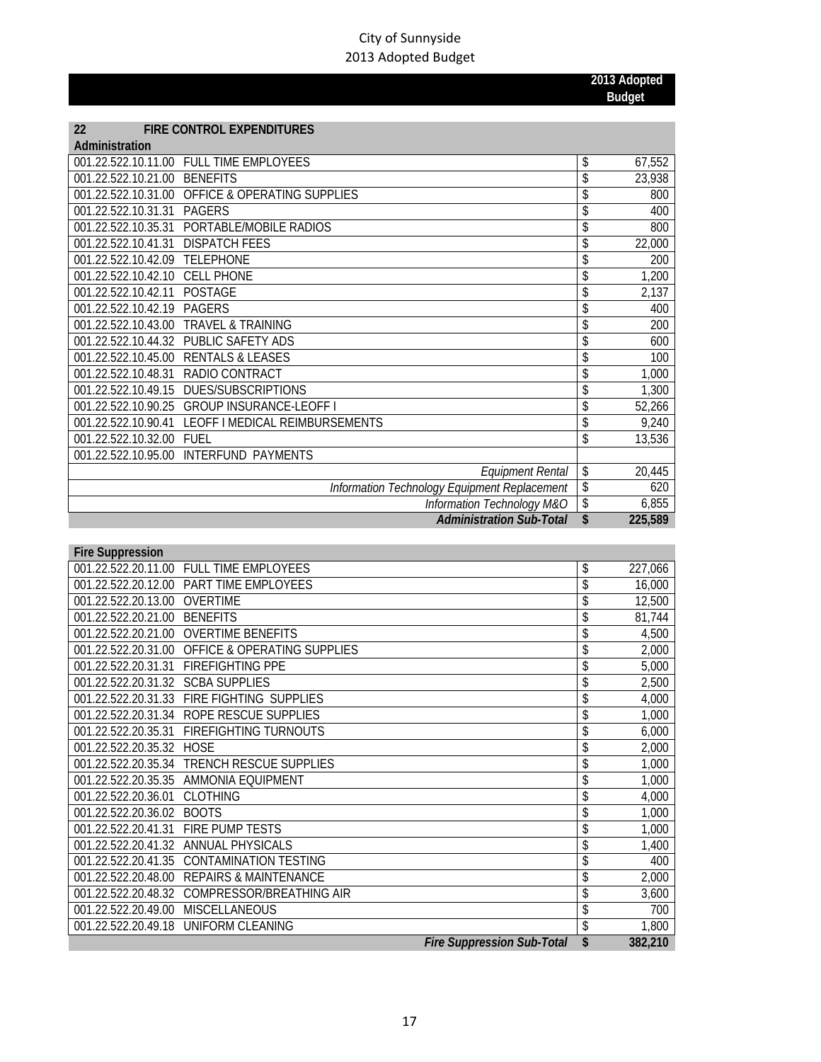City of Sunnyside
2013 Adopted Budget

| | | 2013 Adopted Budget |
|---|---|---|
| **22** | **FIRE CONTROL EXPENDITURES** | |
| **Administration** | | |
| 001.22.522.10.11.00 | FULL TIME EMPLOYEES | $ 67,552 |
| 001.22.522.10.21.00 | BENEFITS | $ 23,938 |
| 001.22.522.10.31.00 | OFFICE & OPERATING SUPPLIES | $ 800 |
| 001.22.522.10.31.31 | PAGERS | $ 400 |
| 001.22.522.10.35.31 | PORTABLE/MOBILE RADIOS | $ 800 |
| 001.22.522.10.41.31 | DISPATCH FEES | $ 22,000 |
| 001.22.522.10.42.09 | TELEPHONE | $ 200 |
| 001.22.522.10.42.10 | CELL PHONE | $ 1,200 |
| 001.22.522.10.42.11 | POSTAGE | $ 2,137 |
| 001.22.522.10.42.19 | PAGERS | $ 400 |
| 001.22.522.10.43.00 | TRAVEL & TRAINING | $ 200 |
| 001.22.522.10.44.32 | PUBLIC SAFETY ADS | $ 600 |
| 001.22.522.10.45.00 | RENTALS & LEASES | $ 100 |
| 001.22.522.10.48.31 | RADIO CONTRACT | $ 1,000 |
| 001.22.522.10.49.15 | DUES/SUBSCRIPTIONS | $ 1,300 |
| 001.22.522.10.90.25 | GROUP INSURANCE-LEOFF I | $ 52,266 |
| 001.22.522.10.90.41 | LEOFF I MEDICAL REIMBURSEMENTS | $ 9,240 |
| 001.22.522.10.32.00 | FUEL | $ 13,536 |
| 001.22.522.10.95.00 | INTERFUND PAYMENTS | |
| | *Equipment Rental* | $ 20,445 |
| | *Information Technology Equipment Replacement* | $ 620 |
| | *Information Technology M&O* | $ 6,855 |
| | ***Administration Sub-Total*** | **$ 225,589** |

| | | |
|---|---|---|
| **Fire Suppression** | | |
| 001.22.522.20.11.00 | FULL TIME EMPLOYEES | $ 227,066 |
| 001.22.522.20.12.00 | PART TIME EMPLOYEES | $ 16,000 |
| 001.22.522.20.13.00 | OVERTIME | $ 12,500 |
| 001.22.522.20.21.00 | BENEFITS | $ 81,744 |
| 001.22.522.20.21.00 | OVERTIME BENEFITS | $ 4,500 |
| 001.22.522.20.31.00 | OFFICE & OPERATING SUPPLIES | $ 2,000 |
| 001.22.522.20.31.31 | FIREFIGHTING PPE | $ 5,000 |
| 001.22.522.20.31.32 | SCBA SUPPLIES | $ 2,500 |
| 001.22.522.20.31.33 | FIRE FIGHTING SUPPLIES | $ 4,000 |
| 001.22.522.20.31.34 | ROPE RESCUE SUPPLIES | $ 1,000 |
| 001.22.522.20.35.31 | FIREFIGHTING TURNOUTS | $ 6,000 |
| 001.22.522.20.35.32 | HOSE | $ 2,000 |
| 001.22.522.20.35.34 | TRENCH RESCUE SUPPLIES | $ 1,000 |
| 001.22.522.20.35.35 | AMMONIA EQUIPMENT | $ 1,000 |
| 001.22.522.20.36.01 | CLOTHING | $ 4,000 |
| 001.22.522.20.36.02 | BOOTS | $ 1,000 |
| 001.22.522.20.41.31 | FIRE PUMP TESTS | $ 1,000 |
| 001.22.522.20.41.32 | ANNUAL PHYSICALS | $ 1,400 |
| 001.22.522.20.41.35 | CONTAMINATION TESTING | $ 400 |
| 001.22.522.20.48.00 | REPAIRS & MAINTENANCE | $ 2,000 |
| 001.22.522.20.48.32 | COMPRESSOR/BREATHING AIR | $ 3,600 |
| 001.22.522.20.49.00 | MISCELLANEOUS | $ 700 |
| 001.22.522.20.49.18 | UNIFORM CLEANING | $ 1,800 |
| | ***Fire Suppression Sub-Total*** | **$ 382,210** |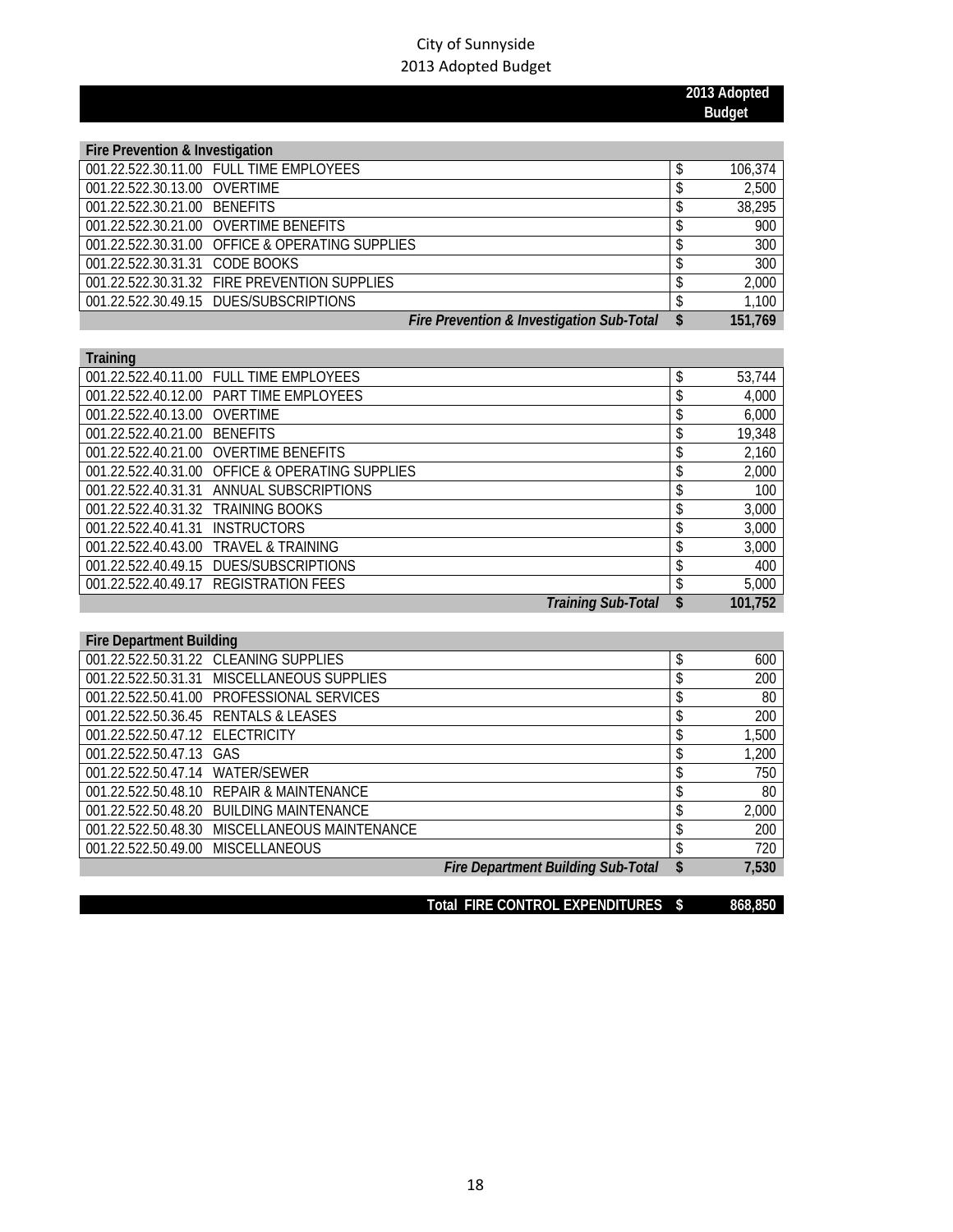City of Sunnyside
2013 Adopted Budget

| | | | 2013 Adopted Budget |
|---|---|---|---|
| **Fire Prevention & Investigation** | | | |
| 001.22.522.30.11.00 | FULL TIME EMPLOYEES | $ | 106,374 |
| 001.22.522.30.13.00 | OVERTIME | $ | 2,500 |
| 001.22.522.30.21.00 | BENEFITS | $ | 38,295 |
| 001.22.522.30.21.00 | OVERTIME BENEFITS | $ | 900 |
| 001.22.522.30.31.00 | OFFICE & OPERATING SUPPLIES | $ | 300 |
| 001.22.522.30.31.31 | CODE BOOKS | $ | 300 |
| 001.22.522.30.31.32 | FIRE PREVENTION SUPPLIES | $ | 2,000 |
| 001.22.522.30.49.15 | DUES/SUBSCRIPTIONS | $ | 1,100 |
| | ***Fire Prevention & Investigation Sub-Total*** | **$** | **151,769** |
| **Training** | | | |
| 001.22.522.40.11.00 | FULL TIME EMPLOYEES | $ | 53,744 |
| 001.22.522.40.12.00 | PART TIME EMPLOYEES | $ | 4,000 |
| 001.22.522.40.13.00 | OVERTIME | $ | 6,000 |
| 001.22.522.40.21.00 | BENEFITS | $ | 19,348 |
| 001.22.522.40.21.00 | OVERTIME BENEFITS | $ | 2,160 |
| 001.22.522.40.31.00 | OFFICE & OPERATING SUPPLIES | $ | 2,000 |
| 001.22.522.40.31.31 | ANNUAL SUBSCRIPTIONS | $ | 100 |
| 001.22.522.40.31.32 | TRAINING BOOKS | $ | 3,000 |
| 001.22.522.40.41.31 | INSTRUCTORS | $ | 3,000 |
| 001.22.522.40.43.00 | TRAVEL & TRAINING | $ | 3,000 |
| 001.22.522.40.49.15 | DUES/SUBSCRIPTIONS | $ | 400 |
| 001.22.522.40.49.17 | REGISTRATION FEES | $ | 5,000 |
| | ***Training Sub-Total*** | **$** | **101,752** |
| **Fire Department Building** | | | |
| 001.22.522.50.31.22 | CLEANING SUPPLIES | $ | 600 |
| 001.22.522.50.31.31 | MISCELLANEOUS SUPPLIES | $ | 200 |
| 001.22.522.50.41.00 | PROFESSIONAL SERVICES | $ | 80 |
| 001.22.522.50.36.45 | RENTALS & LEASES | $ | 200 |
| 001.22.522.50.47.12 | ELECTRICITY | $ | 1,500 |
| 001.22.522.50.47.13 | GAS | $ | 1,200 |
| 001.22.522.50.47.14 | WATER/SEWER | $ | 750 |
| 001.22.522.50.48.10 | REPAIR & MAINTENANCE | $ | 80 |
| 001.22.522.50.48.20 | BUILDING MAINTENANCE | $ | 2,000 |
| 001.22.522.50.48.30 | MISCELLANEOUS MAINTENANCE | $ | 200 |
| 001.22.522.50.49.00 | MISCELLANEOUS | $ | 720 |
| | ***Fire Department Building Sub-Total*** | **$** | **7,530** |
| | **Total FIRE CONTROL EXPENDITURES** | **$** | **868,850** |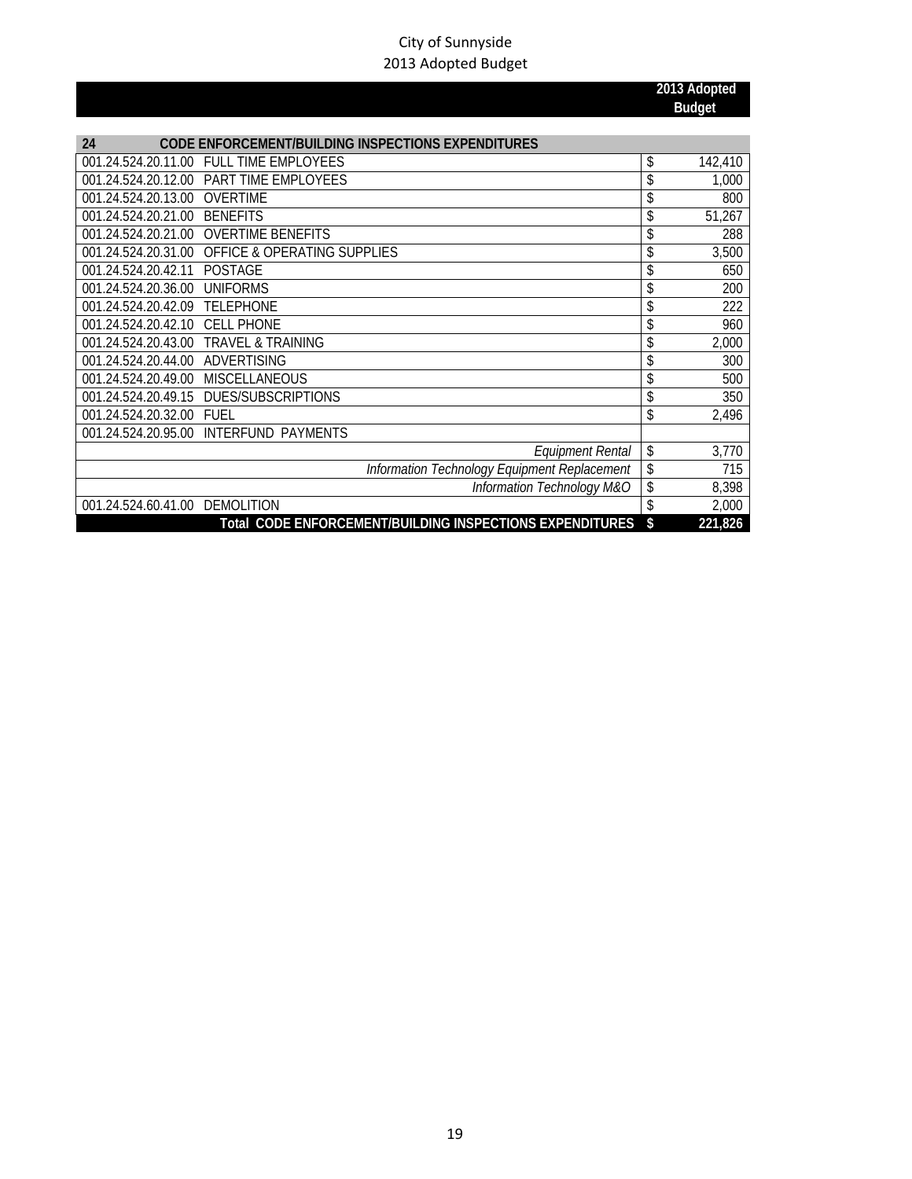City of Sunnyside
2013 Adopted Budget

| | | 2013 Adopted Budget |
|---|---|---|
| **24** | **CODE ENFORCEMENT/BUILDING INSPECTIONS EXPENDITURES** | |
| 001.24.524.20.11.00 | FULL TIME EMPLOYEES | $ 142,410 |
| 001.24.524.20.12.00 | PART TIME EMPLOYEES | $ 1,000 |
| 001.24.524.20.13.00 | OVERTIME | $ 800 |
| 001.24.524.20.21.00 | BENEFITS | $ 51,267 |
| 001.24.524.20.21.00 | OVERTIME BENEFITS | $ 288 |
| 001.24.524.20.31.00 | OFFICE & OPERATING SUPPLIES | $ 3,500 |
| 001.24.524.20.42.11 | POSTAGE | $ 650 |
| 001.24.524.20.36.00 | UNIFORMS | $ 200 |
| 001.24.524.20.42.09 | TELEPHONE | $ 222 |
| 001.24.524.20.42.10 | CELL PHONE | $ 960 |
| 001.24.524.20.43.00 | TRAVEL & TRAINING | $ 2,000 |
| 001.24.524.20.44.00 | ADVERTISING | $ 300 |
| 001.24.524.20.49.00 | MISCELLANEOUS | $ 500 |
| 001.24.524.20.49.15 | DUES/SUBSCRIPTIONS | $ 350 |
| 001.24.524.20.32.00 | FUEL | $ 2,496 |
| 001.24.524.20.95.00 | INTERFUND PAYMENTS | |
| | *Equipment Rental* | $ 3,770 |
| | *Information Technology Equipment Replacement* | $ 715 |
| | *Information Technology M&O* | $ 8,398 |
| 001.24.524.60.41.00 | DEMOLITION | $ 2,000 |
| | **Total CODE ENFORCEMENT/BUILDING INSPECTIONS EXPENDITURES** | **$ 221,826** |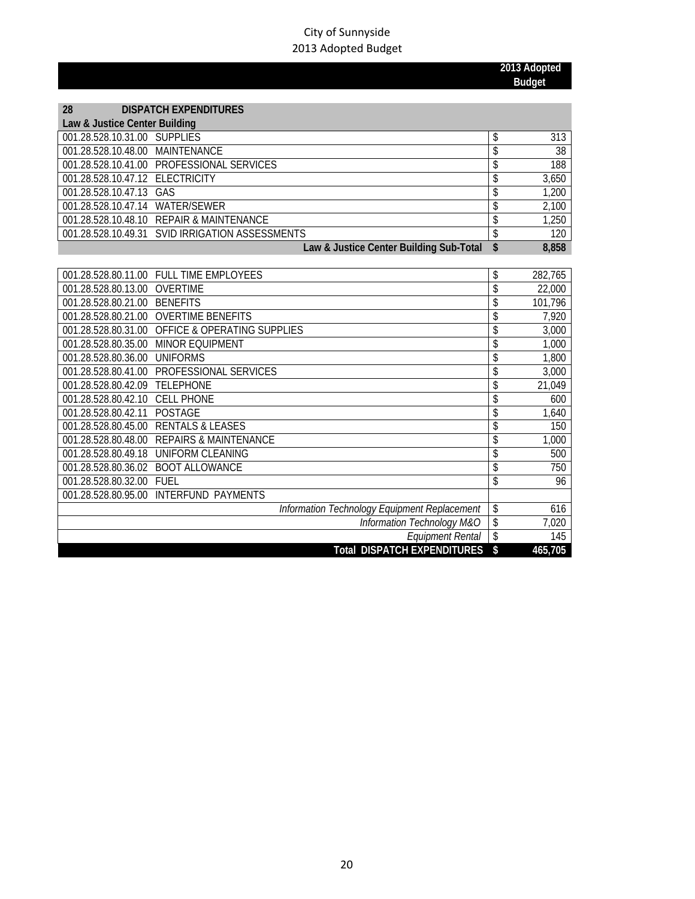City of Sunnyside
2013 Adopted Budget

| | | 2013 Adopted Budget |
|---|---|---|
| **28** | **DISPATCH EXPENDITURES** | |
| **Law & Justice Center Building** | | |
| 001.28.528.10.31.00 | SUPPLIES | $ 313 |
| 001.28.528.10.48.00 | MAINTENANCE | $ 38 |
| 001.28.528.10.41.00 | PROFESSIONAL SERVICES | $ 188 |
| 001.28.528.10.47.12 | ELECTRICITY | $ 3,650 |
| 001.28.528.10.47.13 | GAS | $ 1,200 |
| 001.28.528.10.47.14 | WATER/SEWER | $ 2,100 |
| 001.28.528.10.48.10 | REPAIR & MAINTENANCE | $ 1,250 |
| 001.28.528.10.49.31 | SVID IRRIGATION ASSESSMENTS | $ 120 |
| | **Law & Justice Center Building Sub-Total** | **$ 8,858** |
| 001.28.528.80.11.00 | FULL TIME EMPLOYEES | $ 282,765 |
| 001.28.528.80.13.00 | OVERTIME | $ 22,000 |
| 001.28.528.80.21.00 | BENEFITS | $ 101,796 |
| 001.28.528.80.21.00 | OVERTIME BENEFITS | $ 7,920 |
| 001.28.528.80.31.00 | OFFICE & OPERATING SUPPLIES | $ 3,000 |
| 001.28.528.80.35.00 | MINOR EQUIPMENT | $ 1,000 |
| 001.28.528.80.36.00 | UNIFORMS | $ 1,800 |
| 001.28.528.80.41.00 | PROFESSIONAL SERVICES | $ 3,000 |
| 001.28.528.80.42.09 | TELEPHONE | $ 21,049 |
| 001.28.528.80.42.10 | CELL PHONE | $ 600 |
| 001.28.528.80.42.11 | POSTAGE | $ 1,640 |
| 001.28.528.80.45.00 | RENTALS & LEASES | $ 150 |
| 001.28.528.80.48.00 | REPAIRS & MAINTENANCE | $ 1,000 |
| 001.28.528.80.49.18 | UNIFORM CLEANING | $ 500 |
| 001.28.528.80.36.02 | BOOT ALLOWANCE | $ 750 |
| 001.28.528.80.32.00 | FUEL | $ 96 |
| 001.28.528.80.95.00 | INTERFUND PAYMENTS | |
| | *Information Technology Equipment Replacement* | $ 616 |
| | *Information Technology M&O* | $ 7,020 |
| | *Equipment Rental* | $ 145 |
| | **Total DISPATCH EXPENDITURES** | **$ 465,705** |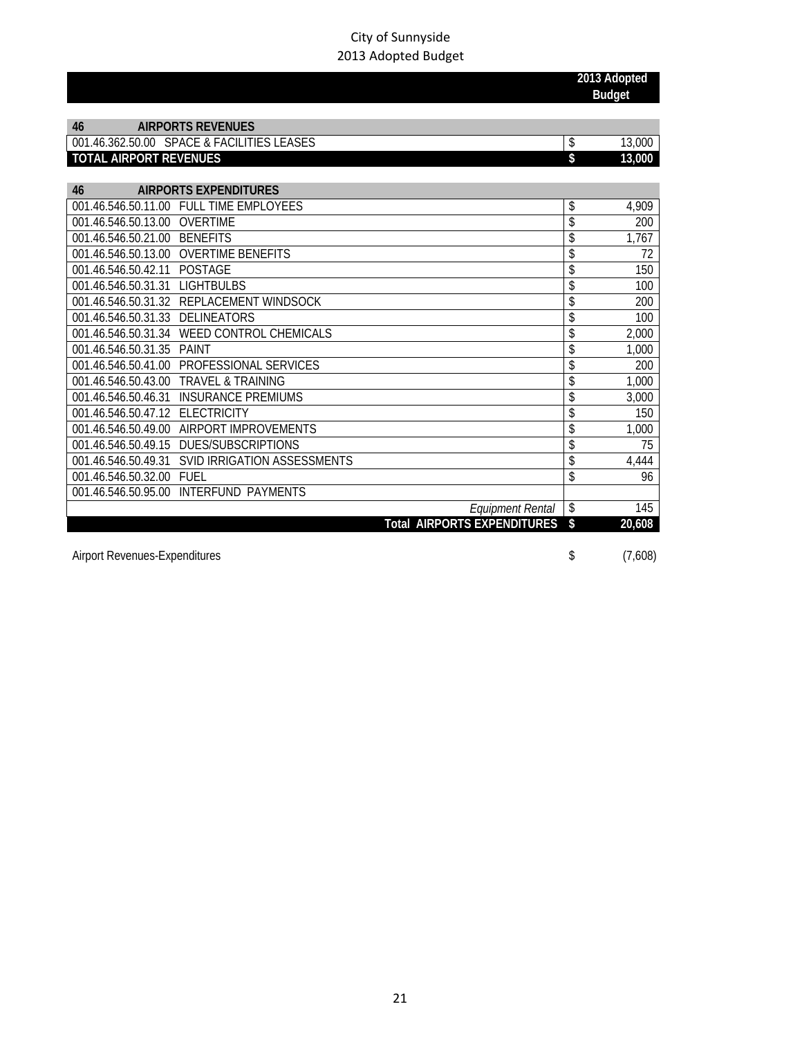City of Sunnyside
2013 Adopted Budget

| | | 2013 Adopted Budget |
|---|---|---|
| **46** | **AIRPORTS REVENUES** | |
| 001.46.362.50.00 | SPACE & FACILITIES LEASES | $ 13,000 |
| **TOTAL AIRPORT REVENUES** | | **$ 13,000** |
| **46** | **AIRPORTS EXPENDITURES** | |
| 001.46.546.50.11.00 | FULL TIME EMPLOYEES | $ 4,909 |
| 001.46.546.50.13.00 | OVERTIME | $ 200 |
| 001.46.546.50.21.00 | BENEFITS | $ 1,767 |
| 001.46.546.50.13.00 | OVERTIME BENEFITS | $ 72 |
| 001.46.546.50.42.11 | POSTAGE | $ 150 |
| 001.46.546.50.31.31 | LIGHTBULBS | $ 100 |
| 001.46.546.50.31.32 | REPLACEMENT WINDSOCK | $ 200 |
| 001.46.546.50.31.33 | DELINEATORS | $ 100 |
| 001.46.546.50.31.34 | WEED CONTROL CHEMICALS | $ 2,000 |
| 001.46.546.50.31.35 | PAINT | $ 1,000 |
| 001.46.546.50.41.00 | PROFESSIONAL SERVICES | $ 200 |
| 001.46.546.50.43.00 | TRAVEL & TRAINING | $ 1,000 |
| 001.46.546.50.46.31 | INSURANCE PREMIUMS | $ 3,000 |
| 001.46.546.50.47.12 | ELECTRICITY | $ 150 |
| 001.46.546.50.49.00 | AIRPORT IMPROVEMENTS | $ 1,000 |
| 001.46.546.50.49.15 | DUES/SUBSCRIPTIONS | $ 75 |
| 001.46.546.50.49.31 | SVID IRRIGATION ASSESSMENTS | $ 4,444 |
| 001.46.546.50.32.00 | FUEL | $ 96 |
| 001.46.546.50.95.00 | INTERFUND PAYMENTS | |
| | *Equipment Rental* | $ 145 |
| | **Total AIRPORTS EXPENDITURES** | **$ 20,608** |

| | |
|---|---|
| Airport Revenues-Expenditures | $ (7,608) |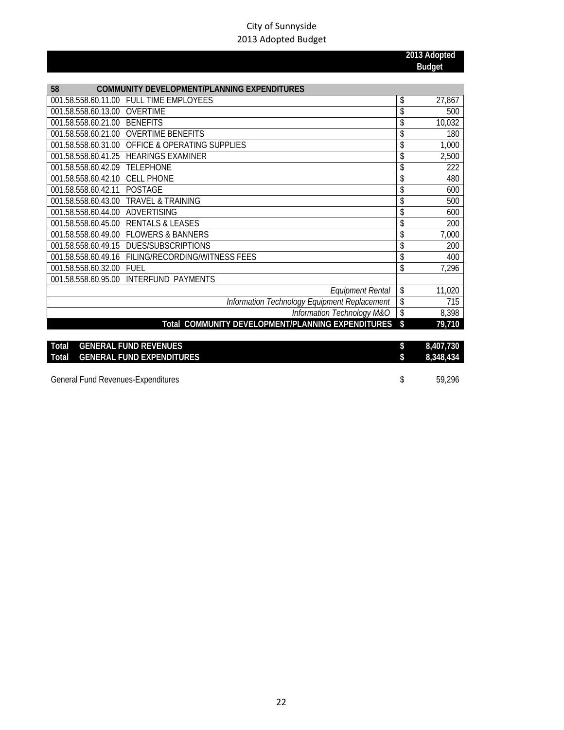City of Sunnyside
2013 Adopted Budget

| | | 2013 Adopted Budget |
|---|---|---|
| **58** | **COMMUNITY DEVELOPMENT/PLANNING EXPENDITURES** | |
| 001.58.558.60.11.00 | FULL TIME EMPLOYEES | $ 27,867 |
| 001.58.558.60.13.00 | OVERTIME | $ 500 |
| 001.58.558.60.21.00 | BENEFITS | $ 10,032 |
| 001.58.558.60.21.00 | OVERTIME BENEFITS | $ 180 |
| 001.58.558.60.31.00 | OFFICE & OPERATING SUPPLIES | $ 1,000 |
| 001.58.558.60.41.25 | HEARINGS EXAMINER | $ 2,500 |
| 001.58.558.60.42.09 | TELEPHONE | $ 222 |
| 001.58.558.60.42.10 | CELL PHONE | $ 480 |
| 001.58.558.60.42.11 | POSTAGE | $ 600 |
| 001.58.558.60.43.00 | TRAVEL & TRAINING | $ 500 |
| 001.58.558.60.44.00 | ADVERTISING | $ 600 |
| 001.58.558.60.45.00 | RENTALS & LEASES | $ 200 |
| 001.58.558.60.49.00 | FLOWERS & BANNERS | $ 7,000 |
| 001.58.558.60.49.15 | DUES/SUBSCRIPTIONS | $ 200 |
| 001.58.558.60.49.16 | FILING/RECORDING/WITNESS FEES | $ 400 |
| 001.58.558.60.32.00 | FUEL | $ 7,296 |
| 001.58.558.60.95.00 | INTERFUND PAYMENTS | |
| | *Equipment Rental* | $ 11,020 |
| | *Information Technology Equipment Replacement* | $ 715 |
| | *Information Technology M&O* | $ 8,398 |
| | **Total COMMUNITY DEVELOPMENT/PLANNING EXPENDITURES** | **$ 79,710** |

| | | |
|---|---|---|
| **Total** | **GENERAL FUND REVENUES** | **$ 8,407,730** |
| **Total** | **GENERAL FUND EXPENDITURES** | **$ 8,348,434** |

General Fund Revenues-Expenditures $ 59,296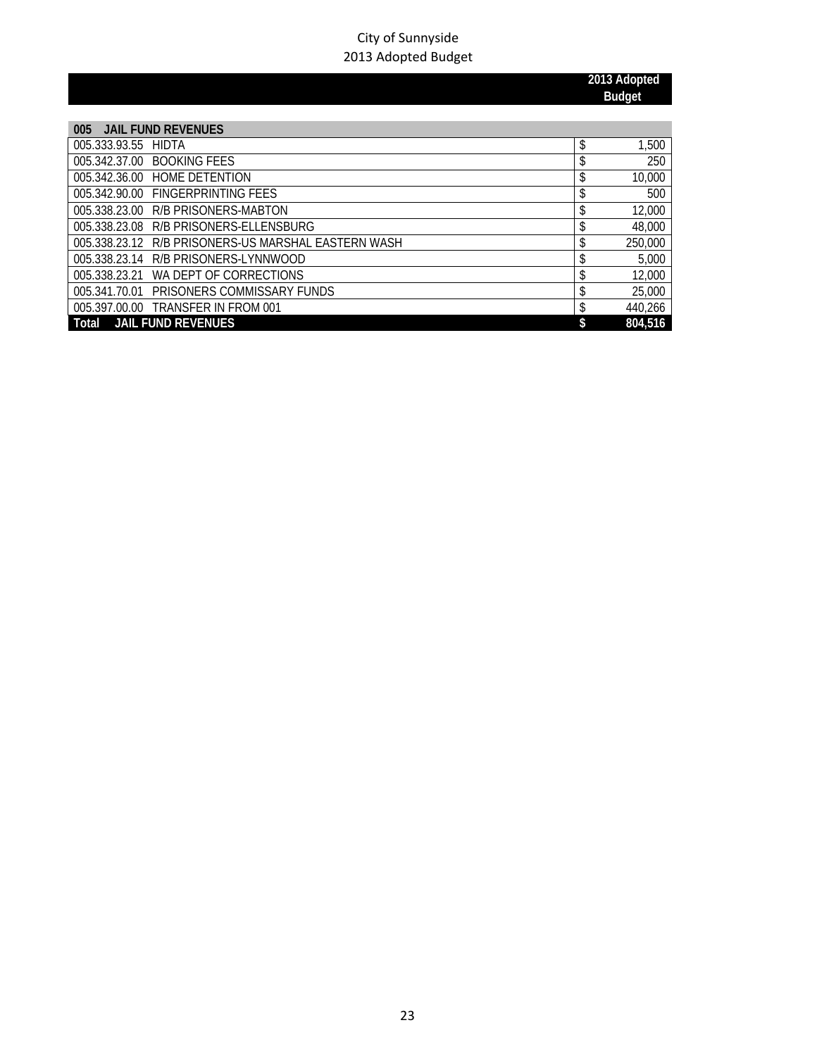City of Sunnyside
2013 Adopted Budget

| | | 2013 Adopted Budget |
|---|---|---|
| **005** | **JAIL FUND REVENUES** | |
| 005.333.93.55 | HIDTA | $ 1,500 |
| 005.342.37.00 | BOOKING FEES | $ 250 |
| 005.342.36.00 | HOME DETENTION | $ 10,000 |
| 005.342.90.00 | FINGERPRINTING FEES | $ 500 |
| 005.338.23.00 | R/B PRISONERS-MABTON | $ 12,000 |
| 005.338.23.08 | R/B PRISONERS-ELLENSBURG | $ 48,000 |
| 005.338.23.12 | R/B PRISONERS-US MARSHAL EASTERN WASH | $ 250,000 |
| 005.338.23.14 | R/B PRISONERS-LYNNWOOD | $ 5,000 |
| 005.338.23.21 | WA DEPT OF CORRECTIONS | $ 12,000 |
| 005.341.70.01 | PRISONERS COMMISSARY FUNDS | $ 25,000 |
| 005.397.00.00 | TRANSFER IN FROM 001 | $ 440,266 |
| **Total** | **JAIL FUND REVENUES** | **$ 804,516** |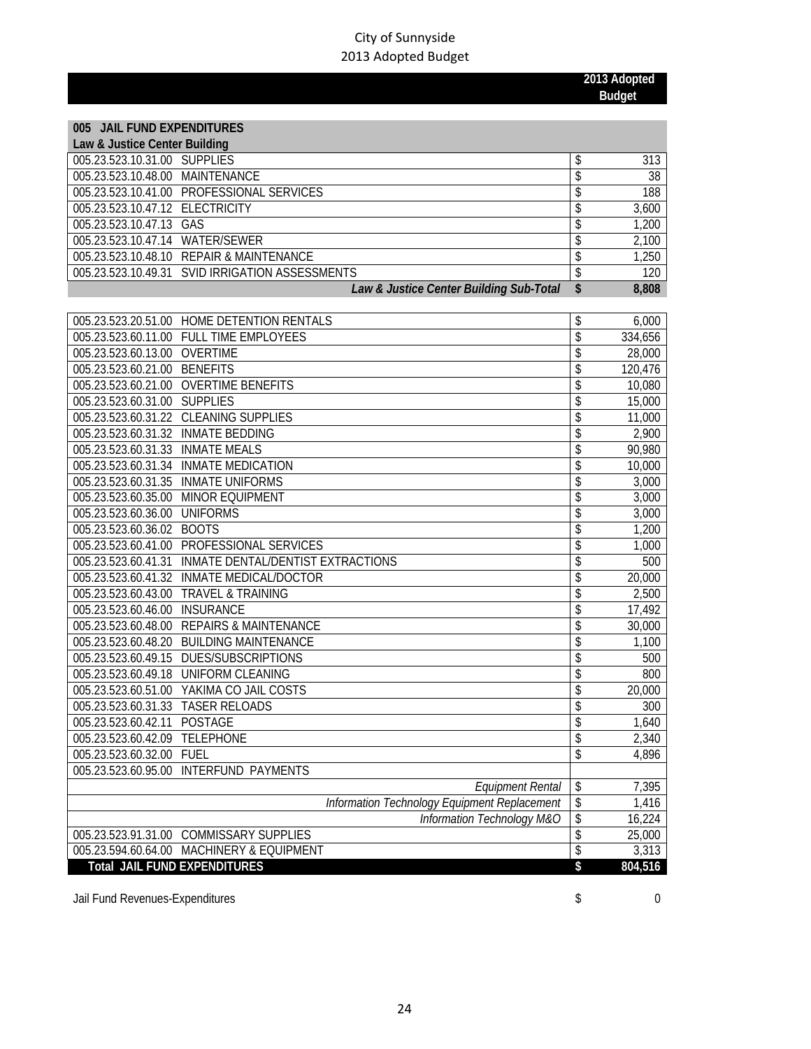City of Sunnyside
2013 Adopted Budget

| Account | Description | 2013 Adopted Budget |
|---|---|---|
| **005 JAIL FUND EXPENDITURES** | | |
| **Law & Justice Center Building** | | |
| 005.23.523.10.31.00 | SUPPLIES | $ 313 |
| 005.23.523.10.48.00 | MAINTENANCE | $ 38 |
| 005.23.523.10.41.00 | PROFESSIONAL SERVICES | $ 188 |
| 005.23.523.10.47.12 | ELECTRICITY | $ 3,600 |
| 005.23.523.10.47.13 | GAS | $ 1,200 |
| 005.23.523.10.47.14 | WATER/SEWER | $ 2,100 |
| 005.23.523.10.48.10 | REPAIR & MAINTENANCE | $ 1,250 |
| 005.23.523.10.49.31 | SVID IRRIGATION ASSESSMENTS | $ 120 |
| | ***Law & Justice Center Building Sub-Total*** | **$ 8,808** |
| 005.23.523.20.51.00 | HOME DETENTION RENTALS | $ 6,000 |
| 005.23.523.60.11.00 | FULL TIME EMPLOYEES | $ 334,656 |
| 005.23.523.60.13.00 | OVERTIME | $ 28,000 |
| 005.23.523.60.21.00 | BENEFITS | $ 120,476 |
| 005.23.523.60.21.00 | OVERTIME BENEFITS | $ 10,080 |
| 005.23.523.60.31.00 | SUPPLIES | $ 15,000 |
| 005.23.523.60.31.22 | CLEANING SUPPLIES | $ 11,000 |
| 005.23.523.60.31.32 | INMATE BEDDING | $ 2,900 |
| 005.23.523.60.31.33 | INMATE MEALS | $ 90,980 |
| 005.23.523.60.31.34 | INMATE MEDICATION | $ 10,000 |
| 005.23.523.60.31.35 | INMATE UNIFORMS | $ 3,000 |
| 005.23.523.60.35.00 | MINOR EQUIPMENT | $ 3,000 |
| 005.23.523.60.36.00 | UNIFORMS | $ 3,000 |
| 005.23.523.60.36.02 | BOOTS | $ 1,200 |
| 005.23.523.60.41.00 | PROFESSIONAL SERVICES | $ 1,000 |
| 005.23.523.60.41.31 | INMATE DENTAL/DENTIST EXTRACTIONS | $ 500 |
| 005.23.523.60.41.32 | INMATE MEDICAL/DOCTOR | $ 20,000 |
| 005.23.523.60.43.00 | TRAVEL & TRAINING | $ 2,500 |
| 005.23.523.60.46.00 | INSURANCE | $ 17,492 |
| 005.23.523.60.48.00 | REPAIRS & MAINTENANCE | $ 30,000 |
| 005.23.523.60.48.20 | BUILDING MAINTENANCE | $ 1,100 |
| 005.23.523.60.49.15 | DUES/SUBSCRIPTIONS | $ 500 |
| 005.23.523.60.49.18 | UNIFORM CLEANING | $ 800 |
| 005.23.523.60.51.00 | YAKIMA CO JAIL COSTS | $ 20,000 |
| 005.23.523.60.31.33 | TASER RELOADS | $ 300 |
| 005.23.523.60.42.11 | POSTAGE | $ 1,640 |
| 005.23.523.60.42.09 | TELEPHONE | $ 2,340 |
| 005.23.523.60.32.00 | FUEL | $ 4,896 |
| 005.23.523.60.95.00 | INTERFUND PAYMENTS | |
| | *Equipment Rental* | $ 7,395 |
| | *Information Technology Equipment Replacement* | $ 1,416 |
| | *Information Technology M&O* | $ 16,224 |
| 005.23.523.91.31.00 | COMMISSARY SUPPLIES | $ 25,000 |
| 005.23.594.60.64.00 | MACHINERY & EQUIPMENT | $ 3,313 |
| **Total JAIL FUND EXPENDITURES** | | **$ 804,516** |

Jail Fund Revenues-Expenditures $ 0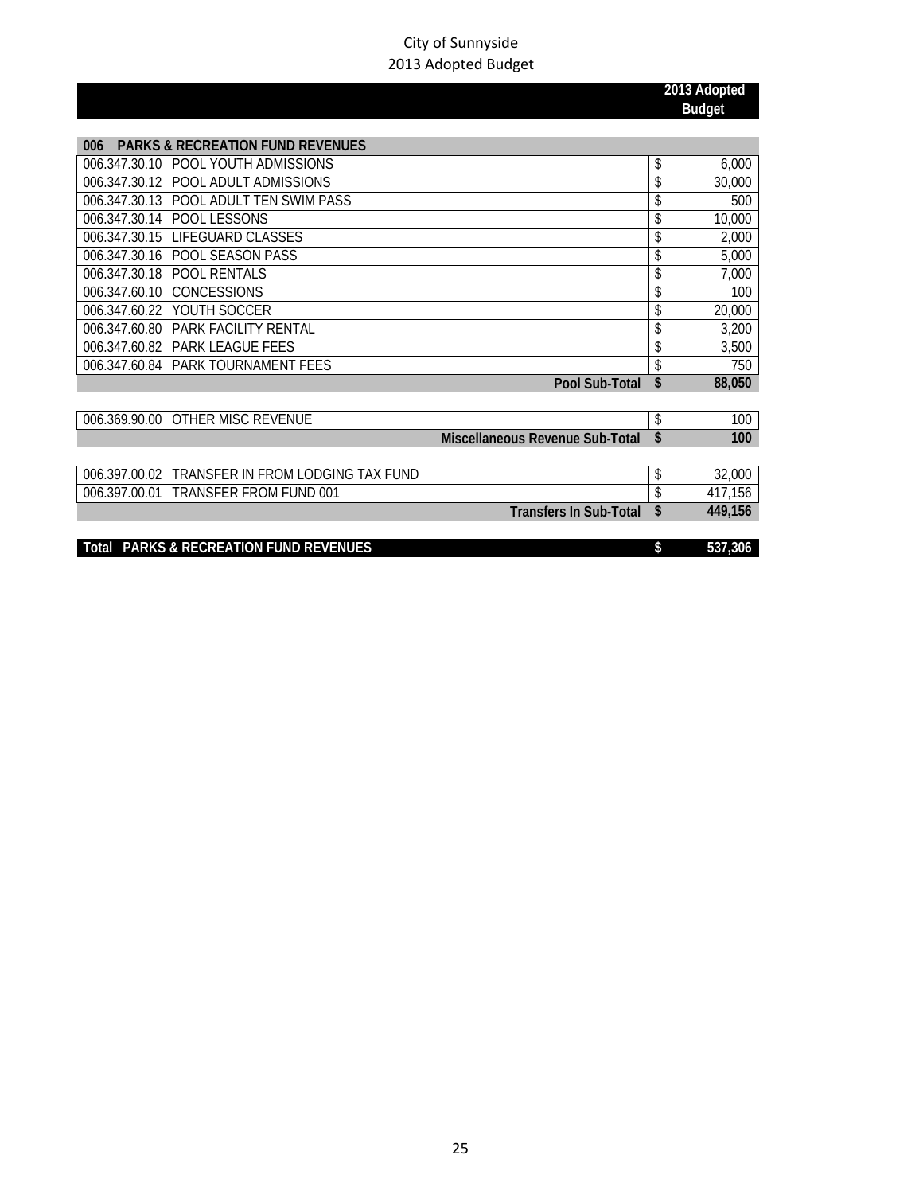# City of Sunnyside
## 2013 Adopted Budget

| | | 2013 Adopted Budget |
|---|---|---|
| **006** | **PARKS & RECREATION FUND REVENUES** | |
| 006.347.30.10 | POOL YOUTH ADMISSIONS | $ 6,000 |
| 006.347.30.12 | POOL ADULT ADMISSIONS | $ 30,000 |
| 006.347.30.13 | POOL ADULT TEN SWIM PASS | $ 500 |
| 006.347.30.14 | POOL LESSONS | $ 10,000 |
| 006.347.30.15 | LIFEGUARD CLASSES | $ 2,000 |
| 006.347.30.16 | POOL SEASON PASS | $ 5,000 |
| 006.347.30.18 | POOL RENTALS | $ 7,000 |
| 006.347.60.10 | CONCESSIONS | $ 100 |
| 006.347.60.22 | YOUTH SOCCER | $ 20,000 |
| 006.347.60.80 | PARK FACILITY RENTAL | $ 3,200 |
| 006.347.60.82 | PARK LEAGUE FEES | $ 3,500 |
| 006.347.60.84 | PARK TOURNAMENT FEES | $ 750 |
| | **Pool Sub-Total** | **$ 88,050** |
| 006.369.90.00 | OTHER MISC REVENUE | $ 100 |
| | **Miscellaneous Revenue Sub-Total** | **$ 100** |
| 006.397.00.02 | TRANSFER IN FROM LODGING TAX FUND | $ 32,000 |
| 006.397.00.01 | TRANSFER FROM FUND 001 | $ 417,156 |
| | **Transfers In Sub-Total** | **$ 449,156** |
| **Total** | **PARKS & RECREATION FUND REVENUES** | **$ 537,306** |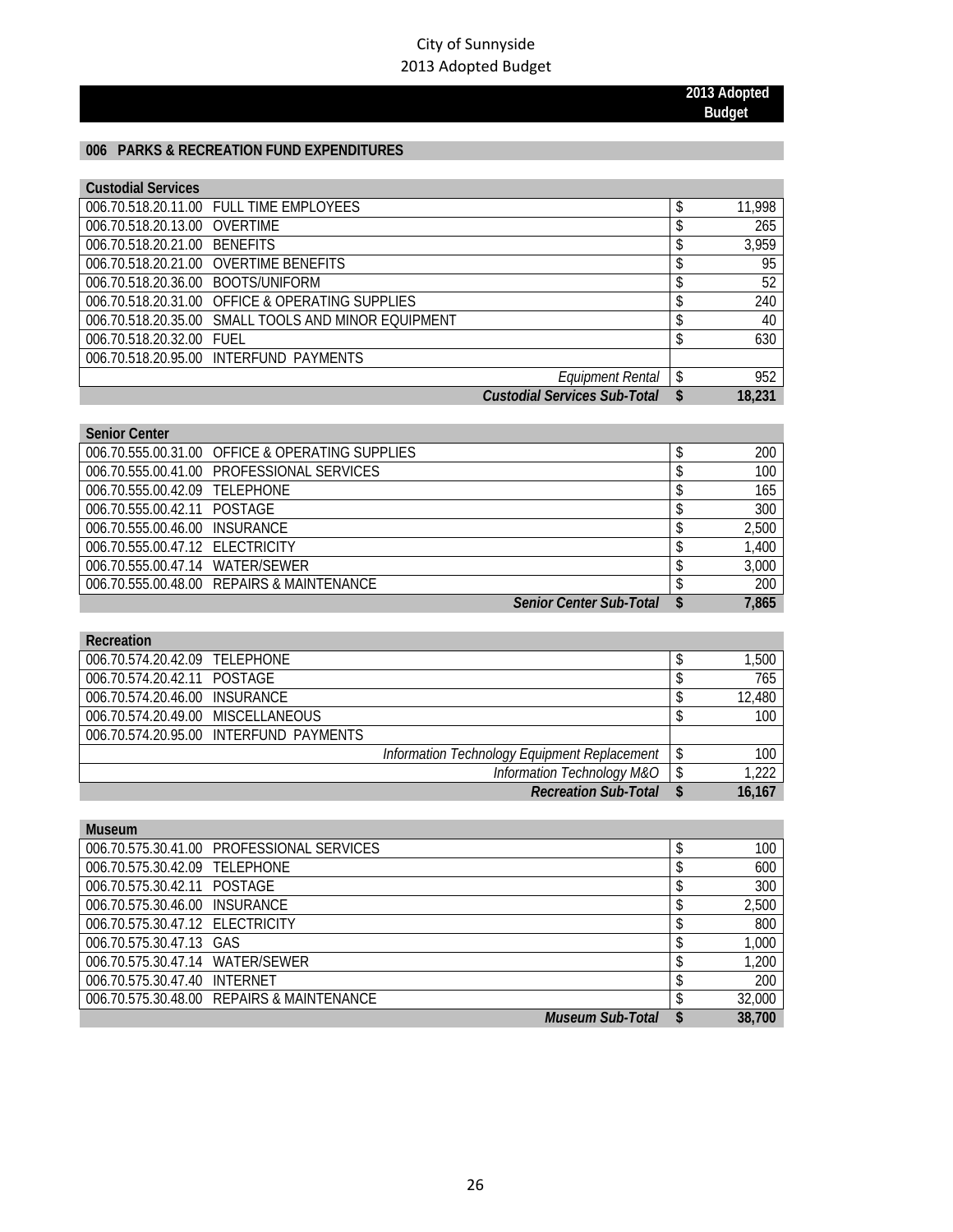City of Sunnyside
2013 Adopted Budget

| | | 2013 Adopted Budget |
|---|---|---|

## 006 PARKS & RECREATION FUND EXPENDITURES

| Custodial Services | | |
|---|---|---|
| 006.70.518.20.11.00 | FULL TIME EMPLOYEES | $ 11,998 |
| 006.70.518.20.13.00 | OVERTIME | $ 265 |
| 006.70.518.20.21.00 | BENEFITS | $ 3,959 |
| 006.70.518.20.21.00 | OVERTIME BENEFITS | $ 95 |
| 006.70.518.20.36.00 | BOOTS/UNIFORM | $ 52 |
| 006.70.518.20.31.00 | OFFICE & OPERATING SUPPLIES | $ 240 |
| 006.70.518.20.35.00 | SMALL TOOLS AND MINOR EQUIPMENT | $ 40 |
| 006.70.518.20.32.00 | FUEL | $ 630 |
| 006.70.518.20.95.00 | INTERFUND PAYMENTS | |
| | *Equipment Rental* | $ 952 |
| | ***Custodial Services Sub-Total*** | **$ 18,231** |

| Senior Center | | |
|---|---|---|
| 006.70.555.00.31.00 | OFFICE & OPERATING SUPPLIES | $ 200 |
| 006.70.555.00.41.00 | PROFESSIONAL SERVICES | $ 100 |
| 006.70.555.00.42.09 | TELEPHONE | $ 165 |
| 006.70.555.00.42.11 | POSTAGE | $ 300 |
| 006.70.555.00.46.00 | INSURANCE | $ 2,500 |
| 006.70.555.00.47.12 | ELECTRICITY | $ 1,400 |
| 006.70.555.00.47.14 | WATER/SEWER | $ 3,000 |
| 006.70.555.00.48.00 | REPAIRS & MAINTENANCE | $ 200 |
| | ***Senior Center Sub-Total*** | **$ 7,865** |

| Recreation | | |
|---|---|---|
| 006.70.574.20.42.09 | TELEPHONE | $ 1,500 |
| 006.70.574.20.42.11 | POSTAGE | $ 765 |
| 006.70.574.20.46.00 | INSURANCE | $ 12,480 |
| 006.70.574.20.49.00 | MISCELLANEOUS | $ 100 |
| 006.70.574.20.95.00 | INTERFUND PAYMENTS | |
| | *Information Technology Equipment Replacement* | $ 100 |
| | *Information Technology M&O* | $ 1,222 |
| | ***Recreation Sub-Total*** | **$ 16,167** |

| Museum | | |
|---|---|---|
| 006.70.575.30.41.00 | PROFESSIONAL SERVICES | $ 100 |
| 006.70.575.30.42.09 | TELEPHONE | $ 600 |
| 006.70.575.30.42.11 | POSTAGE | $ 300 |
| 006.70.575.30.46.00 | INSURANCE | $ 2,500 |
| 006.70.575.30.47.12 | ELECTRICITY | $ 800 |
| 006.70.575.30.47.13 | GAS | $ 1,000 |
| 006.70.575.30.47.14 | WATER/SEWER | $ 1,200 |
| 006.70.575.30.47.40 | INTERNET | $ 200 |
| 006.70.575.30.48.00 | REPAIRS & MAINTENANCE | $ 32,000 |
| | ***Museum Sub-Total*** | **$ 38,700** |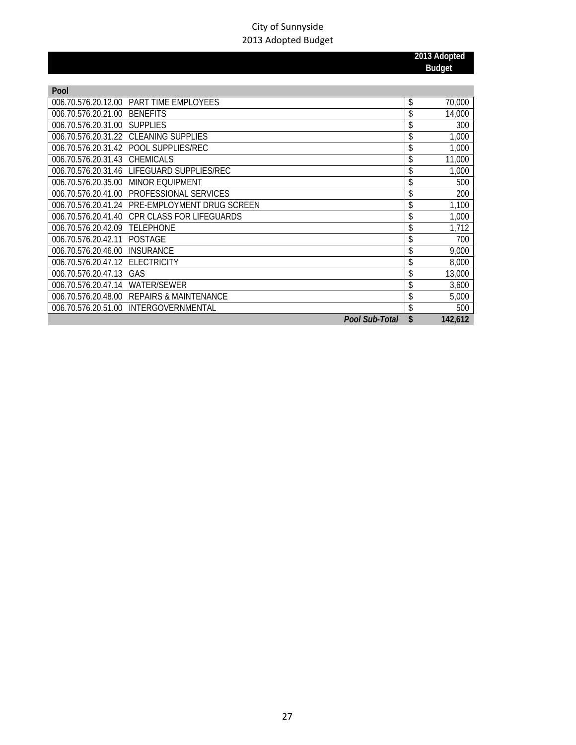City of Sunnyside
2013 Adopted Budget

| | | 2013 Adopted Budget |
|---|---|---|
| **Pool** | | |
| 006.70.576.20.12.00 | PART TIME EMPLOYEES | $ 70,000 |
| 006.70.576.20.21.00 | BENEFITS | $ 14,000 |
| 006.70.576.20.31.00 | SUPPLIES | $ 300 |
| 006.70.576.20.31.22 | CLEANING SUPPLIES | $ 1,000 |
| 006.70.576.20.31.42 | POOL SUPPLIES/REC | $ 1,000 |
| 006.70.576.20.31.43 | CHEMICALS | $ 11,000 |
| 006.70.576.20.31.46 | LIFEGUARD SUPPLIES/REC | $ 1,000 |
| 006.70.576.20.35.00 | MINOR EQUIPMENT | $ 500 |
| 006.70.576.20.41.00 | PROFESSIONAL SERVICES | $ 200 |
| 006.70.576.20.41.24 | PRE-EMPLOYMENT DRUG SCREEN | $ 1,100 |
| 006.70.576.20.41.40 | CPR CLASS FOR LIFEGUARDS | $ 1,000 |
| 006.70.576.20.42.09 | TELEPHONE | $ 1,712 |
| 006.70.576.20.42.11 | POSTAGE | $ 700 |
| 006.70.576.20.46.00 | INSURANCE | $ 9,000 |
| 006.70.576.20.47.12 | ELECTRICITY | $ 8,000 |
| 006.70.576.20.47.13 | GAS | $ 13,000 |
| 006.70.576.20.47.14 | WATER/SEWER | $ 3,600 |
| 006.70.576.20.48.00 | REPAIRS & MAINTENANCE | $ 5,000 |
| 006.70.576.20.51.00 | INTERGOVERNMENTAL | $ 500 |
| | ***Pool Sub-Total*** | **$ 142,612** |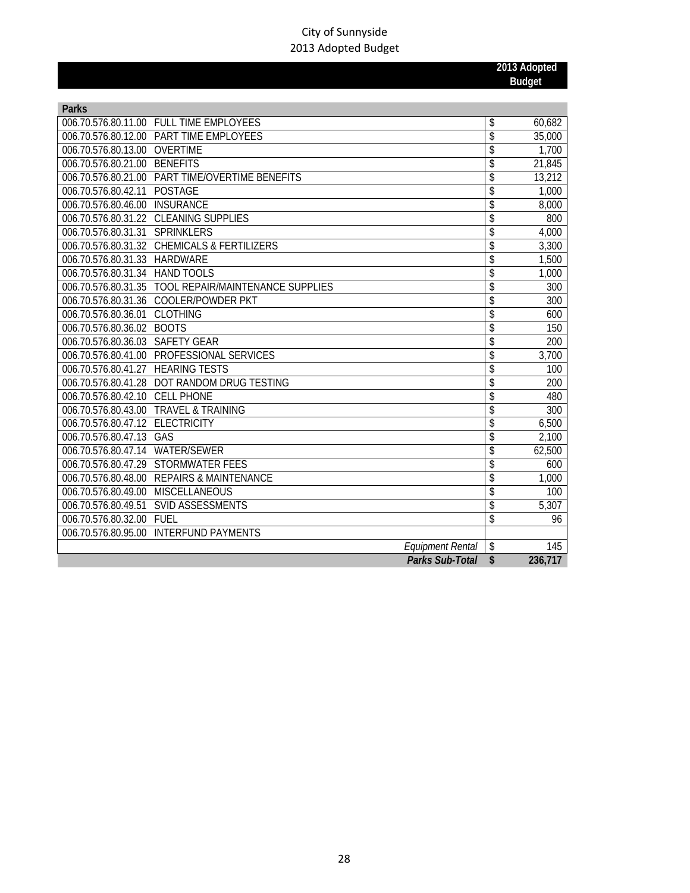# City of Sunnyside
## 2013 Adopted Budget

| | | 2013 Adopted Budget |
|---|---|---|
| **Parks** | | |
| 006.70.576.80.11.00 | FULL TIME EMPLOYEES | $ 60,682 |
| 006.70.576.80.12.00 | PART TIME EMPLOYEES | $ 35,000 |
| 006.70.576.80.13.00 | OVERTIME | $ 1,700 |
| 006.70.576.80.21.00 | BENEFITS | $ 21,845 |
| 006.70.576.80.21.00 | PART TIME/OVERTIME BENEFITS | $ 13,212 |
| 006.70.576.80.42.11 | POSTAGE | $ 1,000 |
| 006.70.576.80.46.00 | INSURANCE | $ 8,000 |
| 006.70.576.80.31.22 | CLEANING SUPPLIES | $ 800 |
| 006.70.576.80.31.31 | SPRINKLERS | $ 4,000 |
| 006.70.576.80.31.32 | CHEMICALS & FERTILIZERS | $ 3,300 |
| 006.70.576.80.31.33 | HARDWARE | $ 1,500 |
| 006.70.576.80.31.34 | HAND TOOLS | $ 1,000 |
| 006.70.576.80.31.35 | TOOL REPAIR/MAINTENANCE SUPPLIES | $ 300 |
| 006.70.576.80.31.36 | COOLER/POWDER PKT | $ 300 |
| 006.70.576.80.36.01 | CLOTHING | $ 600 |
| 006.70.576.80.36.02 | BOOTS | $ 150 |
| 006.70.576.80.36.03 | SAFETY GEAR | $ 200 |
| 006.70.576.80.41.00 | PROFESSIONAL SERVICES | $ 3,700 |
| 006.70.576.80.41.27 | HEARING TESTS | $ 100 |
| 006.70.576.80.41.28 | DOT RANDOM DRUG TESTING | $ 200 |
| 006.70.576.80.42.10 | CELL PHONE | $ 480 |
| 006.70.576.80.43.00 | TRAVEL & TRAINING | $ 300 |
| 006.70.576.80.47.12 | ELECTRICITY | $ 6,500 |
| 006.70.576.80.47.13 | GAS | $ 2,100 |
| 006.70.576.80.47.14 | WATER/SEWER | $ 62,500 |
| 006.70.576.80.47.29 | STORMWATER FEES | $ 600 |
| 006.70.576.80.48.00 | REPAIRS & MAINTENANCE | $ 1,000 |
| 006.70.576.80.49.00 | MISCELLANEOUS | $ 100 |
| 006.70.576.80.49.51 | SVID ASSESSMENTS | $ 5,307 |
| 006.70.576.80.32.00 | FUEL | $ 96 |
| 006.70.576.80.95.00 | INTERFUND PAYMENTS | |
| | *Equipment Rental* | $ 145 |
| | ***Parks Sub-Total*** | **$ 236,717** |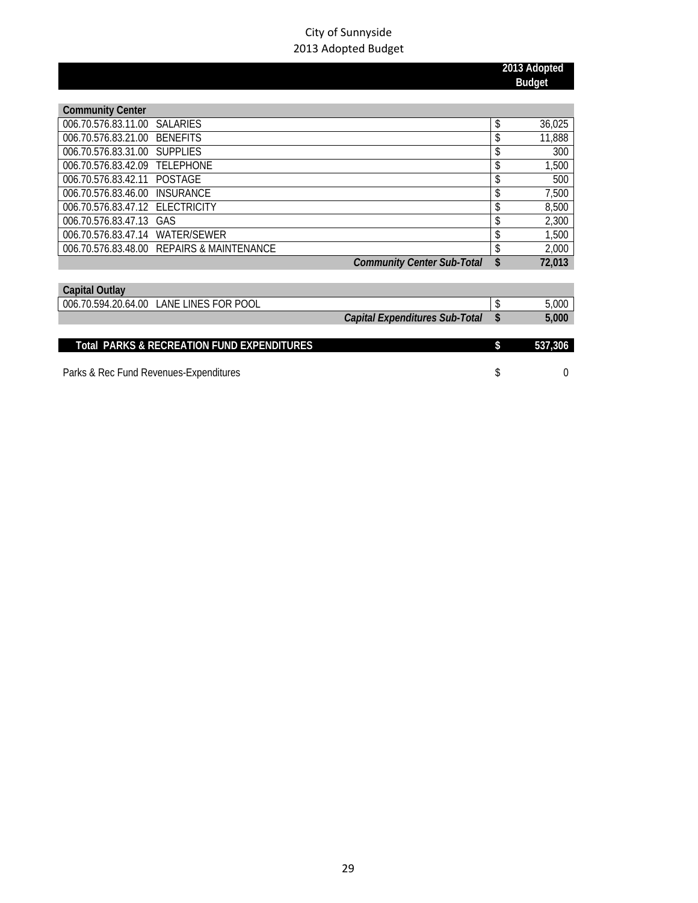City of Sunnyside
2013 Adopted Budget

| | | 2013 Adopted Budget |
|---|---|---|
| **Community Center** | | |
| 006.70.576.83.11.00 | SALARIES | $ 36,025 |
| 006.70.576.83.21.00 | BENEFITS | $ 11,888 |
| 006.70.576.83.31.00 | SUPPLIES | $ 300 |
| 006.70.576.83.42.09 | TELEPHONE | $ 1,500 |
| 006.70.576.83.42.11 | POSTAGE | $ 500 |
| 006.70.576.83.46.00 | INSURANCE | $ 7,500 |
| 006.70.576.83.47.12 | ELECTRICITY | $ 8,500 |
| 006.70.576.83.47.13 | GAS | $ 2,300 |
| 006.70.576.83.47.14 | WATER/SEWER | $ 1,500 |
| 006.70.576.83.48.00 | REPAIRS & MAINTENANCE | $ 2,000 |
| | ***Community Center Sub-Total*** | **$ 72,013** |
| **Capital Outlay** | | |
| 006.70.594.20.64.00 | LANE LINES FOR POOL | $ 5,000 |
| | ***Capital Expenditures Sub-Total*** | **$ 5,000** |
| **Total PARKS & RECREATION FUND EXPENDITURES** | | **$ 537,306** |
| Parks & Rec Fund Revenues-Expenditures | | $ 0 |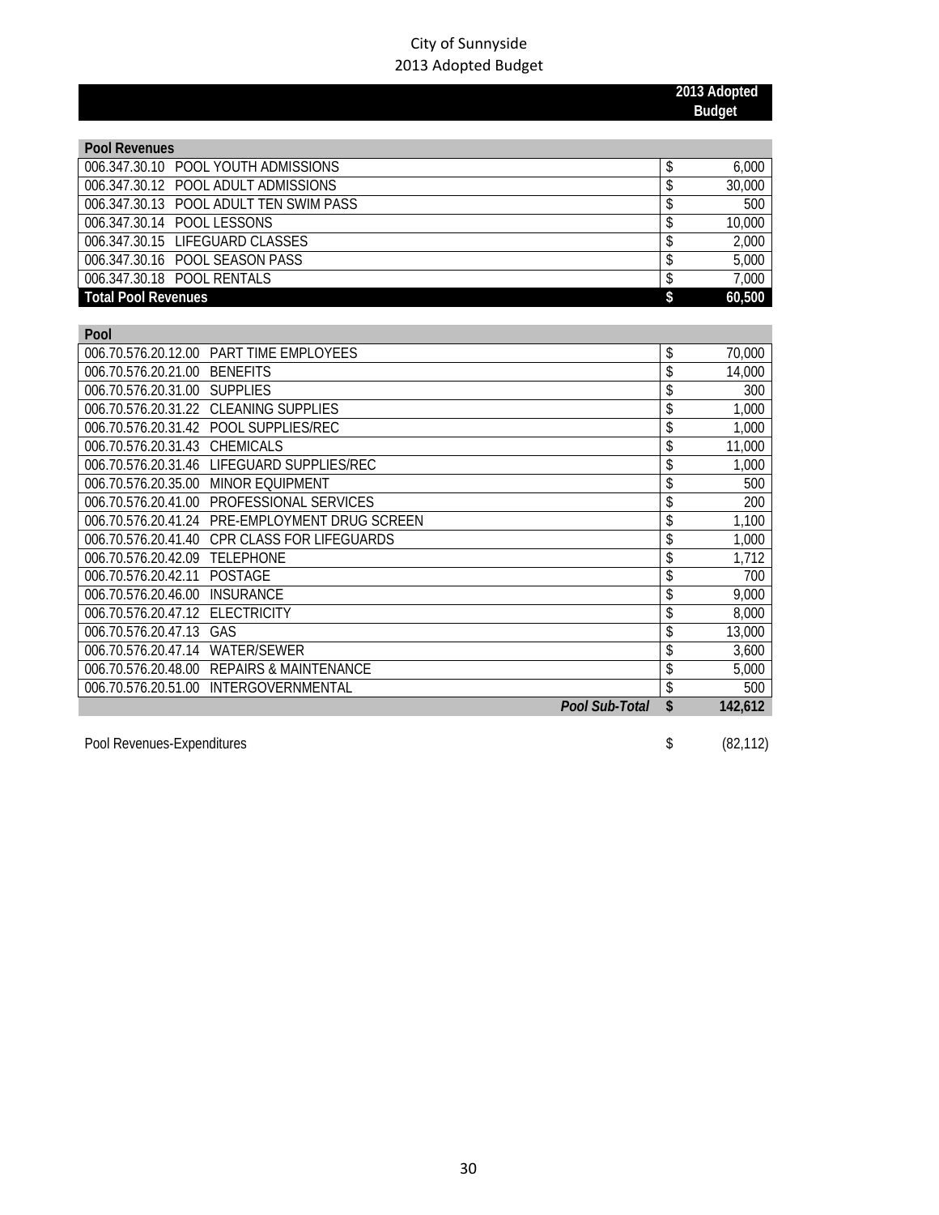City of Sunnyside
2013 Adopted Budget

| | 2013 Adopted Budget |
|---|---|
| **Pool Revenues** | |
| 006.347.30.10 POOL YOUTH ADMISSIONS | $ 6,000 |
| 006.347.30.12 POOL ADULT ADMISSIONS | $ 30,000 |
| 006.347.30.13 POOL ADULT TEN SWIM PASS | $ 500 |
| 006.347.30.14 POOL LESSONS | $ 10,000 |
| 006.347.30.15 LIFEGUARD CLASSES | $ 2,000 |
| 006.347.30.16 POOL SEASON PASS | $ 5,000 |
| 006.347.30.18 POOL RENTALS | $ 7,000 |
| **Total Pool Revenues** | **$ 60,500** |
| | |
| **Pool** | |
| 006.70.576.20.12.00 PART TIME EMPLOYEES | $ 70,000 |
| 006.70.576.20.21.00 BENEFITS | $ 14,000 |
| 006.70.576.20.31.00 SUPPLIES | $ 300 |
| 006.70.576.20.31.22 CLEANING SUPPLIES | $ 1,000 |
| 006.70.576.20.31.42 POOL SUPPLIES/REC | $ 1,000 |
| 006.70.576.20.31.43 CHEMICALS | $ 11,000 |
| 006.70.576.20.31.46 LIFEGUARD SUPPLIES/REC | $ 1,000 |
| 006.70.576.20.35.00 MINOR EQUIPMENT | $ 500 |
| 006.70.576.20.41.00 PROFESSIONAL SERVICES | $ 200 |
| 006.70.576.20.41.24 PRE-EMPLOYMENT DRUG SCREEN | $ 1,100 |
| 006.70.576.20.41.40 CPR CLASS FOR LIFEGUARDS | $ 1,000 |
| 006.70.576.20.42.09 TELEPHONE | $ 1,712 |
| 006.70.576.20.42.11 POSTAGE | $ 700 |
| 006.70.576.20.46.00 INSURANCE | $ 9,000 |
| 006.70.576.20.47.12 ELECTRICITY | $ 8,000 |
| 006.70.576.20.47.13 GAS | $ 13,000 |
| 006.70.576.20.47.14 WATER/SEWER | $ 3,600 |
| 006.70.576.20.48.00 REPAIRS & MAINTENANCE | $ 5,000 |
| 006.70.576.20.51.00 INTERGOVERNMENTAL | $ 500 |
| ***Pool Sub-Total*** | **$ 142,612** |
| | |
| Pool Revenues-Expenditures | $ (82,112) |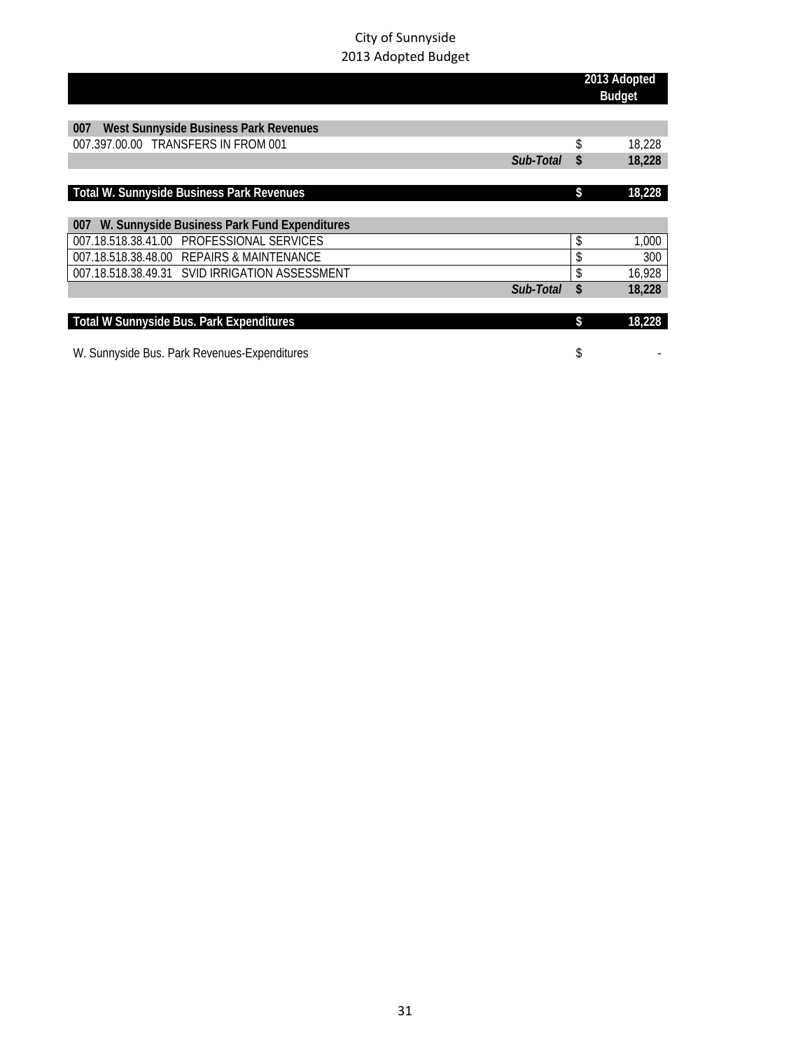City of Sunnyside
2013 Adopted Budget

| | | 2013 Adopted Budget |
|---|---|---|
| **007 West Sunnyside Business Park Revenues** | | |
| 007.397.00.00 TRANSFERS IN FROM 001 | $ | 18,228 |
| ***Sub-Total*** | **$** | **18,228** |
| | | |
| **Total W. Sunnyside Business Park Revenues** | **$** | **18,228** |
| | | |
| **007 W. Sunnyside Business Park Fund Expenditures** | | |
| 007.18.518.38.41.00 PROFESSIONAL SERVICES | $ | 1,000 |
| 007.18.518.38.48.00 REPAIRS & MAINTENANCE | $ | 300 |
| 007.18.518.38.49.31 SVID IRRIGATION ASSESSMENT | $ | 16,928 |
| ***Sub-Total*** | **$** | **18,228** |
| | | |
| **Total W Sunnyside Bus. Park Expenditures** | **$** | **18,228** |
| | | |
| W. Sunnyside Bus. Park Revenues-Expenditures | $ | - |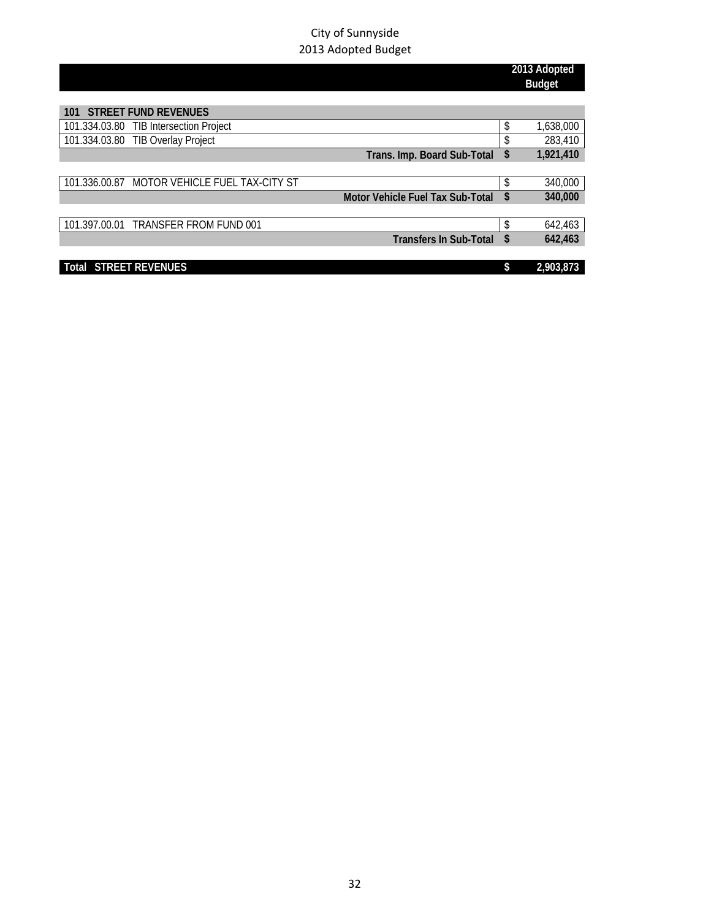City of Sunnyside
2013 Adopted Budget

| | | 2013 Adopted Budget |
|---|---|---|
| **101 STREET FUND REVENUES** | | |
| 101.334.03.80 TIB Intersection Project | $ | 1,638,000 |
| 101.334.03.80 TIB Overlay Project | $ | 283,410 |
| **Trans. Imp. Board Sub-Total** | **$** | **1,921,410** |
| | | |
| 101.336.00.87 MOTOR VEHICLE FUEL TAX-CITY ST | $ | 340,000 |
| **Motor Vehicle Fuel Tax Sub-Total** | **$** | **340,000** |
| | | |
| 101.397.00.01 TRANSFER FROM FUND 001 | $ | 642,463 |
| **Transfers In Sub-Total** | **$** | **642,463** |
| | | |
| **Total STREET REVENUES** | **$** | **2,903,873** |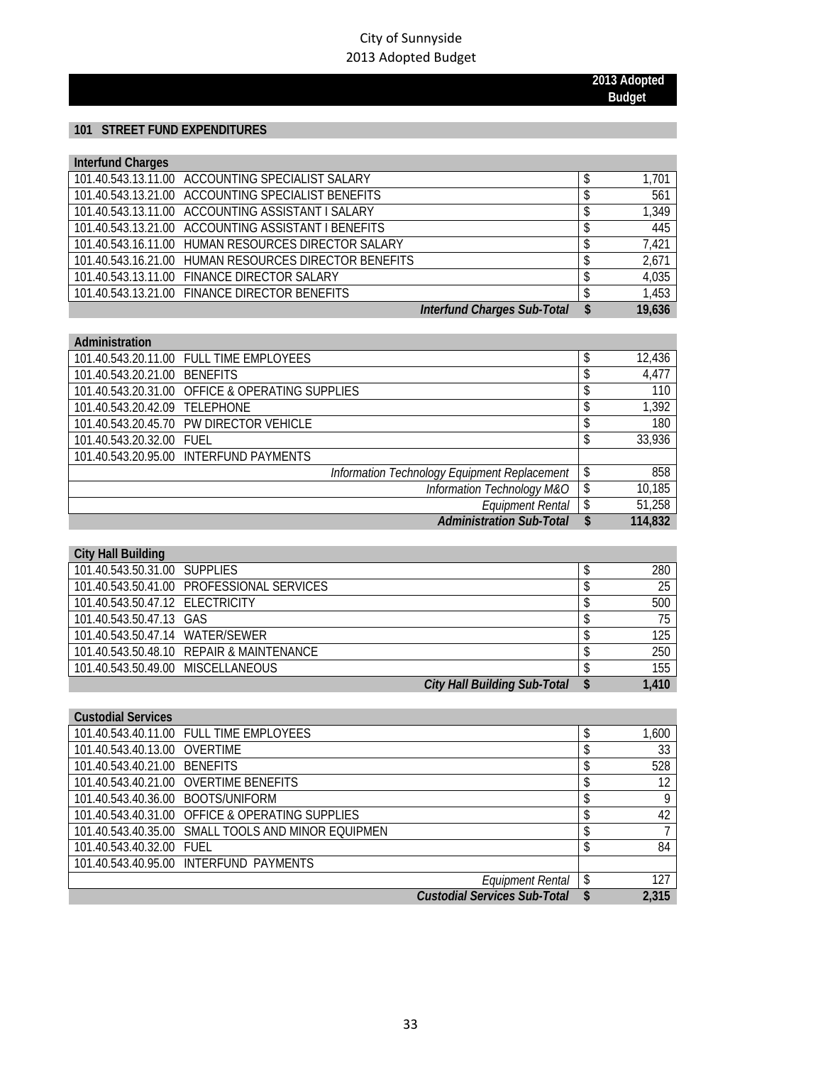City of Sunnyside
2013 Adopted Budget

| | | 2013 Adopted Budget |
|---|---|---|

## 101 STREET FUND EXPENDITURES

| Interfund Charges | | |
|---|---|---|
| 101.40.543.13.11.00 | ACCOUNTING SPECIALIST SALARY | $ 1,701 |
| 101.40.543.13.21.00 | ACCOUNTING SPECIALIST BENEFITS | $ 561 |
| 101.40.543.13.11.00 | ACCOUNTING ASSISTANT I SALARY | $ 1,349 |
| 101.40.543.13.21.00 | ACCOUNTING ASSISTANT I BENEFITS | $ 445 |
| 101.40.543.16.11.00 | HUMAN RESOURCES DIRECTOR SALARY | $ 7,421 |
| 101.40.543.16.21.00 | HUMAN RESOURCES DIRECTOR BENEFITS | $ 2,671 |
| 101.40.543.13.11.00 | FINANCE DIRECTOR SALARY | $ 4,035 |
| 101.40.543.13.21.00 | FINANCE DIRECTOR BENEFITS | $ 1,453 |
| | ***Interfund Charges Sub-Total*** | **$ 19,636** |

| Administration | | |
|---|---|---|
| 101.40.543.20.11.00 | FULL TIME EMPLOYEES | $ 12,436 |
| 101.40.543.20.21.00 | BENEFITS | $ 4,477 |
| 101.40.543.20.31.00 | OFFICE & OPERATING SUPPLIES | $ 110 |
| 101.40.543.20.42.09 | TELEPHONE | $ 1,392 |
| 101.40.543.20.45.70 | PW DIRECTOR VEHICLE | $ 180 |
| 101.40.543.20.32.00 | FUEL | $ 33,936 |
| 101.40.543.20.95.00 | INTERFUND PAYMENTS | |
| | *Information Technology Equipment Replacement* | $ 858 |
| | *Information Technology M&O* | $ 10,185 |
| | *Equipment Rental* | $ 51,258 |
| | ***Administration Sub-Total*** | **$ 114,832** |

| City Hall Building | | |
|---|---|---|
| 101.40.543.50.31.00 | SUPPLIES | $ 280 |
| 101.40.543.50.41.00 | PROFESSIONAL SERVICES | $ 25 |
| 101.40.543.50.47.12 | ELECTRICITY | $ 500 |
| 101.40.543.50.47.13 | GAS | $ 75 |
| 101.40.543.50.47.14 | WATER/SEWER | $ 125 |
| 101.40.543.50.48.10 | REPAIR & MAINTENANCE | $ 250 |
| 101.40.543.50.49.00 | MISCELLANEOUS | $ 155 |
| | ***City Hall Building Sub-Total*** | **$ 1,410** |

| Custodial Services | | |
|---|---|---|
| 101.40.543.40.11.00 | FULL TIME EMPLOYEES | $ 1,600 |
| 101.40.543.40.13.00 | OVERTIME | $ 33 |
| 101.40.543.40.21.00 | BENEFITS | $ 528 |
| 101.40.543.40.21.00 | OVERTIME BENEFITS | $ 12 |
| 101.40.543.40.36.00 | BOOTS/UNIFORM | $ 9 |
| 101.40.543.40.31.00 | OFFICE & OPERATING SUPPLIES | $ 42 |
| 101.40.543.40.35.00 | SMALL TOOLS AND MINOR EQUIPMEN | $ 7 |
| 101.40.543.40.32.00 | FUEL | $ 84 |
| 101.40.543.40.95.00 | INTERFUND PAYMENTS | |
| | *Equipment Rental* | $ 127 |
| | ***Custodial Services Sub-Total*** | **$ 2,315** |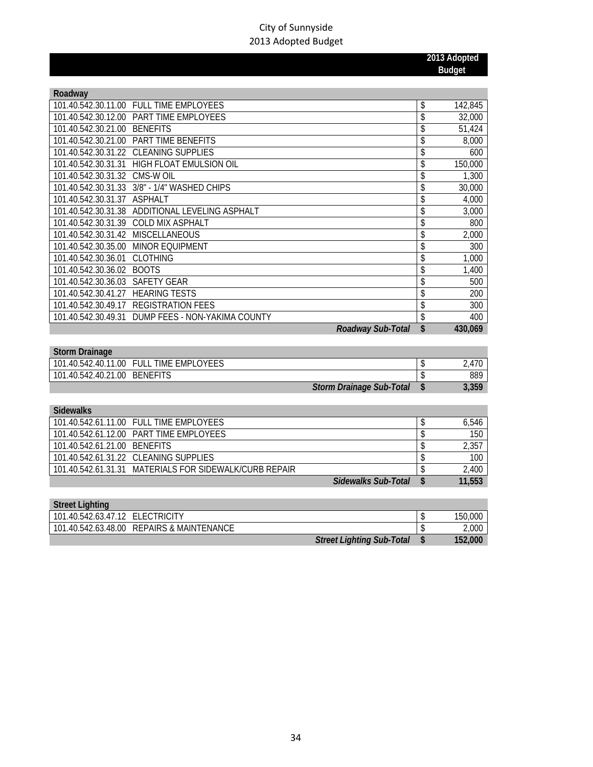City of Sunnyside
2013 Adopted Budget

| | | 2013 Adopted Budget |
|---|---|---|
| **Roadway** | | |
| 101.40.542.30.11.00 | FULL TIME EMPLOYEES | $ 142,845 |
| 101.40.542.30.12.00 | PART TIME EMPLOYEES | $ 32,000 |
| 101.40.542.30.21.00 | BENEFITS | $ 51,424 |
| 101.40.542.30.21.00 | PART TIME BENEFITS | $ 8,000 |
| 101.40.542.30.31.22 | CLEANING SUPPLIES | $ 600 |
| 101.40.542.30.31.31 | HIGH FLOAT EMULSION OIL | $ 150,000 |
| 101.40.542.30.31.32 | CMS-W OIL | $ 1,300 |
| 101.40.542.30.31.33 | 3/8" - 1/4" WASHED CHIPS | $ 30,000 |
| 101.40.542.30.31.37 | ASPHALT | $ 4,000 |
| 101.40.542.30.31.38 | ADDITIONAL LEVELING ASPHALT | $ 3,000 |
| 101.40.542.30.31.39 | COLD MIX ASPHALT | $ 800 |
| 101.40.542.30.31.42 | MISCELLANEOUS | $ 2,000 |
| 101.40.542.30.35.00 | MINOR EQUIPMENT | $ 300 |
| 101.40.542.30.36.01 | CLOTHING | $ 1,000 |
| 101.40.542.30.36.02 | BOOTS | $ 1,400 |
| 101.40.542.30.36.03 | SAFETY GEAR | $ 500 |
| 101.40.542.30.41.27 | HEARING TESTS | $ 200 |
| 101.40.542.30.49.17 | REGISTRATION FEES | $ 300 |
| 101.40.542.30.49.31 | DUMP FEES - NON-YAKIMA COUNTY | $ 400 |
| | ***Roadway Sub-Total*** | **$ 430,069** |
| **Storm Drainage** | | |
| 101.40.542.40.11.00 | FULL TIME EMPLOYEES | $ 2,470 |
| 101.40.542.40.21.00 | BENEFITS | $ 889 |
| | ***Storm Drainage Sub-Total*** | **$ 3,359** |
| **Sidewalks** | | |
| 101.40.542.61.11.00 | FULL TIME EMPLOYEES | $ 6,546 |
| 101.40.542.61.12.00 | PART TIME EMPLOYEES | $ 150 |
| 101.40.542.61.21.00 | BENEFITS | $ 2,357 |
| 101.40.542.61.31.22 | CLEANING SUPPLIES | $ 100 |
| 101.40.542.61.31.31 | MATERIALS FOR SIDEWALK/CURB REPAIR | $ 2,400 |
| | ***Sidewalks Sub-Total*** | **$ 11,553** |
| **Street Lighting** | | |
| 101.40.542.63.47.12 | ELECTRICITY | $ 150,000 |
| 101.40.542.63.48.00 | REPAIRS & MAINTENANCE | $ 2,000 |
| | ***Street Lighting Sub-Total*** | **$ 152,000** |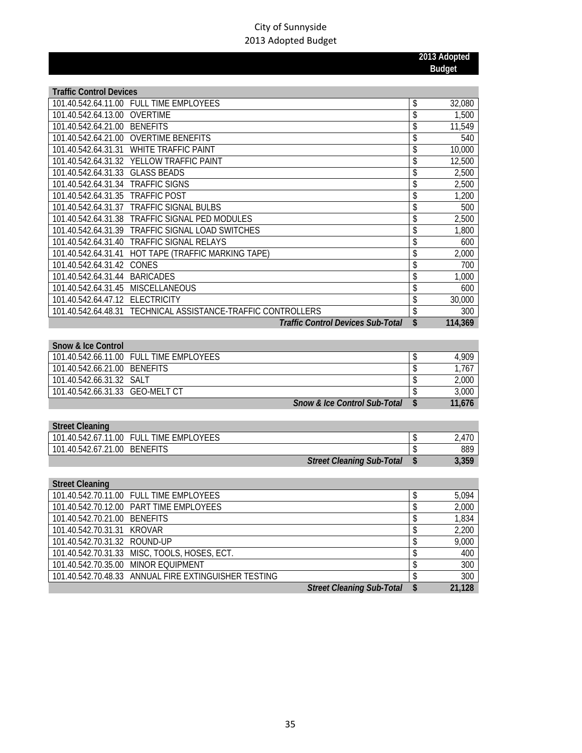City of Sunnyside
2013 Adopted Budget

| | | 2013 Adopted Budget |
|---|---|---|
| **Traffic Control Devices** | | |
| 101.40.542.64.11.00 | FULL TIME EMPLOYEES | $ 32,080 |
| 101.40.542.64.13.00 | OVERTIME | $ 1,500 |
| 101.40.542.64.21.00 | BENEFITS | $ 11,549 |
| 101.40.542.64.21.00 | OVERTIME BENEFITS | $ 540 |
| 101.40.542.64.31.31 | WHITE TRAFFIC PAINT | $ 10,000 |
| 101.40.542.64.31.32 | YELLOW TRAFFIC PAINT | $ 12,500 |
| 101.40.542.64.31.33 | GLASS BEADS | $ 2,500 |
| 101.40.542.64.31.34 | TRAFFIC SIGNS | $ 2,500 |
| 101.40.542.64.31.35 | TRAFFIC POST | $ 1,200 |
| 101.40.542.64.31.37 | TRAFFIC SIGNAL BULBS | $ 500 |
| 101.40.542.64.31.38 | TRAFFIC SIGNAL PED MODULES | $ 2,500 |
| 101.40.542.64.31.39 | TRAFFIC SIGNAL LOAD SWITCHES | $ 1,800 |
| 101.40.542.64.31.40 | TRAFFIC SIGNAL RELAYS | $ 600 |
| 101.40.542.64.31.41 | HOT TAPE (TRAFFIC MARKING TAPE) | $ 2,000 |
| 101.40.542.64.31.42 | CONES | $ 700 |
| 101.40.542.64.31.44 | BARICADES | $ 1,000 |
| 101.40.542.64.31.45 | MISCELLANEOUS | $ 600 |
| 101.40.542.64.47.12 | ELECTRICITY | $ 30,000 |
| 101.40.542.64.48.31 | TECHNICAL ASSISTANCE-TRAFFIC CONTROLLERS | $ 300 |
| | ***Traffic Control Devices Sub-Total*** | **$ 114,369** |
| **Snow & Ice Control** | | |
| 101.40.542.66.11.00 | FULL TIME EMPLOYEES | $ 4,909 |
| 101.40.542.66.21.00 | BENEFITS | $ 1,767 |
| 101.40.542.66.31.32 | SALT | $ 2,000 |
| 101.40.542.66.31.33 | GEO-MELT CT | $ 3,000 |
| | ***Snow & Ice Control Sub-Total*** | **$ 11,676** |
| **Street Cleaning** | | |
| 101.40.542.67.11.00 | FULL TIME EMPLOYEES | $ 2,470 |
| 101.40.542.67.21.00 | BENEFITS | $ 889 |
| | ***Street Cleaning Sub-Total*** | **$ 3,359** |
| **Street Cleaning** | | |
| 101.40.542.70.11.00 | FULL TIME EMPLOYEES | $ 5,094 |
| 101.40.542.70.12.00 | PART TIME EMPLOYEES | $ 2,000 |
| 101.40.542.70.21.00 | BENEFITS | $ 1,834 |
| 101.40.542.70.31.31 | KROVAR | $ 2,200 |
| 101.40.542.70.31.32 | ROUND-UP | $ 9,000 |
| 101.40.542.70.31.33 | MISC, TOOLS, HOSES, ECT. | $ 400 |
| 101.40.542.70.35.00 | MINOR EQUIPMENT | $ 300 |
| 101.40.542.70.48.33 | ANNUAL FIRE EXTINGUISHER TESTING | $ 300 |
| | ***Street Cleaning Sub-Total*** | **$ 21,128** |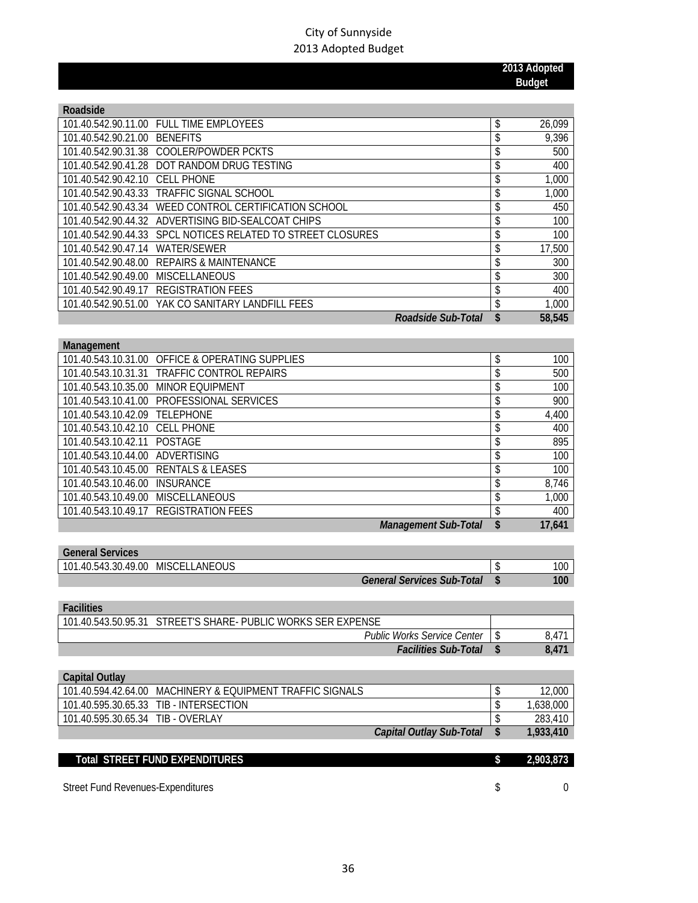City of Sunnyside
2013 Adopted Budget

| | | | 2013 Adopted Budget |
|---|---|---|---|
| **Roadside** | | | |
| 101.40.542.90.11.00 | FULL TIME EMPLOYEES | $ | 26,099 |
| 101.40.542.90.21.00 | BENEFITS | $ | 9,396 |
| 101.40.542.90.31.38 | COOLER/POWDER PCKTS | $ | 500 |
| 101.40.542.90.41.28 | DOT RANDOM DRUG TESTING | $ | 400 |
| 101.40.542.90.42.10 | CELL PHONE | $ | 1,000 |
| 101.40.542.90.43.33 | TRAFFIC SIGNAL SCHOOL | $ | 1,000 |
| 101.40.542.90.43.34 | WEED CONTROL CERTIFICATION SCHOOL | $ | 450 |
| 101.40.542.90.44.32 | ADVERTISING BID-SEALCOAT CHIPS | $ | 100 |
| 101.40.542.90.44.33 | SPCL NOTICES RELATED TO STREET CLOSURES | $ | 100 |
| 101.40.542.90.47.14 | WATER/SEWER | $ | 17,500 |
| 101.40.542.90.48.00 | REPAIRS & MAINTENANCE | $ | 300 |
| 101.40.542.90.49.00 | MISCELLANEOUS | $ | 300 |
| 101.40.542.90.49.17 | REGISTRATION FEES | $ | 400 |
| 101.40.542.90.51.00 | YAK CO SANITARY LANDFILL FEES | $ | 1,000 |
| | ***Roadside Sub-Total*** | **$** | **58,545** |
| **Management** | | | |
| 101.40.543.10.31.00 | OFFICE & OPERATING SUPPLIES | $ | 100 |
| 101.40.543.10.31.31 | TRAFFIC CONTROL REPAIRS | $ | 500 |
| 101.40.543.10.35.00 | MINOR EQUIPMENT | $ | 100 |
| 101.40.543.10.41.00 | PROFESSIONAL SERVICES | $ | 900 |
| 101.40.543.10.42.09 | TELEPHONE | $ | 4,400 |
| 101.40.543.10.42.10 | CELL PHONE | $ | 400 |
| 101.40.543.10.42.11 | POSTAGE | $ | 895 |
| 101.40.543.10.44.00 | ADVERTISING | $ | 100 |
| 101.40.543.10.45.00 | RENTALS & LEASES | $ | 100 |
| 101.40.543.10.46.00 | INSURANCE | $ | 8,746 |
| 101.40.543.10.49.00 | MISCELLANEOUS | $ | 1,000 |
| 101.40.543.10.49.17 | REGISTRATION FEES | $ | 400 |
| | ***Management Sub-Total*** | **$** | **17,641** |
| **General Services** | | | |
| 101.40.543.30.49.00 | MISCELLANEOUS | $ | 100 |
| | ***General Services Sub-Total*** | **$** | **100** |
| **Facilities** | | | |
| 101.40.543.50.95.31 | STREET'S SHARE- PUBLIC WORKS SER EXPENSE | | |
| | *Public Works Service Center* | $ | 8,471 |
| | ***Facilities Sub-Total*** | **$** | **8,471** |
| **Capital Outlay** | | | |
| 101.40.594.42.64.00 | MACHINERY & EQUIPMENT TRAFFIC SIGNALS | $ | 12,000 |
| 101.40.595.30.65.33 | TIB - INTERSECTION | $ | 1,638,000 |
| 101.40.595.30.65.34 | TIB - OVERLAY | $ | 283,410 |
| | ***Capital Outlay Sub-Total*** | **$** | **1,933,410** |
| **Total STREET FUND EXPENDITURES** | | **$** | **2,903,873** |
| Street Fund Revenues-Expenditures | | $ | 0 |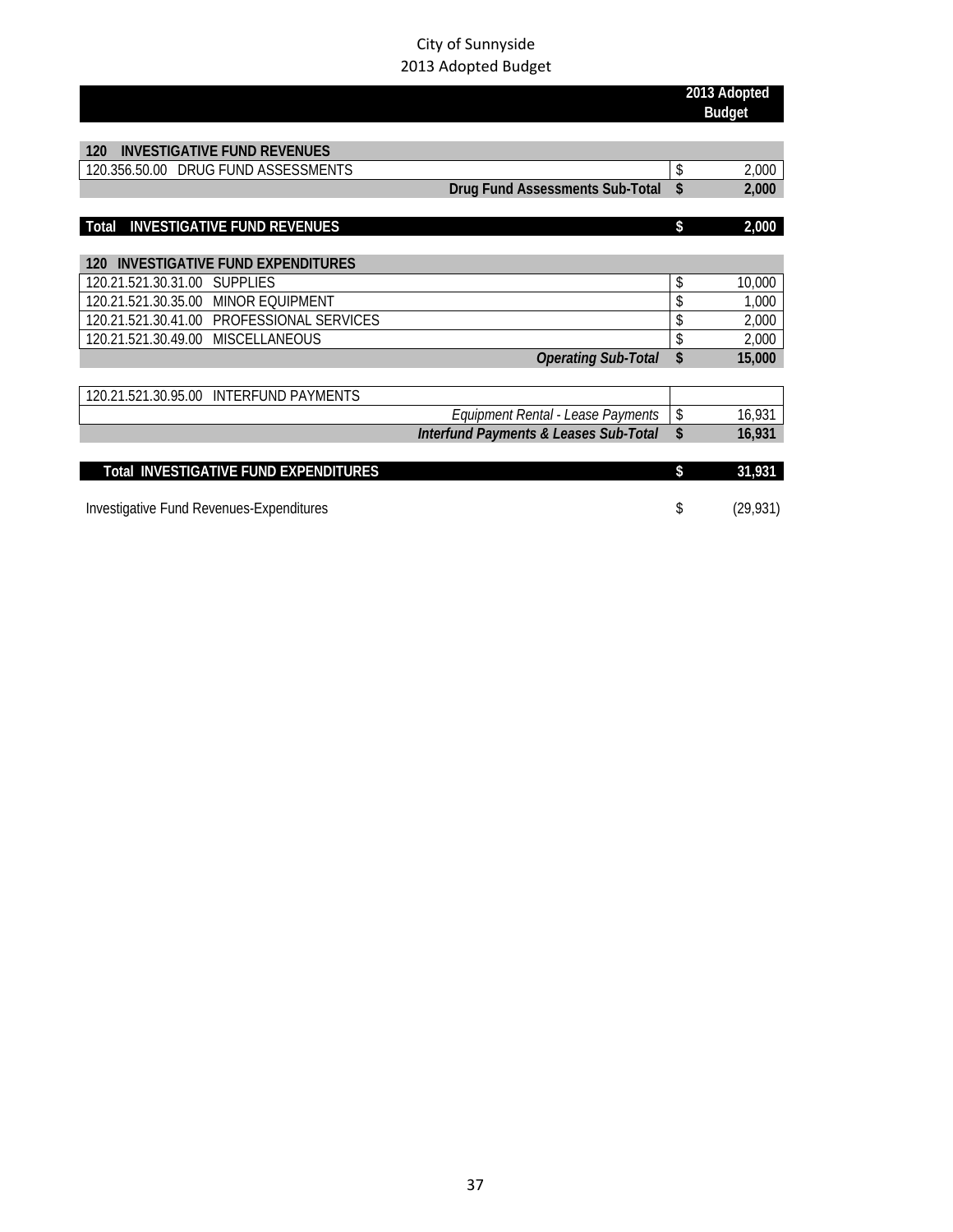City of Sunnyside
2013 Adopted Budget

| | 2013 Adopted Budget |
|---|---|
| **120 INVESTIGATIVE FUND REVENUES** | |
| 120.356.50.00 DRUG FUND ASSESSMENTS | $ 2,000 |
| **Drug Fund Assessments Sub-Total** | **$ 2,000** |
| **Total INVESTIGATIVE FUND REVENUES** | **$ 2,000** |
| **120 INVESTIGATIVE FUND EXPENDITURES** | |
| 120.21.521.30.31.00 SUPPLIES | $ 10,000 |
| 120.21.521.30.35.00 MINOR EQUIPMENT | $ 1,000 |
| 120.21.521.30.41.00 PROFESSIONAL SERVICES | $ 2,000 |
| 120.21.521.30.49.00 MISCELLANEOUS | $ 2,000 |
| ***Operating Sub-Total*** | **$ 15,000** |
| 120.21.521.30.95.00 INTERFUND PAYMENTS | |
| *Equipment Rental - Lease Payments* | $ 16,931 |
| ***Interfund Payments & Leases Sub-Total*** | **$ 16,931** |
| **Total INVESTIGATIVE FUND EXPENDITURES** | **$ 31,931** |
| Investigative Fund Revenues-Expenditures | $ (29,931) |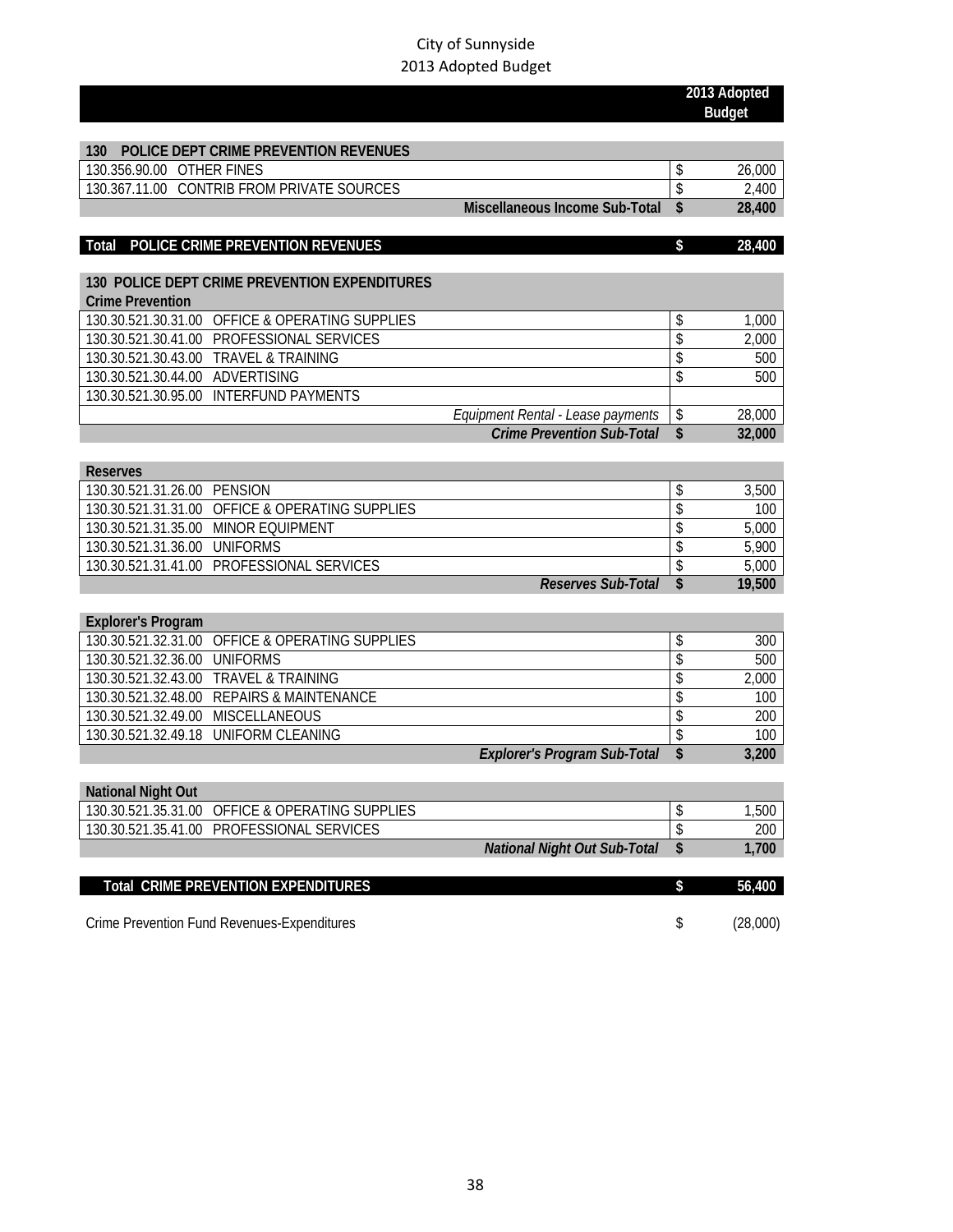City of Sunnyside
2013 Adopted Budget

| | | 2013 Adopted Budget |
|---|---|---|
| **130 POLICE DEPT CRIME PREVENTION REVENUES** | | |
| 130.356.90.00 OTHER FINES | $ | 26,000 |
| 130.367.11.00 CONTRIB FROM PRIVATE SOURCES | $ | 2,400 |
| **Miscellaneous Income Sub-Total** | **$** | **28,400** |
| | | |
| **Total POLICE CRIME PREVENTION REVENUES** | **$** | **28,400** |
| | | |
| **130 POLICE DEPT CRIME PREVENTION EXPENDITURES** | | |
| **Crime Prevention** | | |
| 130.30.521.30.31.00 OFFICE & OPERATING SUPPLIES | $ | 1,000 |
| 130.30.521.30.41.00 PROFESSIONAL SERVICES | $ | 2,000 |
| 130.30.521.30.43.00 TRAVEL & TRAINING | $ | 500 |
| 130.30.521.30.44.00 ADVERTISING | $ | 500 |
| 130.30.521.30.95.00 INTERFUND PAYMENTS | | |
| *Equipment Rental - Lease payments* | $ | 28,000 |
| ***Crime Prevention Sub-Total*** | **$** | **32,000** |
| | | |
| **Reserves** | | |
| 130.30.521.31.26.00 PENSION | $ | 3,500 |
| 130.30.521.31.31.00 OFFICE & OPERATING SUPPLIES | $ | 100 |
| 130.30.521.31.35.00 MINOR EQUIPMENT | $ | 5,000 |
| 130.30.521.31.36.00 UNIFORMS | $ | 5,900 |
| 130.30.521.31.41.00 PROFESSIONAL SERVICES | $ | 5,000 |
| ***Reserves Sub-Total*** | **$** | **19,500** |
| | | |
| **Explorer's Program** | | |
| 130.30.521.32.31.00 OFFICE & OPERATING SUPPLIES | $ | 300 |
| 130.30.521.32.36.00 UNIFORMS | $ | 500 |
| 130.30.521.32.43.00 TRAVEL & TRAINING | $ | 2,000 |
| 130.30.521.32.48.00 REPAIRS & MAINTENANCE | $ | 100 |
| 130.30.521.32.49.00 MISCELLANEOUS | $ | 200 |
| 130.30.521.32.49.18 UNIFORM CLEANING | $ | 100 |
| ***Explorer's Program Sub-Total*** | **$** | **3,200** |
| | | |
| **National Night Out** | | |
| 130.30.521.35.31.00 OFFICE & OPERATING SUPPLIES | $ | 1,500 |
| 130.30.521.35.41.00 PROFESSIONAL SERVICES | $ | 200 |
| ***National Night Out Sub-Total*** | **$** | **1,700** |
| | | |
| **Total CRIME PREVENTION EXPENDITURES** | **$** | **56,400** |
| | | |
| Crime Prevention Fund Revenues-Expenditures | $ | (28,000) |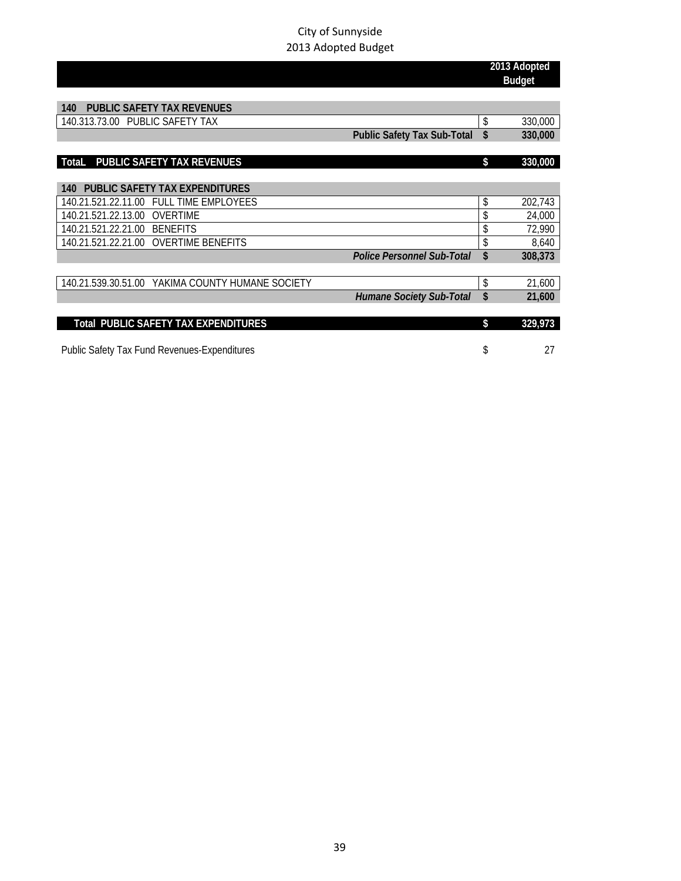City of Sunnyside
2013 Adopted Budget

| | | 2013 Adopted Budget |
|---|---|---|
| **140 PUBLIC SAFETY TAX REVENUES** | | |
| 140.313.73.00 PUBLIC SAFETY TAX | $ | 330,000 |
| **Public Safety Tax Sub-Total** | **$** | **330,000** |
| | | |
| **TotaL PUBLIC SAFETY TAX REVENUES** | **$** | **330,000** |
| | | |
| **140 PUBLIC SAFETY TAX EXPENDITURES** | | |
| 140.21.521.22.11.00 FULL TIME EMPLOYEES | $ | 202,743 |
| 140.21.521.22.13.00 OVERTIME | $ | 24,000 |
| 140.21.521.22.21.00 BENEFITS | $ | 72,990 |
| 140.21.521.22.21.00 OVERTIME BENEFITS | $ | 8,640 |
| ***Police Personnel Sub-Total*** | **$** | **308,373** |
| | | |
| 140.21.539.30.51.00 YAKIMA COUNTY HUMANE SOCIETY | $ | 21,600 |
| ***Humane Society Sub-Total*** | **$** | **21,600** |
| | | |
| **Total PUBLIC SAFETY TAX EXPENDITURES** | **$** | **329,973** |
| | | |
| Public Safety Tax Fund Revenues-Expenditures | $ | 27 |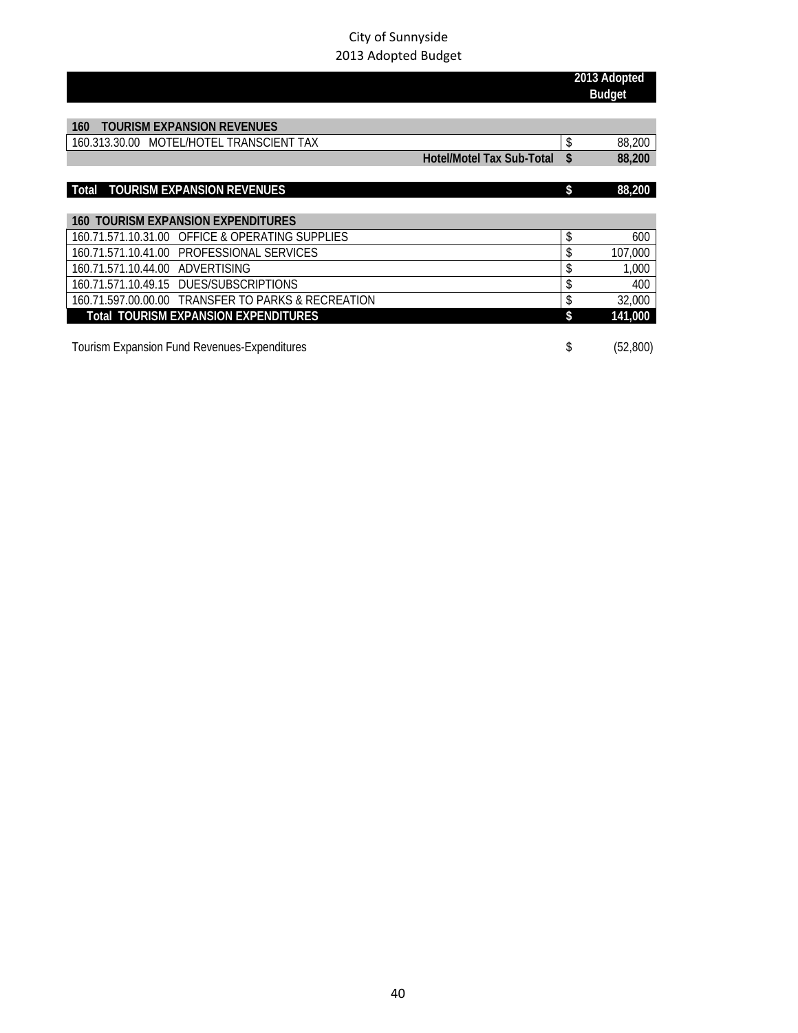# City of Sunnyside
## 2013 Adopted Budget

| | | 2013 Adopted Budget |
|---|---|---|
| **160 TOURISM EXPANSION REVENUES** | | |
| 160.313.30.00 MOTEL/HOTEL TRANSCIENT TAX | $ | 88,200 |
| **Hotel/Motel Tax Sub-Total** | **$** | **88,200** |
| | | |
| **Total TOURISM EXPANSION REVENUES** | **$** | **88,200** |
| | | |
| **160 TOURISM EXPANSION EXPENDITURES** | | |
| 160.71.571.10.31.00 OFFICE & OPERATING SUPPLIES | $ | 600 |
| 160.71.571.10.41.00 PROFESSIONAL SERVICES | $ | 107,000 |
| 160.71.571.10.44.00 ADVERTISING | $ | 1,000 |
| 160.71.571.10.49.15 DUES/SUBSCRIPTIONS | $ | 400 |
| 160.71.597.00.00.00 TRANSFER TO PARKS & RECREATION | $ | 32,000 |
| **Total TOURISM EXPANSION EXPENDITURES** | **$** | **141,000** |
| | | |
| Tourism Expansion Fund Revenues-Expenditures | $ | (52,800) |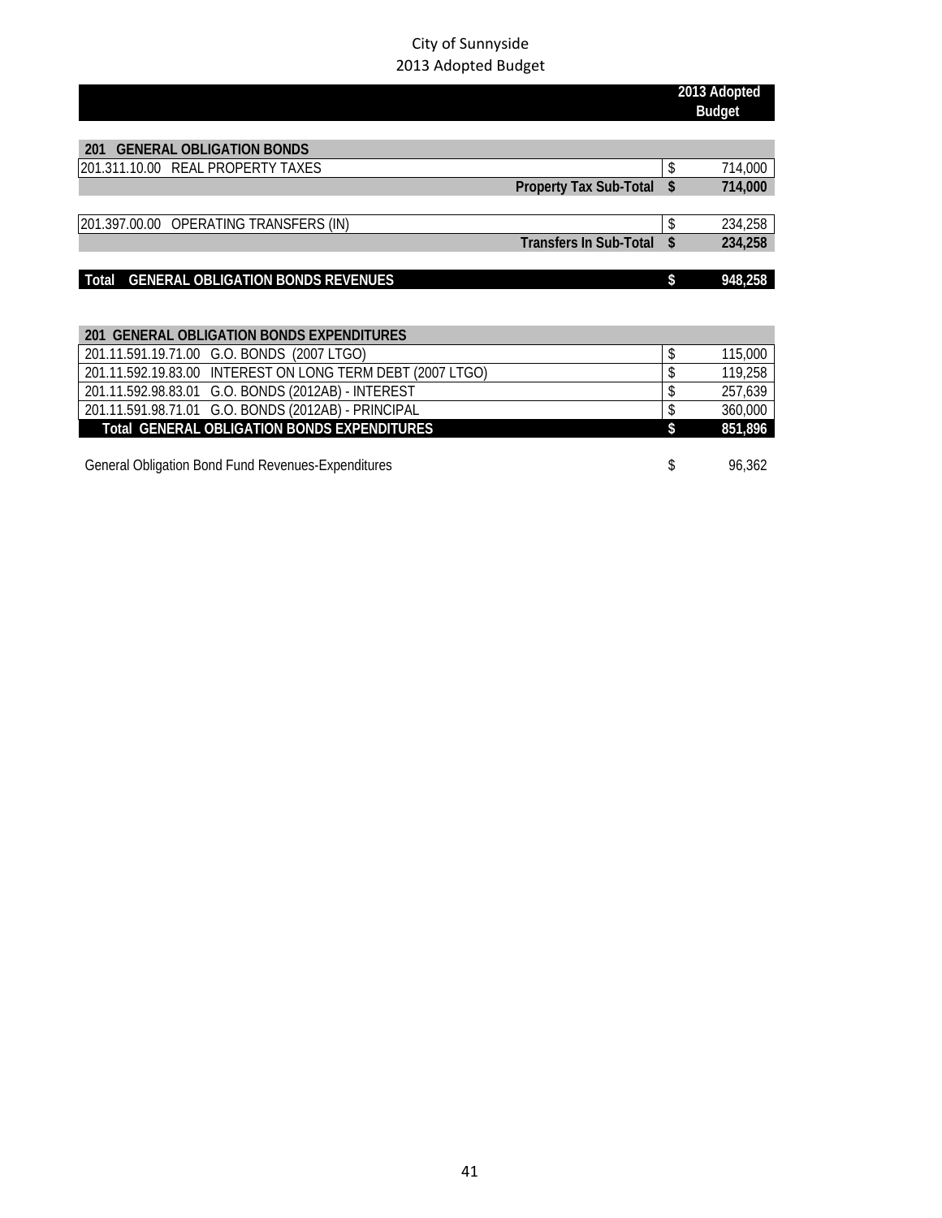City of Sunnyside
2013 Adopted Budget

| | | 2013 Adopted Budget |
|---|---|---|
| **201 GENERAL OBLIGATION BONDS** | | |
| 201.311.10.00 REAL PROPERTY TAXES | $ | 714,000 |
| **Property Tax Sub-Total** | **$** | **714,000** |
| | | |
| 201.397.00.00 OPERATING TRANSFERS (IN) | $ | 234,258 |
| **Transfers In Sub-Total** | **$** | **234,258** |
| | | |
| **Total GENERAL OBLIGATION BONDS REVENUES** | **$** | **948,258** |

| | | |
|---|---|---|
| **201 GENERAL OBLIGATION BONDS EXPENDITURES** | | |
| 201.11.591.19.71.00 G.O. BONDS (2007 LTGO) | $ | 115,000 |
| 201.11.592.19.83.00 INTEREST ON LONG TERM DEBT (2007 LTGO) | $ | 119,258 |
| 201.11.592.98.83.01 G.O. BONDS (2012AB) - INTEREST | $ | 257,639 |
| 201.11.591.98.71.01 G.O. BONDS (2012AB) - PRINCIPAL | $ | 360,000 |
| **Total GENERAL OBLIGATION BONDS EXPENDITURES** | **$** | **851,896** |
| | | |
| General Obligation Bond Fund Revenues-Expenditures | $ | 96,362 |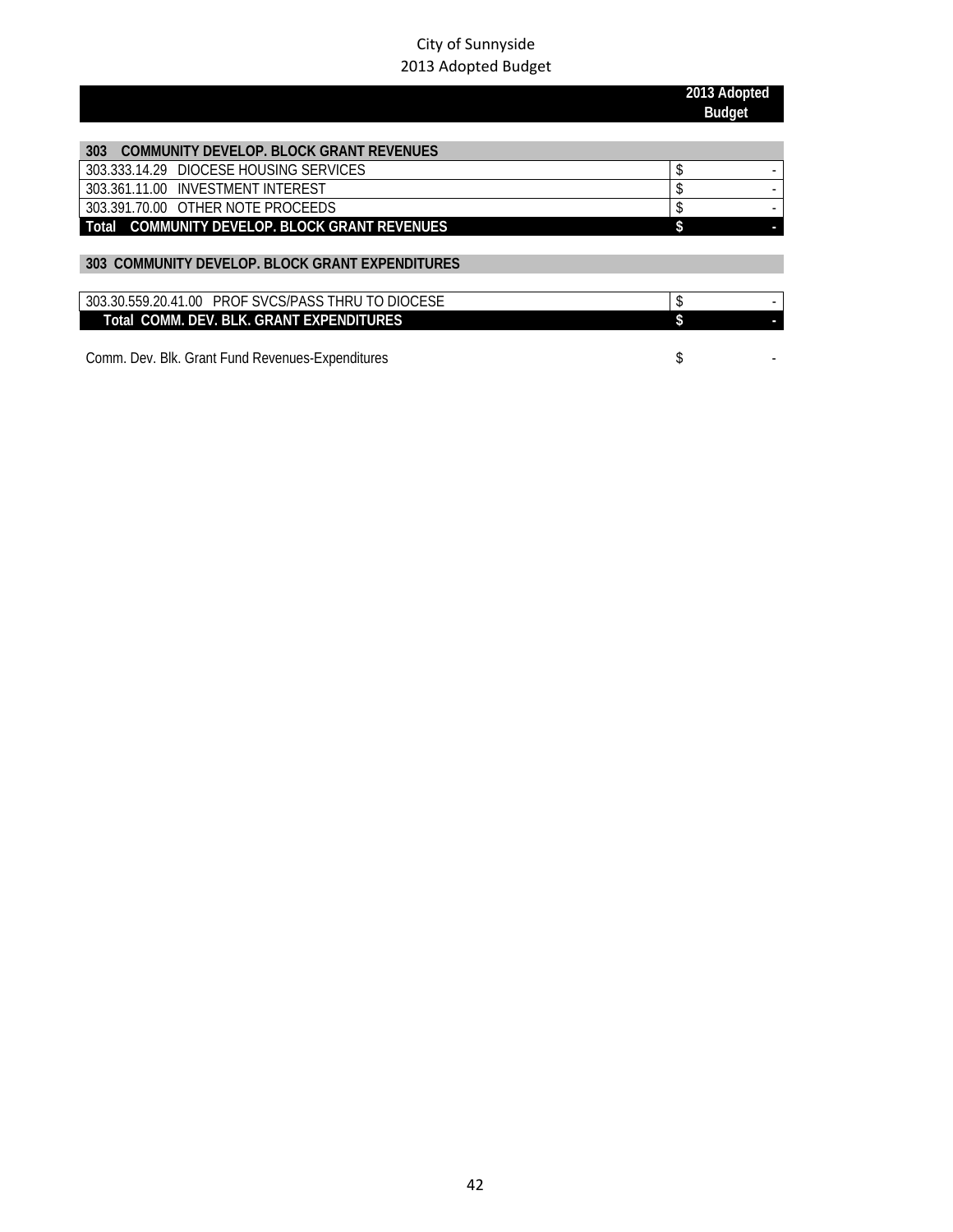# City of Sunnyside
## 2013 Adopted Budget

| | 2013 Adopted Budget |
|---|---|
| **303 COMMUNITY DEVELOP. BLOCK GRANT REVENUES** | |
| 303.333.14.29 DIOCESE HOUSING SERVICES | $ - |
| 303.361.11.00 INVESTMENT INTEREST | $ - |
| 303.391.70.00 OTHER NOTE PROCEEDS | $ - |
| **Total COMMUNITY DEVELOP. BLOCK GRANT REVENUES** | **$ -** |
| **303 COMMUNITY DEVELOP. BLOCK GRANT EXPENDITURES** | |
| 303.30.559.20.41.00 PROF SVCS/PASS THRU TO DIOCESE | $ - |
| **Total COMM. DEV. BLK. GRANT EXPENDITURES** | **$ -** |
| Comm. Dev. Blk. Grant Fund Revenues-Expenditures | $ - |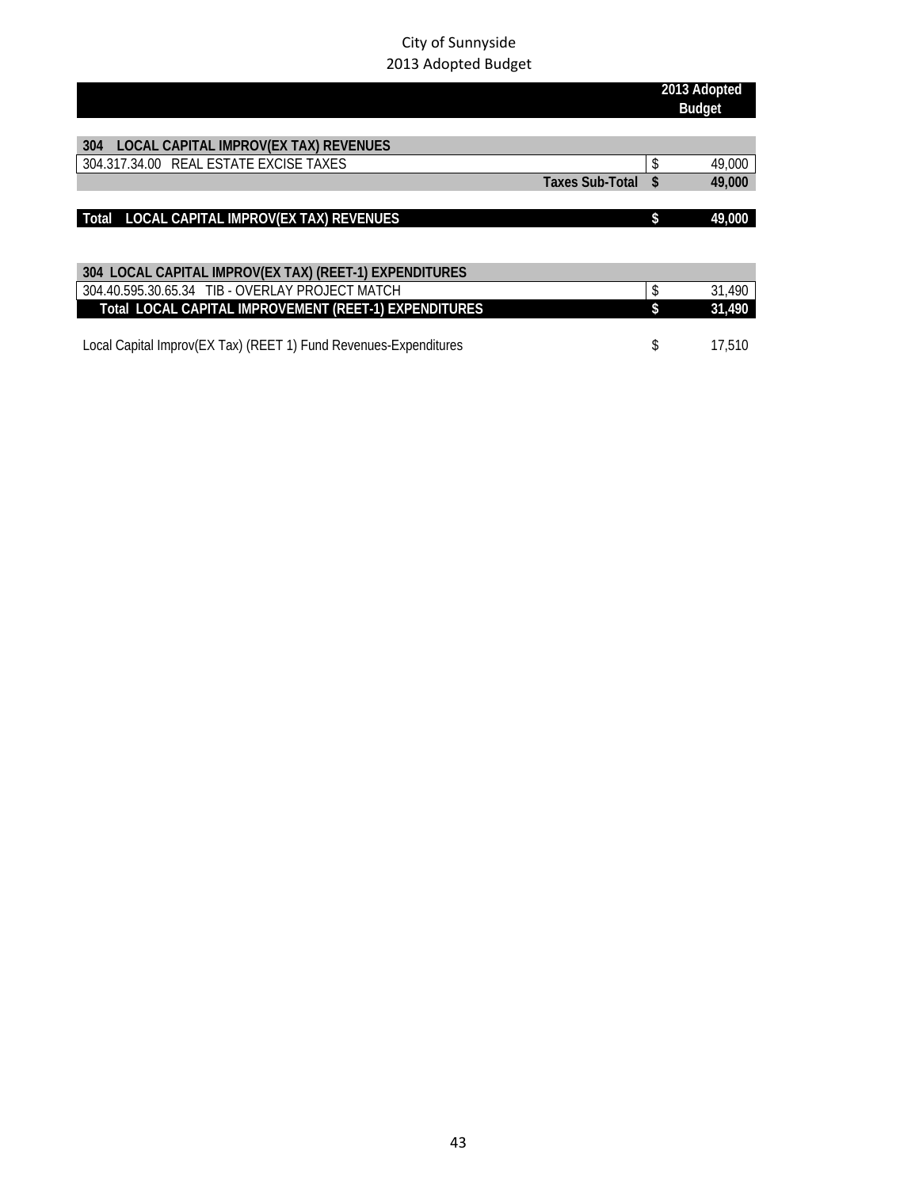City of Sunnyside
2013 Adopted Budget

| | | 2013 Adopted Budget |
|---|---|---|
| **304 LOCAL CAPITAL IMPROV(EX TAX) REVENUES** | | |
| 304.317.34.00 REAL ESTATE EXCISE TAXES | $ | 49,000 |
| **Taxes Sub-Total** | **$** | **49,000** |
| | | |
| **Total LOCAL CAPITAL IMPROV(EX TAX) REVENUES** | **$** | **49,000** |
| | | |
| **304 LOCAL CAPITAL IMPROV(EX TAX) (REET-1) EXPENDITURES** | | |
| 304.40.595.30.65.34 TIB - OVERLAY PROJECT MATCH | $ | 31,490 |
| **Total LOCAL CAPITAL IMPROVEMENT (REET-1) EXPENDITURES** | **$** | **31,490** |
| | | |
| Local Capital Improv(EX Tax) (REET 1) Fund Revenues-Expenditures | $ | 17,510 |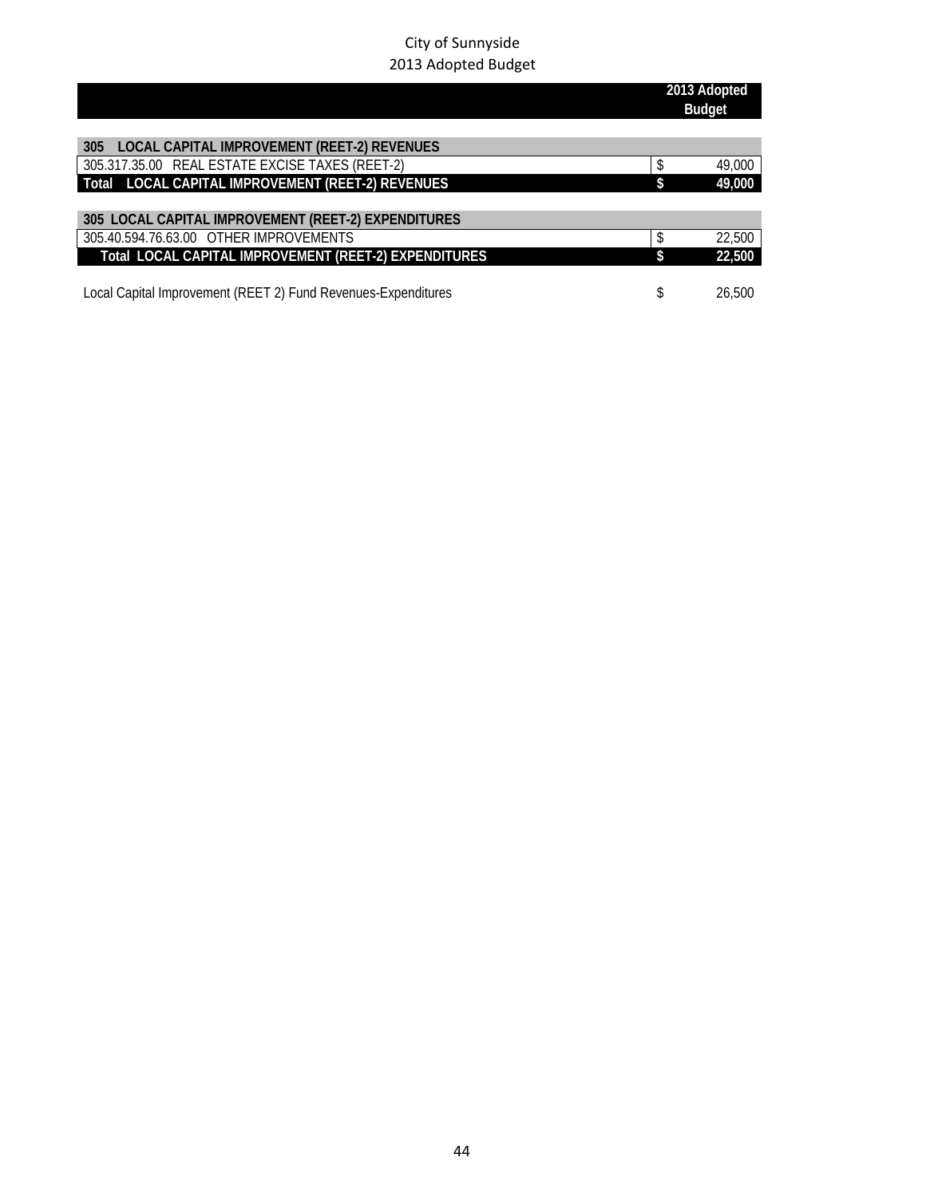City of Sunnyside
2013 Adopted Budget

| | 2013 Adopted Budget |
|---|---|
| **305 LOCAL CAPITAL IMPROVEMENT (REET-2) REVENUES** | |
| 305.317.35.00 REAL ESTATE EXCISE TAXES (REET-2) | $ 49,000 |
| **Total LOCAL CAPITAL IMPROVEMENT (REET-2) REVENUES** | **$ 49,000** |
| **305 LOCAL CAPITAL IMPROVEMENT (REET-2) EXPENDITURES** | |
| 305.40.594.76.63.00 OTHER IMPROVEMENTS | $ 22,500 |
| **Total LOCAL CAPITAL IMPROVEMENT (REET-2) EXPENDITURES** | **$ 22,500** |
| Local Capital Improvement (REET 2) Fund Revenues-Expenditures | $ 26,500 |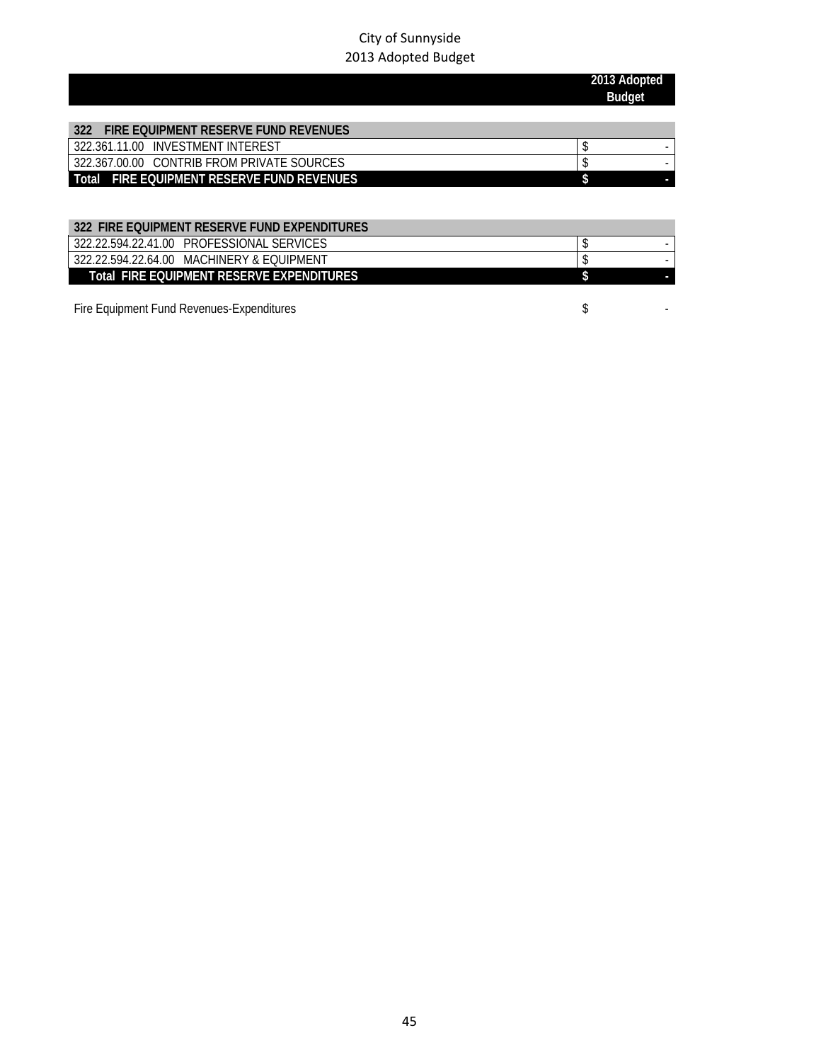City of Sunnyside
2013 Adopted Budget

| | 2013 Adopted Budget |
|---|---|
| **322 FIRE EQUIPMENT RESERVE FUND REVENUES** | |
| 322.361.11.00 INVESTMENT INTEREST | $ - |
| 322.367.00.00 CONTRIB FROM PRIVATE SOURCES | $ - |
| **Total FIRE EQUIPMENT RESERVE FUND REVENUES** | **$ -** |

| | 2013 Adopted Budget |
|---|---|
| **322 FIRE EQUIPMENT RESERVE FUND EXPENDITURES** | |
| 322.22.594.22.41.00 PROFESSIONAL SERVICES | $ - |
| 322.22.594.22.64.00 MACHINERY & EQUIPMENT | $ - |
| **Total FIRE EQUIPMENT RESERVE EXPENDITURES** | **$ -** |

| | |
|---|---|
| Fire Equipment Fund Revenues-Expenditures | $ - |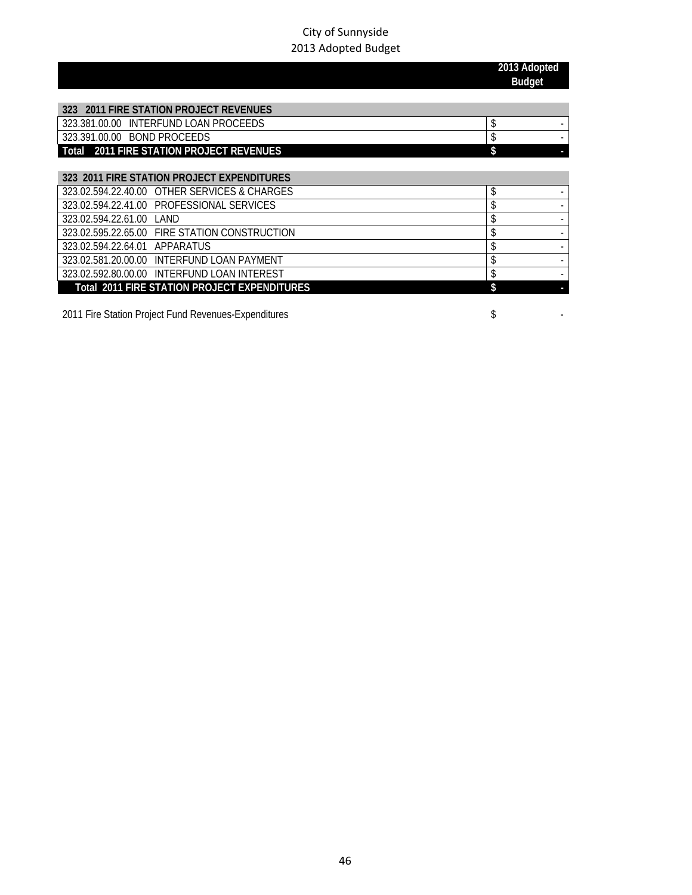City of Sunnyside
2013 Adopted Budget

| | 2013 Adopted Budget |
|---|---|
| **323 2011 FIRE STATION PROJECT REVENUES** | |
| 323.381.00.00 INTERFUND LOAN PROCEEDS | $ - |
| 323.391.00.00 BOND PROCEEDS | $ - |
| **Total 2011 FIRE STATION PROJECT REVENUES** | **$ -** |
| | |
| **323 2011 FIRE STATION PROJECT EXPENDITURES** | |
| 323.02.594.22.40.00 OTHER SERVICES & CHARGES | $ - |
| 323.02.594.22.41.00 PROFESSIONAL SERVICES | $ - |
| 323.02.594.22.61.00 LAND | $ - |
| 323.02.595.22.65.00 FIRE STATION CONSTRUCTION | $ - |
| 323.02.594.22.64.01 APPARATUS | $ - |
| 323.02.581.20.00.00 INTERFUND LOAN PAYMENT | $ - |
| 323.02.592.80.00.00 INTERFUND LOAN INTEREST | $ - |
| **Total 2011 FIRE STATION PROJECT EXPENDITURES** | **$ -** |
| | |
| 2011 Fire Station Project Fund Revenues-Expenditures | $ - |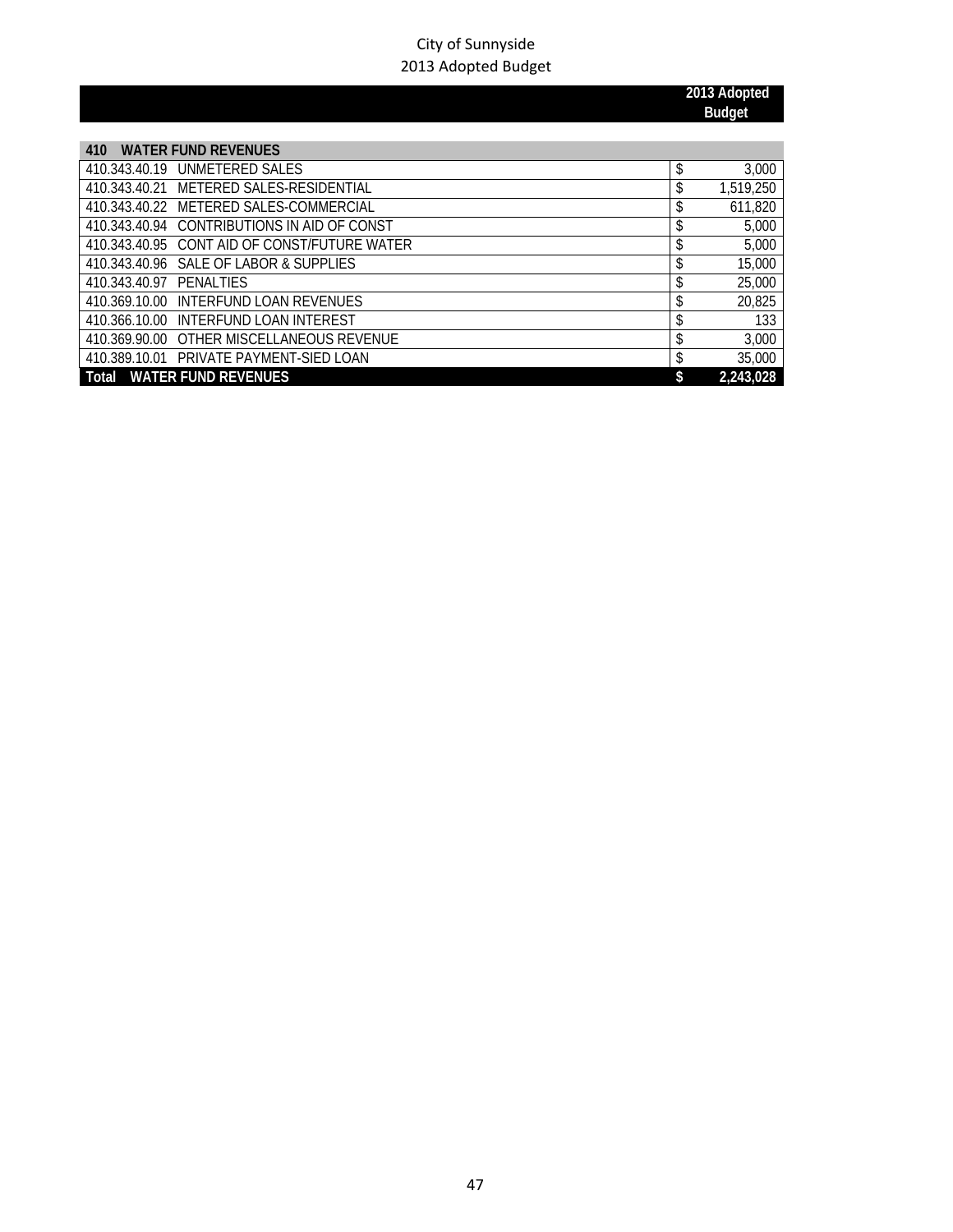City of Sunnyside
2013 Adopted Budget

| | | 2013 Adopted Budget |
|---|---|---|
| **410** | **WATER FUND REVENUES** | |
| 410.343.40.19 | UNMETERED SALES | $ 3,000 |
| 410.343.40.21 | METERED SALES-RESIDENTIAL | $ 1,519,250 |
| 410.343.40.22 | METERED SALES-COMMERCIAL | $ 611,820 |
| 410.343.40.94 | CONTRIBUTIONS IN AID OF CONST | $ 5,000 |
| 410.343.40.95 | CONT AID OF CONST/FUTURE WATER | $ 5,000 |
| 410.343.40.96 | SALE OF LABOR & SUPPLIES | $ 15,000 |
| 410.343.40.97 | PENALTIES | $ 25,000 |
| 410.369.10.00 | INTERFUND LOAN REVENUES | $ 20,825 |
| 410.366.10.00 | INTERFUND LOAN INTEREST | $ 133 |
| 410.369.90.00 | OTHER MISCELLANEOUS REVENUE | $ 3,000 |
| 410.389.10.01 | PRIVATE PAYMENT-SIED LOAN | $ 35,000 |
| **Total** | **WATER FUND REVENUES** | **$ 2,243,028** |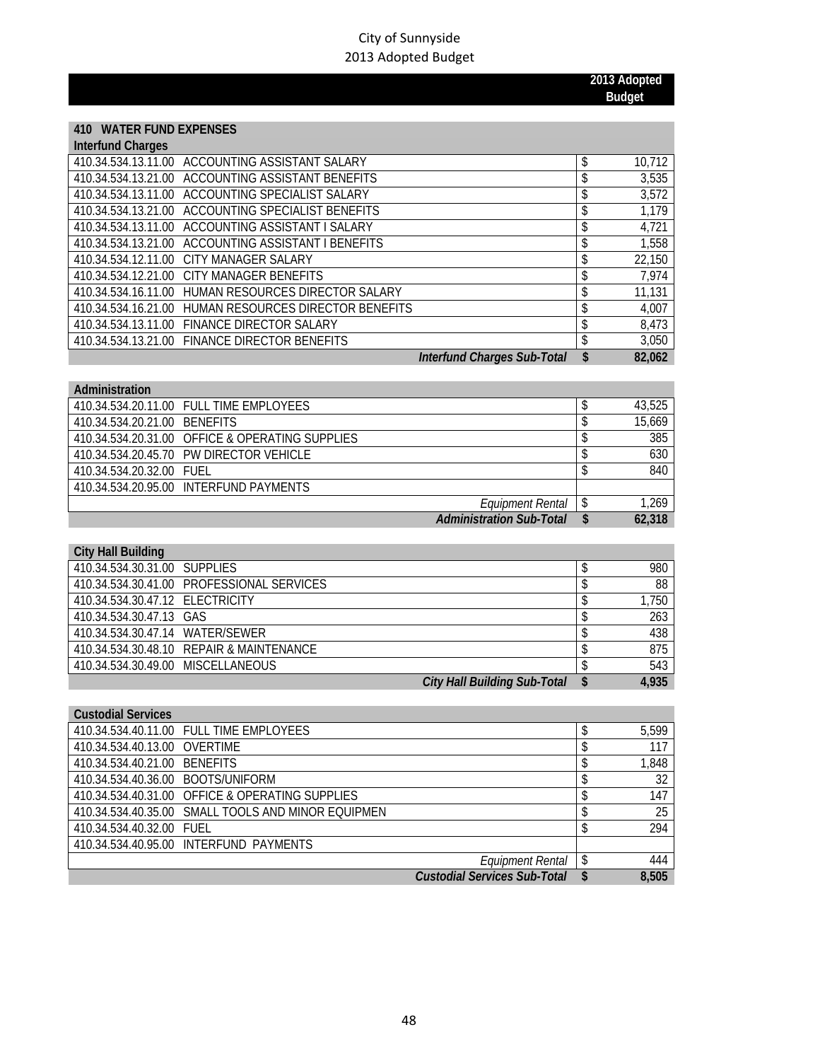City of Sunnyside
2013 Adopted Budget

| | | 2013 Adopted Budget |
|---|---|---|
| **410 WATER FUND EXPENSES** | | |
| **Interfund Charges** | | |
| 410.34.534.13.11.00 | ACCOUNTING ASSISTANT SALARY | $ 10,712 |
| 410.34.534.13.21.00 | ACCOUNTING ASSISTANT BENEFITS | $ 3,535 |
| 410.34.534.13.11.00 | ACCOUNTING SPECIALIST SALARY | $ 3,572 |
| 410.34.534.13.21.00 | ACCOUNTING SPECIALIST BENEFITS | $ 1,179 |
| 410.34.534.13.11.00 | ACCOUNTING ASSISTANT I SALARY | $ 4,721 |
| 410.34.534.13.21.00 | ACCOUNTING ASSISTANT I BENEFITS | $ 1,558 |
| 410.34.534.12.11.00 | CITY MANAGER SALARY | $ 22,150 |
| 410.34.534.12.21.00 | CITY MANAGER BENEFITS | $ 7,974 |
| 410.34.534.16.11.00 | HUMAN RESOURCES DIRECTOR SALARY | $ 11,131 |
| 410.34.534.16.21.00 | HUMAN RESOURCES DIRECTOR BENEFITS | $ 4,007 |
| 410.34.534.13.11.00 | FINANCE DIRECTOR SALARY | $ 8,473 |
| 410.34.534.13.21.00 | FINANCE DIRECTOR BENEFITS | $ 3,050 |
| | ***Interfund Charges Sub-Total*** | **$ 82,062** |
| **Administration** | | |
| 410.34.534.20.11.00 | FULL TIME EMPLOYEES | $ 43,525 |
| 410.34.534.20.21.00 | BENEFITS | $ 15,669 |
| 410.34.534.20.31.00 | OFFICE & OPERATING SUPPLIES | $ 385 |
| 410.34.534.20.45.70 | PW DIRECTOR VEHICLE | $ 630 |
| 410.34.534.20.32.00 | FUEL | $ 840 |
| 410.34.534.20.95.00 | INTERFUND PAYMENTS | |
| | *Equipment Rental* | $ 1,269 |
| | ***Administration Sub-Total*** | **$ 62,318** |
| **City Hall Building** | | |
| 410.34.534.30.31.00 | SUPPLIES | $ 980 |
| 410.34.534.30.41.00 | PROFESSIONAL SERVICES | $ 88 |
| 410.34.534.30.47.12 | ELECTRICITY | $ 1,750 |
| 410.34.534.30.47.13 | GAS | $ 263 |
| 410.34.534.30.47.14 | WATER/SEWER | $ 438 |
| 410.34.534.30.48.10 | REPAIR & MAINTENANCE | $ 875 |
| 410.34.534.30.49.00 | MISCELLANEOUS | $ 543 |
| | ***City Hall Building Sub-Total*** | **$ 4,935** |
| **Custodial Services** | | |
| 410.34.534.40.11.00 | FULL TIME EMPLOYEES | $ 5,599 |
| 410.34.534.40.13.00 | OVERTIME | $ 117 |
| 410.34.534.40.21.00 | BENEFITS | $ 1,848 |
| 410.34.534.40.36.00 | BOOTS/UNIFORM | $ 32 |
| 410.34.534.40.31.00 | OFFICE & OPERATING SUPPLIES | $ 147 |
| 410.34.534.40.35.00 | SMALL TOOLS AND MINOR EQUIPMEN | $ 25 |
| 410.34.534.40.32.00 | FUEL | $ 294 |
| 410.34.534.40.95.00 | INTERFUND PAYMENTS | |
| | *Equipment Rental* | $ 444 |
| | ***Custodial Services Sub-Total*** | **$ 8,505** |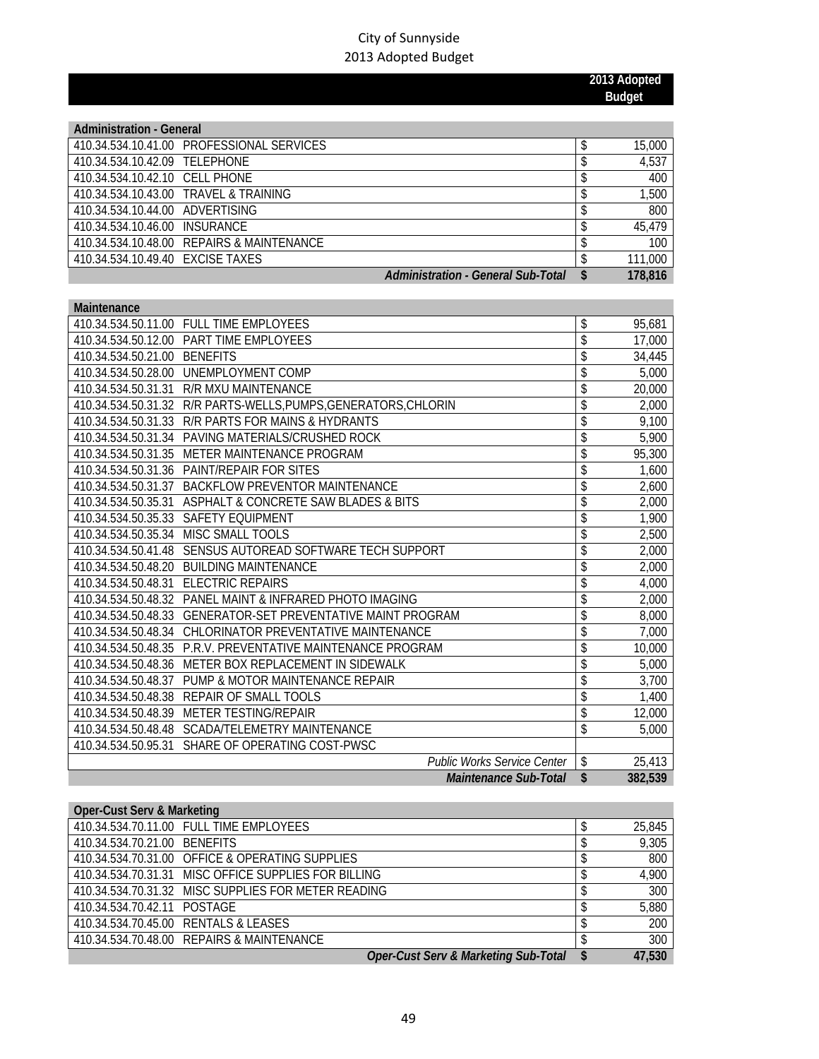City of Sunnyside
2013 Adopted Budget

| | | 2013 Adopted Budget |
|---|---|---|
| **Administration - General** | | |
| 410.34.534.10.41.00 | PROFESSIONAL SERVICES | $ 15,000 |
| 410.34.534.10.42.09 | TELEPHONE | $ 4,537 |
| 410.34.534.10.42.10 | CELL PHONE | $ 400 |
| 410.34.534.10.43.00 | TRAVEL & TRAINING | $ 1,500 |
| 410.34.534.10.44.00 | ADVERTISING | $ 800 |
| 410.34.534.10.46.00 | INSURANCE | $ 45,479 |
| 410.34.534.10.48.00 | REPAIRS & MAINTENANCE | $ 100 |
| 410.34.534.10.49.40 | EXCISE TAXES | $ 111,000 |
| | ***Administration - General Sub-Total*** | **$ 178,816** |
| **Maintenance** | | |
| 410.34.534.50.11.00 | FULL TIME EMPLOYEES | $ 95,681 |
| 410.34.534.50.12.00 | PART TIME EMPLOYEES | $ 17,000 |
| 410.34.534.50.21.00 | BENEFITS | $ 34,445 |
| 410.34.534.50.28.00 | UNEMPLOYMENT COMP | $ 5,000 |
| 410.34.534.50.31.31 | R/R MXU MAINTENANCE | $ 20,000 |
| 410.34.534.50.31.32 | R/R PARTS-WELLS,PUMPS,GENERATORS,CHLORIN | $ 2,000 |
| 410.34.534.50.31.33 | R/R PARTS FOR MAINS & HYDRANTS | $ 9,100 |
| 410.34.534.50.31.34 | PAVING MATERIALS/CRUSHED ROCK | $ 5,900 |
| 410.34.534.50.31.35 | METER MAINTENANCE PROGRAM | $ 95,300 |
| 410.34.534.50.31.36 | PAINT/REPAIR FOR SITES | $ 1,600 |
| 410.34.534.50.31.37 | BACKFLOW PREVENTOR MAINTENANCE | $ 2,600 |
| 410.34.534.50.35.31 | ASPHALT & CONCRETE SAW BLADES & BITS | $ 2,000 |
| 410.34.534.50.35.33 | SAFETY EQUIPMENT | $ 1,900 |
| 410.34.534.50.35.34 | MISC SMALL TOOLS | $ 2,500 |
| 410.34.534.50.41.48 | SENSUS AUTOREAD SOFTWARE TECH SUPPORT | $ 2,000 |
| 410.34.534.50.48.20 | BUILDING MAINTENANCE | $ 2,000 |
| 410.34.534.50.48.31 | ELECTRIC REPAIRS | $ 4,000 |
| 410.34.534.50.48.32 | PANEL MAINT & INFRARED PHOTO IMAGING | $ 2,000 |
| 410.34.534.50.48.33 | GENERATOR-SET PREVENTATIVE MAINT PROGRAM | $ 8,000 |
| 410.34.534.50.48.34 | CHLORINATOR PREVENTATIVE MAINTENANCE | $ 7,000 |
| 410.34.534.50.48.35 | P.R.V. PREVENTATIVE MAINTENANCE PROGRAM | $ 10,000 |
| 410.34.534.50.48.36 | METER BOX REPLACEMENT IN SIDEWALK | $ 5,000 |
| 410.34.534.50.48.37 | PUMP & MOTOR MAINTENANCE REPAIR | $ 3,700 |
| 410.34.534.50.48.38 | REPAIR OF SMALL TOOLS | $ 1,400 |
| 410.34.534.50.48.39 | METER TESTING/REPAIR | $ 12,000 |
| 410.34.534.50.48.48 | SCADA/TELEMETRY MAINTENANCE | $ 5,000 |
| 410.34.534.50.95.31 | SHARE OF OPERATING COST-PWSC | |
| | *Public Works Service Center* | $ 25,413 |
| | ***Maintenance Sub-Total*** | **$ 382,539** |
| **Oper-Cust Serv & Marketing** | | |
| 410.34.534.70.11.00 | FULL TIME EMPLOYEES | $ 25,845 |
| 410.34.534.70.21.00 | BENEFITS | $ 9,305 |
| 410.34.534.70.31.00 | OFFICE & OPERATING SUPPLIES | $ 800 |
| 410.34.534.70.31.31 | MISC OFFICE SUPPLIES FOR BILLING | $ 4,900 |
| 410.34.534.70.31.32 | MISC SUPPLIES FOR METER READING | $ 300 |
| 410.34.534.70.42.11 | POSTAGE | $ 5,880 |
| 410.34.534.70.45.00 | RENTALS & LEASES | $ 200 |
| 410.34.534.70.48.00 | REPAIRS & MAINTENANCE | $ 300 |
| | ***Oper-Cust Serv & Marketing Sub-Total*** | **$ 47,530** |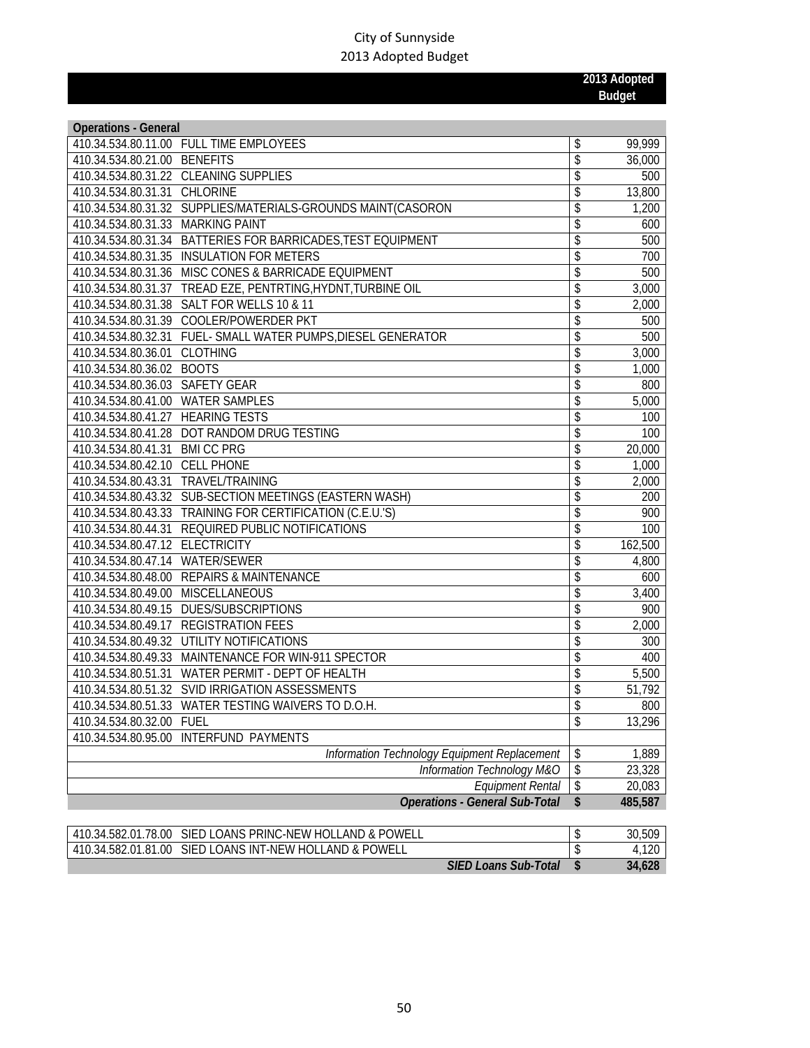City of Sunnyside
2013 Adopted Budget

| Account | Description | 2013 Adopted Budget |
|---|---|---|
| **Operations - General** | | |
| 410.34.534.80.11.00 | FULL TIME EMPLOYEES | $ 99,999 |
| 410.34.534.80.21.00 | BENEFITS | $ 36,000 |
| 410.34.534.80.31.22 | CLEANING SUPPLIES | $ 500 |
| 410.34.534.80.31.31 | CHLORINE | $ 13,800 |
| 410.34.534.80.31.32 | SUPPLIES/MATERIALS-GROUNDS MAINT(CASORON | $ 1,200 |
| 410.34.534.80.31.33 | MARKING PAINT | $ 600 |
| 410.34.534.80.31.34 | BATTERIES FOR BARRICADES,TEST EQUIPMENT | $ 500 |
| 410.34.534.80.31.35 | INSULATION FOR METERS | $ 700 |
| 410.34.534.80.31.36 | MISC CONES & BARRICADE EQUIPMENT | $ 500 |
| 410.34.534.80.31.37 | TREAD EZE, PENTRTING,HYDNT,TURBINE OIL | $ 3,000 |
| 410.34.534.80.31.38 | SALT FOR WELLS 10 & 11 | $ 2,000 |
| 410.34.534.80.31.39 | COOLER/POWERDER PKT | $ 500 |
| 410.34.534.80.32.31 | FUEL- SMALL WATER PUMPS,DIESEL GENERATOR | $ 500 |
| 410.34.534.80.36.01 | CLOTHING | $ 3,000 |
| 410.34.534.80.36.02 | BOOTS | $ 1,000 |
| 410.34.534.80.36.03 | SAFETY GEAR | $ 800 |
| 410.34.534.80.41.00 | WATER SAMPLES | $ 5,000 |
| 410.34.534.80.41.27 | HEARING TESTS | $ 100 |
| 410.34.534.80.41.28 | DOT RANDOM DRUG TESTING | $ 100 |
| 410.34.534.80.41.31 | BMI CC PRG | $ 20,000 |
| 410.34.534.80.42.10 | CELL PHONE | $ 1,000 |
| 410.34.534.80.43.31 | TRAVEL/TRAINING | $ 2,000 |
| 410.34.534.80.43.32 | SUB-SECTION MEETINGS (EASTERN WASH) | $ 200 |
| 410.34.534.80.43.33 | TRAINING FOR CERTIFICATION (C.E.U.'S) | $ 900 |
| 410.34.534.80.44.31 | REQUIRED PUBLIC NOTIFICATIONS | $ 100 |
| 410.34.534.80.47.12 | ELECTRICITY | $ 162,500 |
| 410.34.534.80.47.14 | WATER/SEWER | $ 4,800 |
| 410.34.534.80.48.00 | REPAIRS & MAINTENANCE | $ 600 |
| 410.34.534.80.49.00 | MISCELLANEOUS | $ 3,400 |
| 410.34.534.80.49.15 | DUES/SUBSCRIPTIONS | $ 900 |
| 410.34.534.80.49.17 | REGISTRATION FEES | $ 2,000 |
| 410.34.534.80.49.32 | UTILITY NOTIFICATIONS | $ 300 |
| 410.34.534.80.49.33 | MAINTENANCE FOR WIN-911 SPECTOR | $ 400 |
| 410.34.534.80.51.31 | WATER PERMIT - DEPT OF HEALTH | $ 5,500 |
| 410.34.534.80.51.32 | SVID IRRIGATION ASSESSMENTS | $ 51,792 |
| 410.34.534.80.51.33 | WATER TESTING WAIVERS TO D.O.H. | $ 800 |
| 410.34.534.80.32.00 | FUEL | $ 13,296 |
| 410.34.534.80.95.00 | INTERFUND PAYMENTS | |
| | *Information Technology Equipment Replacement* | $ 1,889 |
| | *Information Technology M&O* | $ 23,328 |
| | *Equipment Rental* | $ 20,083 |
| | ***Operations - General Sub-Total*** | **$ 485,587** |
| | | |
| 410.34.582.01.78.00 | SIED LOANS PRINC-NEW HOLLAND & POWELL | $ 30,509 |
| 410.34.582.01.81.00 | SIED LOANS INT-NEW HOLLAND & POWELL | $ 4,120 |
| | ***SIED Loans Sub-Total*** | **$ 34,628** |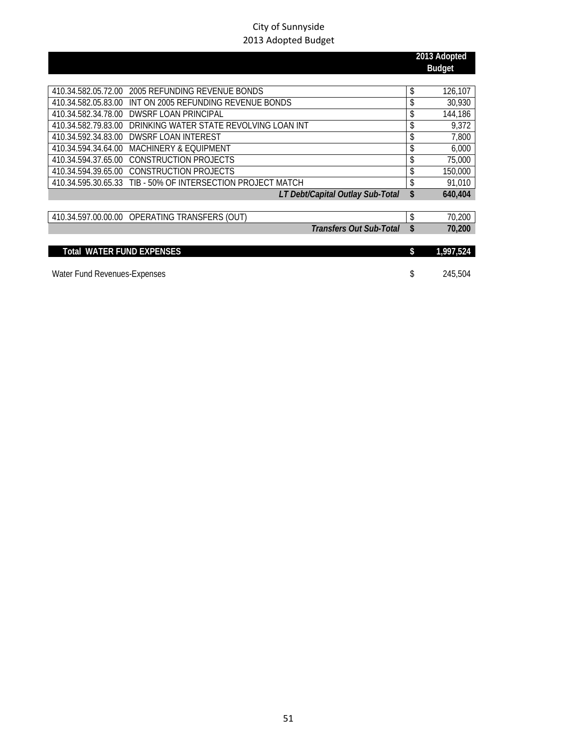City of Sunnyside
2013 Adopted Budget

| Account | Description | | 2013 Adopted Budget |
|---|---|---|---|
| 410.34.582.05.72.00 | 2005 REFUNDING REVENUE BONDS | $ | 126,107 |
| 410.34.582.05.83.00 | INT ON 2005 REFUNDING REVENUE BONDS | $ | 30,930 |
| 410.34.582.34.78.00 | DWSRF LOAN PRINCIPAL | $ | 144,186 |
| 410.34.582.79.83.00 | DRINKING WATER STATE REVOLVING LOAN INT | $ | 9,372 |
| 410.34.592.34.83.00 | DWSRF LOAN INTEREST | $ | 7,800 |
| 410.34.594.34.64.00 | MACHINERY & EQUIPMENT | $ | 6,000 |
| 410.34.594.37.65.00 | CONSTRUCTION PROJECTS | $ | 75,000 |
| 410.34.594.39.65.00 | CONSTRUCTION PROJECTS | $ | 150,000 |
| 410.34.595.30.65.33 | TIB - 50% OF INTERSECTION PROJECT MATCH | $ | 91,010 |
| | ***LT Debt/Capital Outlay Sub-Total*** | **$** | **640,404** |
| | | | |
| 410.34.597.00.00.00 | OPERATING TRANSFERS (OUT) | $ | 70,200 |
| | ***Transfers Out Sub-Total*** | **$** | **70,200** |
| | | | |
| **Total WATER FUND EXPENSES** | | **$** | **1,997,524** |
| | | | |
| Water Fund Revenues-Expenses | | $ | 245,504 |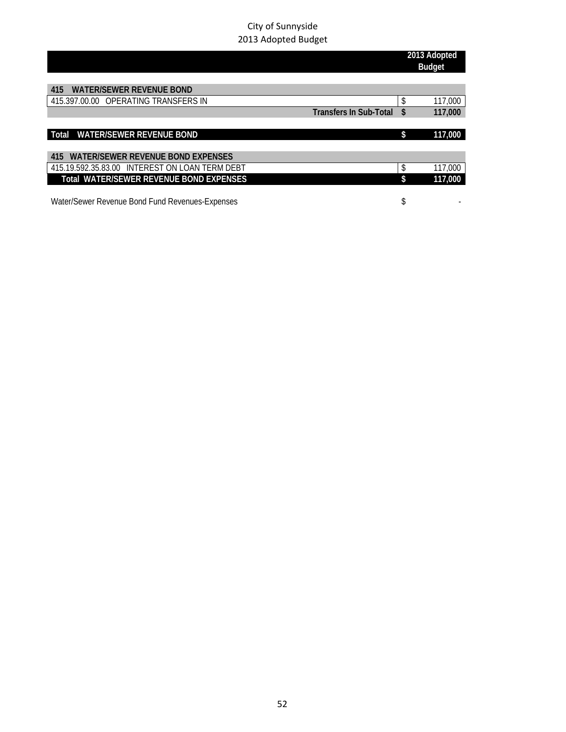City of Sunnyside
2013 Adopted Budget

| | | 2013 Adopted Budget |
|---|---|---|
| **415 WATER/SEWER REVENUE BOND** | | |
| 415.397.00.00 OPERATING TRANSFERS IN | $ | 117,000 |
| **Transfers In Sub-Total** | **$** | **117,000** |
| | | |
| **Total WATER/SEWER REVENUE BOND** | **$** | **117,000** |
| | | |
| **415 WATER/SEWER REVENUE BOND EXPENSES** | | |
| 415.19.592.35.83.00 INTEREST ON LOAN TERM DEBT | $ | 117,000 |
| **Total WATER/SEWER REVENUE BOND EXPENSES** | **$** | **117,000** |
| | | |
| Water/Sewer Revenue Bond Fund Revenues-Expenses | $ | - |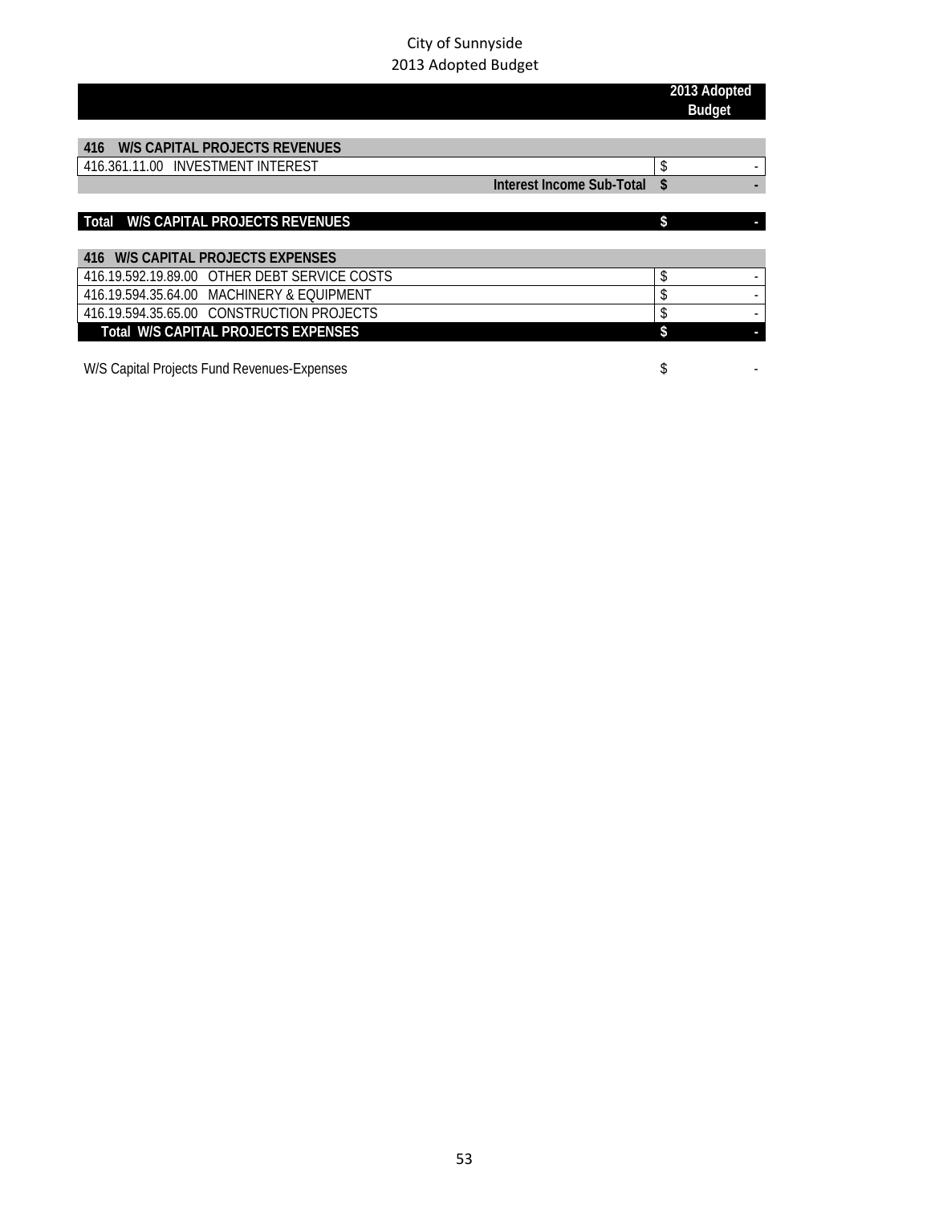City of Sunnyside
2013 Adopted Budget

| | 2013 Adopted Budget |
|---|---|
| **416 W/S CAPITAL PROJECTS REVENUES** | |
| 416.361.11.00 INVESTMENT INTEREST | $ - |
| **Interest Income Sub-Total** | **$ -** |
| | |
| **Total W/S CAPITAL PROJECTS REVENUES** | **$ -** |
| | |
| **416 W/S CAPITAL PROJECTS EXPENSES** | |
| 416.19.592.19.89.00 OTHER DEBT SERVICE COSTS | $ - |
| 416.19.594.35.64.00 MACHINERY & EQUIPMENT | $ - |
| 416.19.594.35.65.00 CONSTRUCTION PROJECTS | $ - |
| **Total W/S CAPITAL PROJECTS EXPENSES** | **$ -** |
| | |
| W/S Capital Projects Fund Revenues-Expenses | $ - |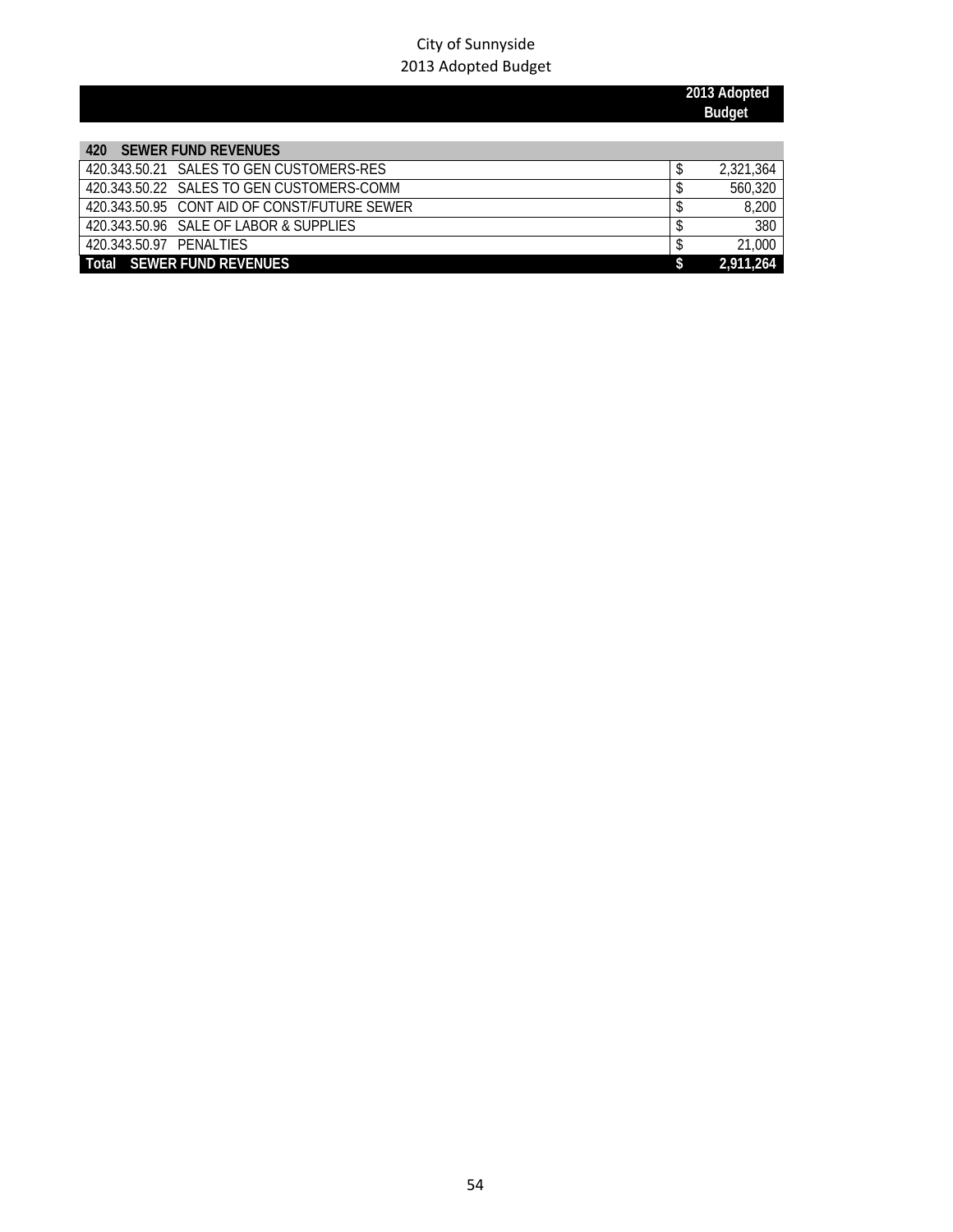City of Sunnyside
2013 Adopted Budget

| | 2013 Adopted Budget |
|---|---|
| **420 SEWER FUND REVENUES** | |
| 420.343.50.21 SALES TO GEN CUSTOMERS-RES | $ 2,321,364 |
| 420.343.50.22 SALES TO GEN CUSTOMERS-COMM | $ 560,320 |
| 420.343.50.95 CONT AID OF CONST/FUTURE SEWER | $ 8,200 |
| 420.343.50.96 SALE OF LABOR & SUPPLIES | $ 380 |
| 420.343.50.97 PENALTIES | $ 21,000 |
| **Total SEWER FUND REVENUES** | **$ 2,911,264** |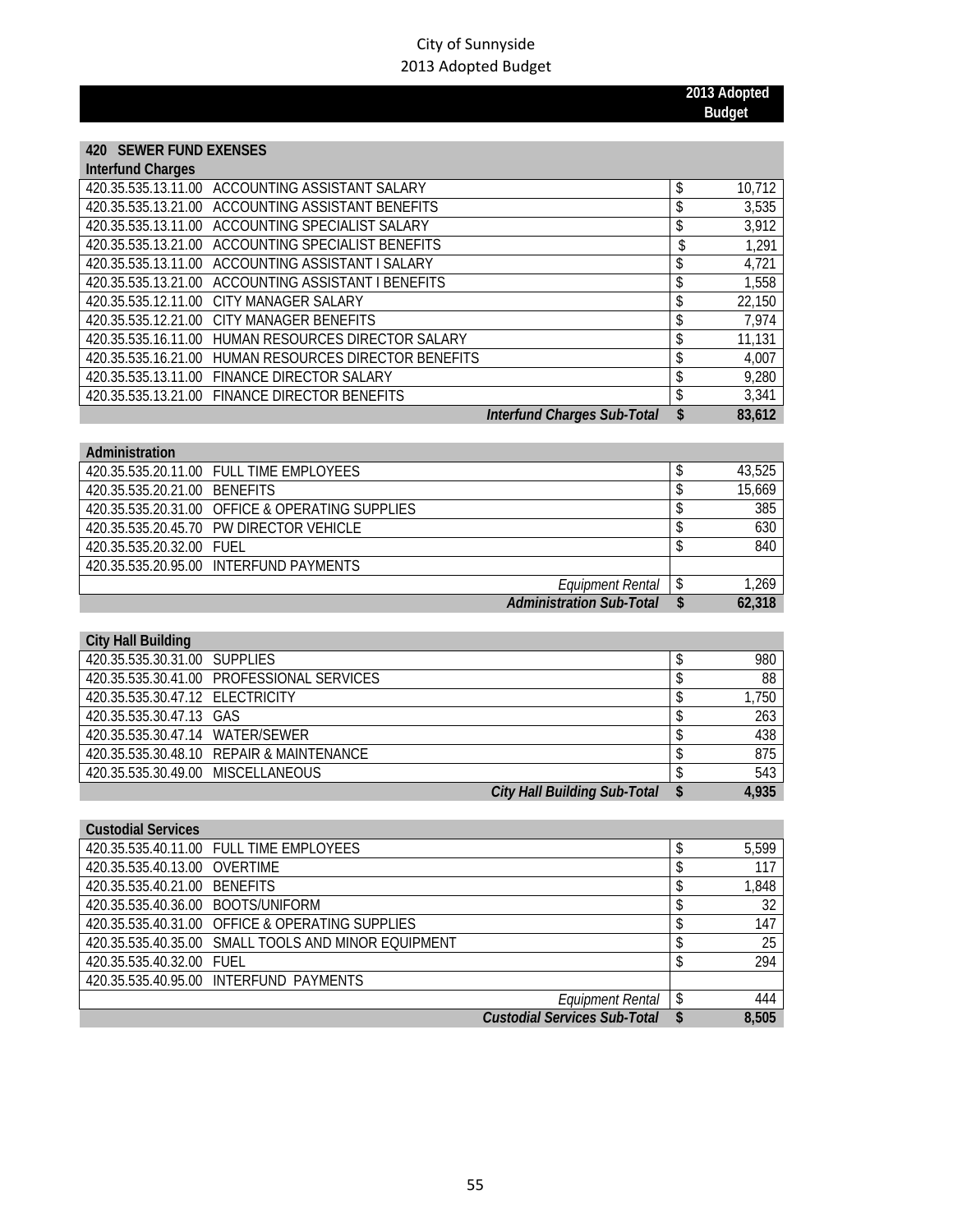City of Sunnyside
2013 Adopted Budget

| | | 2013 Adopted Budget |
|---|---|---|
| **420 SEWER FUND EXENSES** | | |
| **Interfund Charges** | | |
| 420.35.535.13.11.00 | ACCOUNTING ASSISTANT SALARY | $ 10,712 |
| 420.35.535.13.21.00 | ACCOUNTING ASSISTANT BENEFITS | $ 3,535 |
| 420.35.535.13.11.00 | ACCOUNTING SPECIALIST SALARY | $ 3,912 |
| 420.35.535.13.21.00 | ACCOUNTING SPECIALIST BENEFITS | $ 1,291 |
| 420.35.535.13.11.00 | ACCOUNTING ASSISTANT I SALARY | $ 4,721 |
| 420.35.535.13.21.00 | ACCOUNTING ASSISTANT I BENEFITS | $ 1,558 |
| 420.35.535.12.11.00 | CITY MANAGER SALARY | $ 22,150 |
| 420.35.535.12.21.00 | CITY MANAGER BENEFITS | $ 7,974 |
| 420.35.535.16.11.00 | HUMAN RESOURCES DIRECTOR SALARY | $ 11,131 |
| 420.35.535.16.21.00 | HUMAN RESOURCES DIRECTOR BENEFITS | $ 4,007 |
| 420.35.535.13.11.00 | FINANCE DIRECTOR SALARY | $ 9,280 |
| 420.35.535.13.21.00 | FINANCE DIRECTOR BENEFITS | $ 3,341 |
| | ***Interfund Charges Sub-Total*** | **$ 83,612** |

| | | |
|---|---|---|
| **Administration** | | |
| 420.35.535.20.11.00 | FULL TIME EMPLOYEES | $ 43,525 |
| 420.35.535.20.21.00 | BENEFITS | $ 15,669 |
| 420.35.535.20.31.00 | OFFICE & OPERATING SUPPLIES | $ 385 |
| 420.35.535.20.45.70 | PW DIRECTOR VEHICLE | $ 630 |
| 420.35.535.20.32.00 | FUEL | $ 840 |
| 420.35.535.20.95.00 | INTERFUND PAYMENTS | |
| | *Equipment Rental* | $ 1,269 |
| | ***Administration Sub-Total*** | **$ 62,318** |

| | | |
|---|---|---|
| **City Hall Building** | | |
| 420.35.535.30.31.00 | SUPPLIES | $ 980 |
| 420.35.535.30.41.00 | PROFESSIONAL SERVICES | $ 88 |
| 420.35.535.30.47.12 | ELECTRICITY | $ 1,750 |
| 420.35.535.30.47.13 | GAS | $ 263 |
| 420.35.535.30.47.14 | WATER/SEWER | $ 438 |
| 420.35.535.30.48.10 | REPAIR & MAINTENANCE | $ 875 |
| 420.35.535.30.49.00 | MISCELLANEOUS | $ 543 |
| | ***City Hall Building Sub-Total*** | **$ 4,935** |

| | | |
|---|---|---|
| **Custodial Services** | | |
| 420.35.535.40.11.00 | FULL TIME EMPLOYEES | $ 5,599 |
| 420.35.535.40.13.00 | OVERTIME | $ 117 |
| 420.35.535.40.21.00 | BENEFITS | $ 1,848 |
| 420.35.535.40.36.00 | BOOTS/UNIFORM | $ 32 |
| 420.35.535.40.31.00 | OFFICE & OPERATING SUPPLIES | $ 147 |
| 420.35.535.40.35.00 | SMALL TOOLS AND MINOR EQUIPMENT | $ 25 |
| 420.35.535.40.32.00 | FUEL | $ 294 |
| 420.35.535.40.95.00 | INTERFUND PAYMENTS | |
| | *Equipment Rental* | $ 444 |
| | ***Custodial Services Sub-Total*** | **$ 8,505** |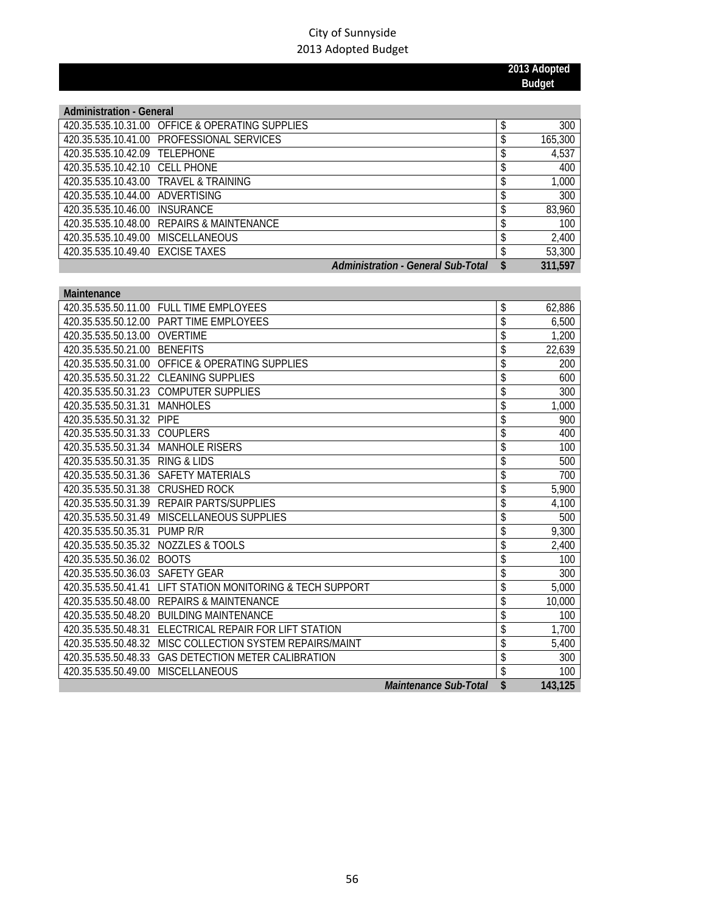City of Sunnyside
2013 Adopted Budget

| | | | 2013 Adopted Budget |
|---|---|---|---|
| **Administration - General** | | | |
| 420.35.535.10.31.00 | OFFICE & OPERATING SUPPLIES | $ | 300 |
| 420.35.535.10.41.00 | PROFESSIONAL SERVICES | $ | 165,300 |
| 420.35.535.10.42.09 | TELEPHONE | $ | 4,537 |
| 420.35.535.10.42.10 | CELL PHONE | $ | 400 |
| 420.35.535.10.43.00 | TRAVEL & TRAINING | $ | 1,000 |
| 420.35.535.10.44.00 | ADVERTISING | $ | 300 |
| 420.35.535.10.46.00 | INSURANCE | $ | 83,960 |
| 420.35.535.10.48.00 | REPAIRS & MAINTENANCE | $ | 100 |
| 420.35.535.10.49.00 | MISCELLANEOUS | $ | 2,400 |
| 420.35.535.10.49.40 | EXCISE TAXES | $ | 53,300 |
| | ***Administration - General Sub-Total*** | **$** | **311,597** |
| **Maintenance** | | | |
| 420.35.535.50.11.00 | FULL TIME EMPLOYEES | $ | 62,886 |
| 420.35.535.50.12.00 | PART TIME EMPLOYEES | $ | 6,500 |
| 420.35.535.50.13.00 | OVERTIME | $ | 1,200 |
| 420.35.535.50.21.00 | BENEFITS | $ | 22,639 |
| 420.35.535.50.31.00 | OFFICE & OPERATING SUPPLIES | $ | 200 |
| 420.35.535.50.31.22 | CLEANING SUPPLIES | $ | 600 |
| 420.35.535.50.31.23 | COMPUTER SUPPLIES | $ | 300 |
| 420.35.535.50.31.31 | MANHOLES | $ | 1,000 |
| 420.35.535.50.31.32 | PIPE | $ | 900 |
| 420.35.535.50.31.33 | COUPLERS | $ | 400 |
| 420.35.535.50.31.34 | MANHOLE RISERS | $ | 100 |
| 420.35.535.50.31.35 | RING & LIDS | $ | 500 |
| 420.35.535.50.31.36 | SAFETY MATERIALS | $ | 700 |
| 420.35.535.50.31.38 | CRUSHED ROCK | $ | 5,900 |
| 420.35.535.50.31.39 | REPAIR PARTS/SUPPLIES | $ | 4,100 |
| 420.35.535.50.31.49 | MISCELLANEOUS SUPPLIES | $ | 500 |
| 420.35.535.50.35.31 | PUMP R/R | $ | 9,300 |
| 420.35.535.50.35.32 | NOZZLES & TOOLS | $ | 2,400 |
| 420.35.535.50.36.02 | BOOTS | $ | 100 |
| 420.35.535.50.36.03 | SAFETY GEAR | $ | 300 |
| 420.35.535.50.41.41 | LIFT STATION MONITORING & TECH SUPPORT | $ | 5,000 |
| 420.35.535.50.48.00 | REPAIRS & MAINTENANCE | $ | 10,000 |
| 420.35.535.50.48.20 | BUILDING MAINTENANCE | $ | 100 |
| 420.35.535.50.48.31 | ELECTRICAL REPAIR FOR LIFT STATION | $ | 1,700 |
| 420.35.535.50.48.32 | MISC COLLECTION SYSTEM REPAIRS/MAINT | $ | 5,400 |
| 420.35.535.50.48.33 | GAS DETECTION METER CALIBRATION | $ | 300 |
| 420.35.535.50.49.00 | MISCELLANEOUS | $ | 100 |
| | ***Maintenance Sub-Total*** | **$** | **143,125** |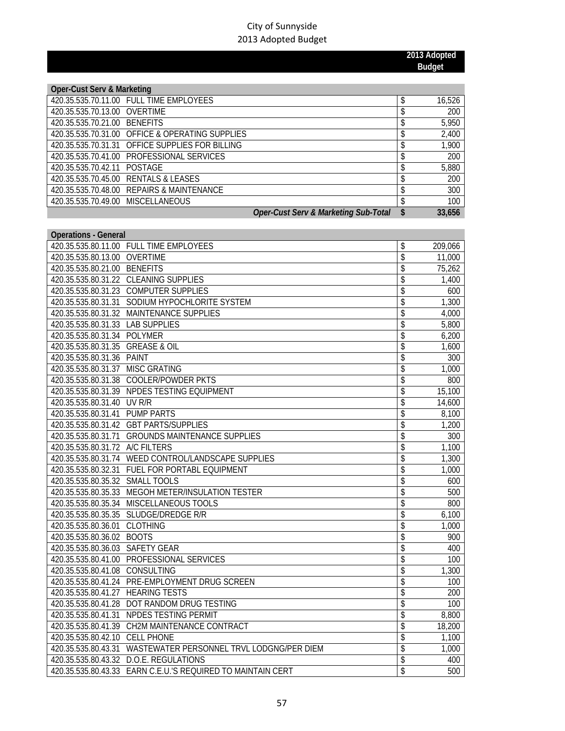City of Sunnyside
2013 Adopted Budget

| | | | 2013 Adopted Budget |
|---|---|---|---|
| **Oper-Cust Serv & Marketing** | | | |
| 420.35.535.70.11.00 | FULL TIME EMPLOYEES | $ | 16,526 |
| 420.35.535.70.13.00 | OVERTIME | $ | 200 |
| 420.35.535.70.21.00 | BENEFITS | $ | 5,950 |
| 420.35.535.70.31.00 | OFFICE & OPERATING SUPPLIES | $ | 2,400 |
| 420.35.535.70.31.31 | OFFICE SUPPLIES FOR BILLING | $ | 1,900 |
| 420.35.535.70.41.00 | PROFESSIONAL SERVICES | $ | 200 |
| 420.35.535.70.42.11 | POSTAGE | $ | 5,880 |
| 420.35.535.70.45.00 | RENTALS & LEASES | $ | 200 |
| 420.35.535.70.48.00 | REPAIRS & MAINTENANCE | $ | 300 |
| 420.35.535.70.49.00 | MISCELLANEOUS | $ | 100 |
| | ***Oper-Cust Serv & Marketing Sub-Total*** | **$** | **33,656** |
| **Operations - General** | | | |
| 420.35.535.80.11.00 | FULL TIME EMPLOYEES | $ | 209,066 |
| 420.35.535.80.13.00 | OVERTIME | $ | 11,000 |
| 420.35.535.80.21.00 | BENEFITS | $ | 75,262 |
| 420.35.535.80.31.22 | CLEANING SUPPLIES | $ | 1,400 |
| 420.35.535.80.31.23 | COMPUTER SUPPLIES | $ | 600 |
| 420.35.535.80.31.31 | SODIUM HYPOCHLORITE SYSTEM | $ | 1,300 |
| 420.35.535.80.31.32 | MAINTENANCE SUPPLIES | $ | 4,000 |
| 420.35.535.80.31.33 | LAB SUPPLIES | $ | 5,800 |
| 420.35.535.80.31.34 | POLYMER | $ | 6,200 |
| 420.35.535.80.31.35 | GREASE & OIL | $ | 1,600 |
| 420.35.535.80.31.36 | PAINT | $ | 300 |
| 420.35.535.80.31.37 | MISC GRATING | $ | 1,000 |
| 420.35.535.80.31.38 | COOLER/POWDER PKTS | $ | 800 |
| 420.35.535.80.31.39 | NPDES TESTING EQUIPMENT | $ | 15,100 |
| 420.35.535.80.31.40 | UV R/R | $ | 14,600 |
| 420.35.535.80.31.41 | PUMP PARTS | $ | 8,100 |
| 420.35.535.80.31.42 | GBT PARTS/SUPPLIES | $ | 1,200 |
| 420.35.535.80.31.71 | GROUNDS MAINTENANCE SUPPLIES | $ | 300 |
| 420.35.535.80.31.72 | A/C FILTERS | $ | 1,100 |
| 420.35.535.80.31.74 | WEED CONTROL/LANDSCAPE SUPPLIES | $ | 1,300 |
| 420.35.535.80.32.31 | FUEL FOR PORTABL EQUIPMENT | $ | 1,000 |
| 420.35.535.80.35.32 | SMALL TOOLS | $ | 600 |
| 420.35.535.80.35.33 | MEGOH METER/INSULATION TESTER | $ | 500 |
| 420.35.535.80.35.34 | MISCELLANEOUS TOOLS | $ | 800 |
| 420.35.535.80.35.35 | SLUDGE/DREDGE R/R | $ | 6,100 |
| 420.35.535.80.36.01 | CLOTHING | $ | 1,000 |
| 420.35.535.80.36.02 | BOOTS | $ | 900 |
| 420.35.535.80.36.03 | SAFETY GEAR | $ | 400 |
| 420.35.535.80.41.00 | PROFESSIONAL SERVICES | $ | 100 |
| 420.35.535.80.41.08 | CONSULTING | $ | 1,300 |
| 420.35.535.80.41.24 | PRE-EMPLOYMENT DRUG SCREEN | $ | 100 |
| 420.35.535.80.41.27 | HEARING TESTS | $ | 200 |
| 420.35.535.80.41.28 | DOT RANDOM DRUG TESTING | $ | 100 |
| 420.35.535.80.41.31 | NPDES TESTING PERMIT | $ | 8,800 |
| 420.35.535.80.41.39 | CH2M MAINTENANCE CONTRACT | $ | 18,200 |
| 420.35.535.80.42.10 | CELL PHONE | $ | 1,100 |
| 420.35.535.80.43.31 | WASTEWATER PERSONNEL TRVL LODGNG/PER DIEM | $ | 1,000 |
| 420.35.535.80.43.32 | D.O.E. REGULATIONS | $ | 400 |
| 420.35.535.80.43.33 | EARN C.E.U.'S REQUIRED TO MAINTAIN CERT | $ | 500 |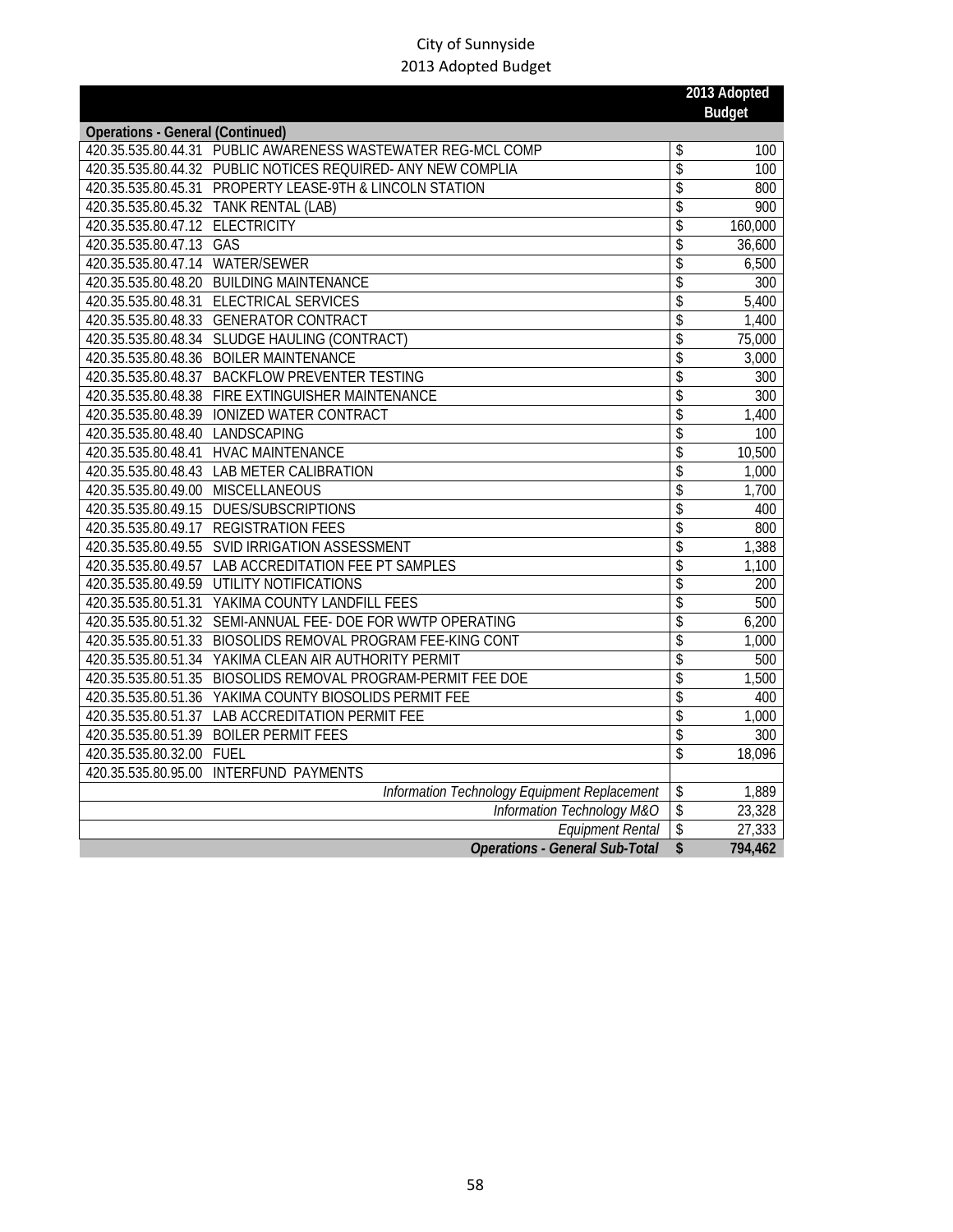City of Sunnyside
2013 Adopted Budget

| | | 2013 Adopted Budget |
|---|---|---|
| **Operations - General (Continued)** | | |
| 420.35.535.80.44.31 | PUBLIC AWARENESS WASTEWATER REG-MCL COMP | $ 100 |
| 420.35.535.80.44.32 | PUBLIC NOTICES REQUIRED- ANY NEW COMPLIA | $ 100 |
| 420.35.535.80.45.31 | PROPERTY LEASE-9TH & LINCOLN STATION | $ 800 |
| 420.35.535.80.45.32 | TANK RENTAL (LAB) | $ 900 |
| 420.35.535.80.47.12 | ELECTRICITY | $ 160,000 |
| 420.35.535.80.47.13 | GAS | $ 36,600 |
| 420.35.535.80.47.14 | WATER/SEWER | $ 6,500 |
| 420.35.535.80.48.20 | BUILDING MAINTENANCE | $ 300 |
| 420.35.535.80.48.31 | ELECTRICAL SERVICES | $ 5,400 |
| 420.35.535.80.48.33 | GENERATOR CONTRACT | $ 1,400 |
| 420.35.535.80.48.34 | SLUDGE HAULING (CONTRACT) | $ 75,000 |
| 420.35.535.80.48.36 | BOILER MAINTENANCE | $ 3,000 |
| 420.35.535.80.48.37 | BACKFLOW PREVENTER TESTING | $ 300 |
| 420.35.535.80.48.38 | FIRE EXTINGUISHER MAINTENANCE | $ 300 |
| 420.35.535.80.48.39 | IONIZED WATER CONTRACT | $ 1,400 |
| 420.35.535.80.48.40 | LANDSCAPING | $ 100 |
| 420.35.535.80.48.41 | HVAC MAINTENANCE | $ 10,500 |
| 420.35.535.80.48.43 | LAB METER CALIBRATION | $ 1,000 |
| 420.35.535.80.49.00 | MISCELLANEOUS | $ 1,700 |
| 420.35.535.80.49.15 | DUES/SUBSCRIPTIONS | $ 400 |
| 420.35.535.80.49.17 | REGISTRATION FEES | $ 800 |
| 420.35.535.80.49.55 | SVID IRRIGATION ASSESSMENT | $ 1,388 |
| 420.35.535.80.49.57 | LAB ACCREDITATION FEE PT SAMPLES | $ 1,100 |
| 420.35.535.80.49.59 | UTILITY NOTIFICATIONS | $ 200 |
| 420.35.535.80.51.31 | YAKIMA COUNTY LANDFILL FEES | $ 500 |
| 420.35.535.80.51.32 | SEMI-ANNUAL FEE- DOE FOR WWTP OPERATING | $ 6,200 |
| 420.35.535.80.51.33 | BIOSOLIDS REMOVAL PROGRAM FEE-KING CONT | $ 1,000 |
| 420.35.535.80.51.34 | YAKIMA CLEAN AIR AUTHORITY PERMIT | $ 500 |
| 420.35.535.80.51.35 | BIOSOLIDS REMOVAL PROGRAM-PERMIT FEE DOE | $ 1,500 |
| 420.35.535.80.51.36 | YAKIMA COUNTY BIOSOLIDS PERMIT FEE | $ 400 |
| 420.35.535.80.51.37 | LAB ACCREDITATION PERMIT FEE | $ 1,000 |
| 420.35.535.80.51.39 | BOILER PERMIT FEES | $ 300 |
| 420.35.535.80.32.00 | FUEL | $ 18,096 |
| 420.35.535.80.95.00 | INTERFUND PAYMENTS | |
| | *Information Technology Equipment Replacement* | $ 1,889 |
| | *Information Technology M&O* | $ 23,328 |
| | *Equipment Rental* | $ 27,333 |
| | ***Operations - General Sub-Total*** | **$ 794,462** |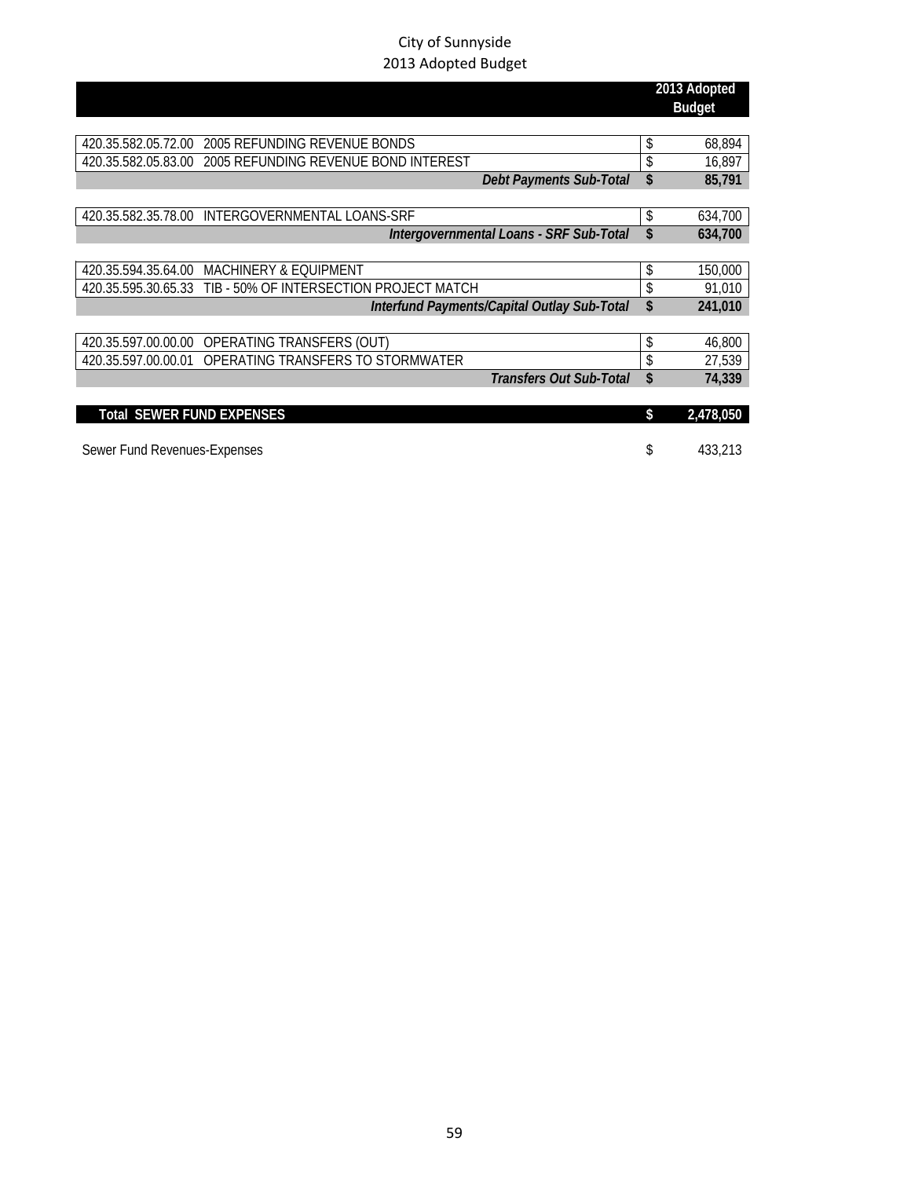City of Sunnyside
2013 Adopted Budget

| | | | 2013 Adopted Budget |
|---|---|---|---|
| 420.35.582.05.72.00 | 2005 REFUNDING REVENUE BONDS | $ | 68,894 |
| 420.35.582.05.83.00 | 2005 REFUNDING REVENUE BOND INTEREST | $ | 16,897 |
| | ***Debt Payments Sub-Total*** | **$** | **85,791** |
| | | | |
| 420.35.582.35.78.00 | INTERGOVERNMENTAL LOANS-SRF | $ | 634,700 |
| | ***Intergovernmental Loans - SRF Sub-Total*** | **$** | **634,700** |
| | | | |
| 420.35.594.35.64.00 | MACHINERY & EQUIPMENT | $ | 150,000 |
| 420.35.595.30.65.33 | TIB - 50% OF INTERSECTION PROJECT MATCH | $ | 91,010 |
| | ***Interfund Payments/Capital Outlay Sub-Total*** | **$** | **241,010** |
| | | | |
| 420.35.597.00.00.00 | OPERATING TRANSFERS (OUT) | $ | 46,800 |
| 420.35.597.00.00.01 | OPERATING TRANSFERS TO STORMWATER | $ | 27,539 |
| | ***Transfers Out Sub-Total*** | **$** | **74,339** |
| | | | |
| **Total SEWER FUND EXPENSES** | | **$** | **2,478,050** |
| | | | |
| Sewer Fund Revenues-Expenses | | $ | 433,213 |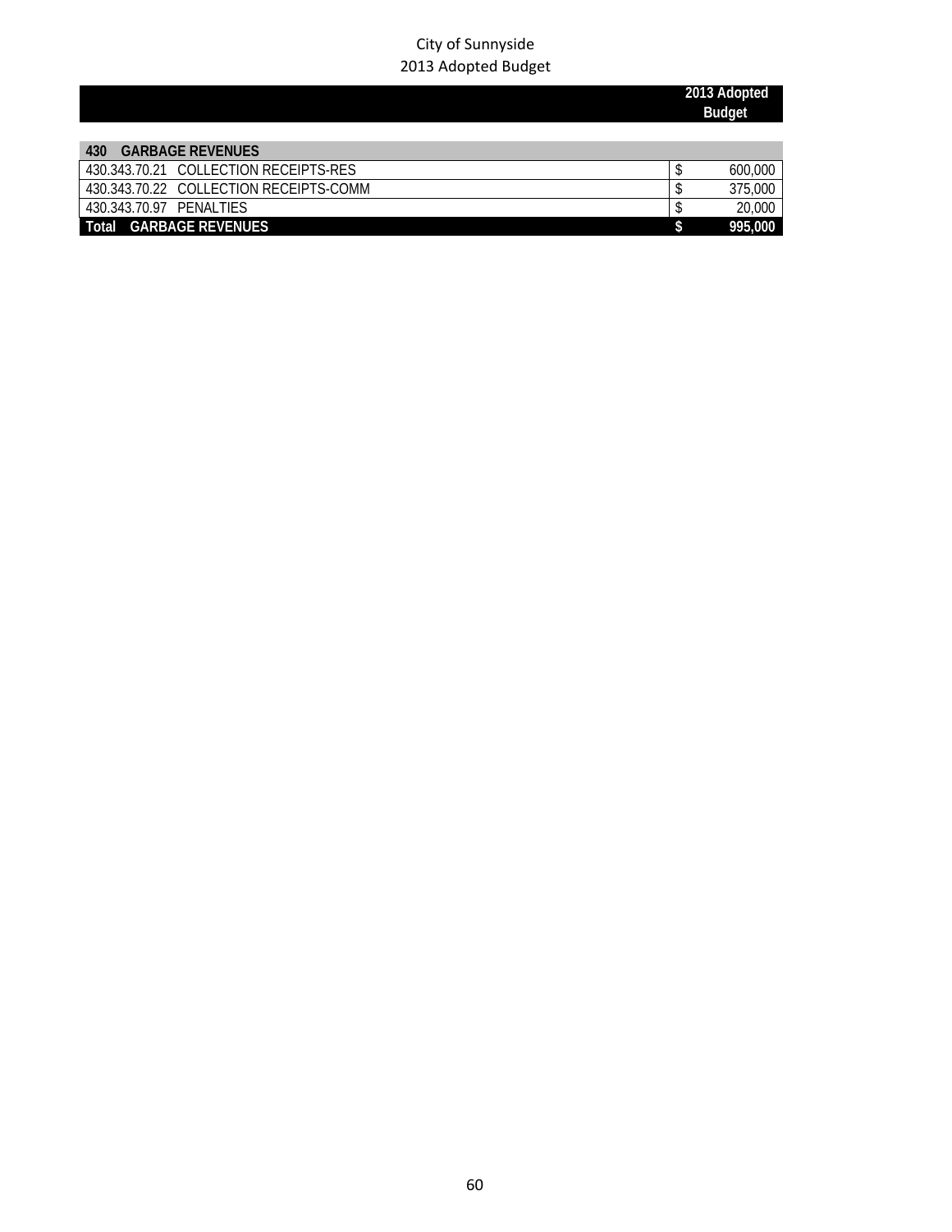City of Sunnyside
2013 Adopted Budget

| | | 2013 Adopted Budget |
|---|---|---|
| **430 GARBAGE REVENUES** | | |
| 430.343.70.21 COLLECTION RECEIPTS-RES | $ | 600,000 |
| 430.343.70.22 COLLECTION RECEIPTS-COMM | $ | 375,000 |
| 430.343.70.97 PENALTIES | $ | 20,000 |
| **Total GARBAGE REVENUES** | **$** | **995,000** |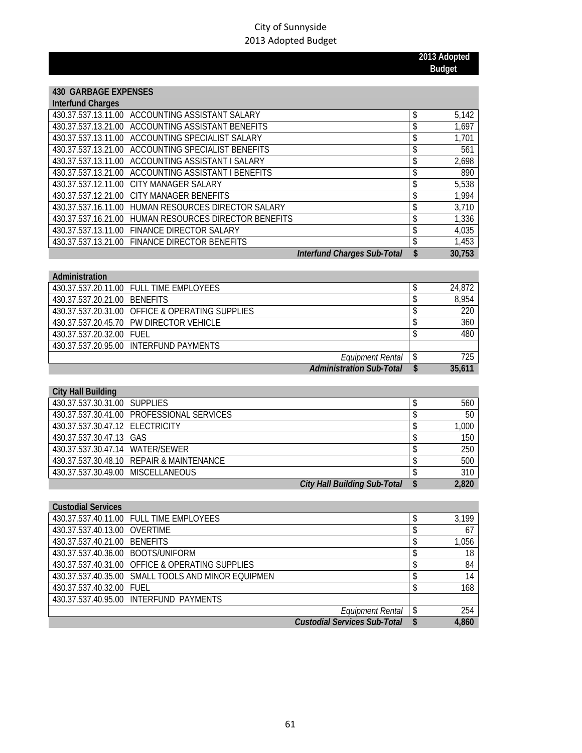City of Sunnyside
2013 Adopted Budget

| | | 2013 Adopted Budget |
|---|---|---|
| **430 GARBAGE EXPENSES** | | |
| **Interfund Charges** | | |
| 430.37.537.13.11.00 | ACCOUNTING ASSISTANT SALARY | $ 5,142 |
| 430.37.537.13.21.00 | ACCOUNTING ASSISTANT BENEFITS | $ 1,697 |
| 430.37.537.13.11.00 | ACCOUNTING SPECIALIST SALARY | $ 1,701 |
| 430.37.537.13.21.00 | ACCOUNTING SPECIALIST BENEFITS | $ 561 |
| 430.37.537.13.11.00 | ACCOUNTING ASSISTANT I SALARY | $ 2,698 |
| 430.37.537.13.21.00 | ACCOUNTING ASSISTANT I BENEFITS | $ 890 |
| 430.37.537.12.11.00 | CITY MANAGER SALARY | $ 5,538 |
| 430.37.537.12.21.00 | CITY MANAGER BENEFITS | $ 1,994 |
| 430.37.537.16.11.00 | HUMAN RESOURCES DIRECTOR SALARY | $ 3,710 |
| 430.37.537.16.21.00 | HUMAN RESOURCES DIRECTOR BENEFITS | $ 1,336 |
| 430.37.537.13.11.00 | FINANCE DIRECTOR SALARY | $ 4,035 |
| 430.37.537.13.21.00 | FINANCE DIRECTOR BENEFITS | $ 1,453 |
| | ***Interfund Charges Sub-Total*** | **$ 30,753** |
| **Administration** | | |
| 430.37.537.20.11.00 | FULL TIME EMPLOYEES | $ 24,872 |
| 430.37.537.20.21.00 | BENEFITS | $ 8,954 |
| 430.37.537.20.31.00 | OFFICE & OPERATING SUPPLIES | $ 220 |
| 430.37.537.20.45.70 | PW DIRECTOR VEHICLE | $ 360 |
| 430.37.537.20.32.00 | FUEL | $ 480 |
| 430.37.537.20.95.00 | INTERFUND PAYMENTS | |
| | *Equipment Rental* | $ 725 |
| | ***Administration Sub-Total*** | **$ 35,611** |
| **City Hall Building** | | |
| 430.37.537.30.31.00 | SUPPLIES | $ 560 |
| 430.37.537.30.41.00 | PROFESSIONAL SERVICES | $ 50 |
| 430.37.537.30.47.12 | ELECTRICITY | $ 1,000 |
| 430.37.537.30.47.13 | GAS | $ 150 |
| 430.37.537.30.47.14 | WATER/SEWER | $ 250 |
| 430.37.537.30.48.10 | REPAIR & MAINTENANCE | $ 500 |
| 430.37.537.30.49.00 | MISCELLANEOUS | $ 310 |
| | ***City Hall Building Sub-Total*** | **$ 2,820** |
| **Custodial Services** | | |
| 430.37.537.40.11.00 | FULL TIME EMPLOYEES | $ 3,199 |
| 430.37.537.40.13.00 | OVERTIME | $ 67 |
| 430.37.537.40.21.00 | BENEFITS | $ 1,056 |
| 430.37.537.40.36.00 | BOOTS/UNIFORM | $ 18 |
| 430.37.537.40.31.00 | OFFICE & OPERATING SUPPLIES | $ 84 |
| 430.37.537.40.35.00 | SMALL TOOLS AND MINOR EQUIPMEN | $ 14 |
| 430.37.537.40.32.00 | FUEL | $ 168 |
| 430.37.537.40.95.00 | INTERFUND PAYMENTS | |
| | *Equipment Rental* | $ 254 |
| | ***Custodial Services Sub-Total*** | **$ 4,860** |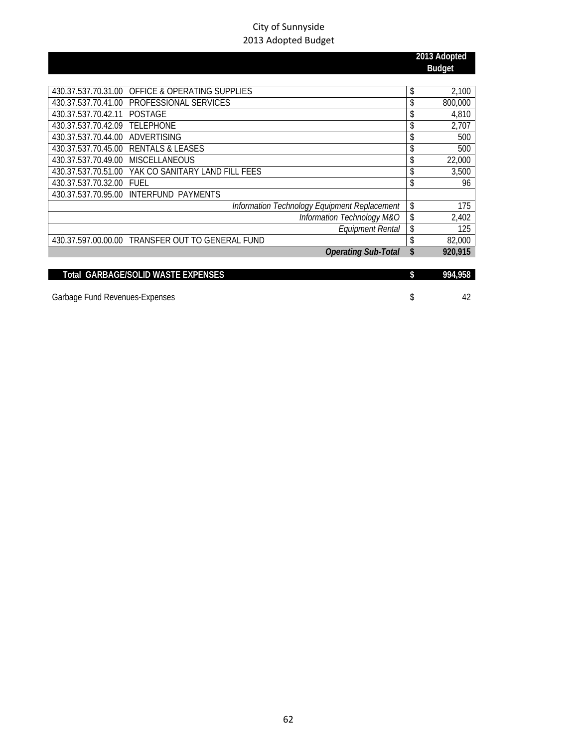City of Sunnyside
2013 Adopted Budget

| | | 2013 Adopted Budget |
|---|---|---|
| 430.37.537.70.31.00 | OFFICE & OPERATING SUPPLIES | $ 2,100 |
| 430.37.537.70.41.00 | PROFESSIONAL SERVICES | $ 800,000 |
| 430.37.537.70.42.11 | POSTAGE | $ 4,810 |
| 430.37.537.70.42.09 | TELEPHONE | $ 2,707 |
| 430.37.537.70.44.00 | ADVERTISING | $ 500 |
| 430.37.537.70.45.00 | RENTALS & LEASES | $ 500 |
| 430.37.537.70.49.00 | MISCELLANEOUS | $ 22,000 |
| 430.37.537.70.51.00 | YAK CO SANITARY LAND FILL FEES | $ 3,500 |
| 430.37.537.70.32.00 | FUEL | $ 96 |
| 430.37.537.70.95.00 | INTERFUND PAYMENTS | |
| | *Information Technology Equipment Replacement* | $ 175 |
| | *Information Technology M&O* | $ 2,402 |
| | *Equipment Rental* | $ 125 |
| 430.37.597.00.00.00 | TRANSFER OUT TO GENERAL FUND | $ 82,000 |
| | ***Operating Sub-Total*** | **$ 920,915** |
| **Total GARBAGE/SOLID WASTE EXPENSES** | | **$ 994,958** |
| Garbage Fund Revenues-Expenses | | $ 42 |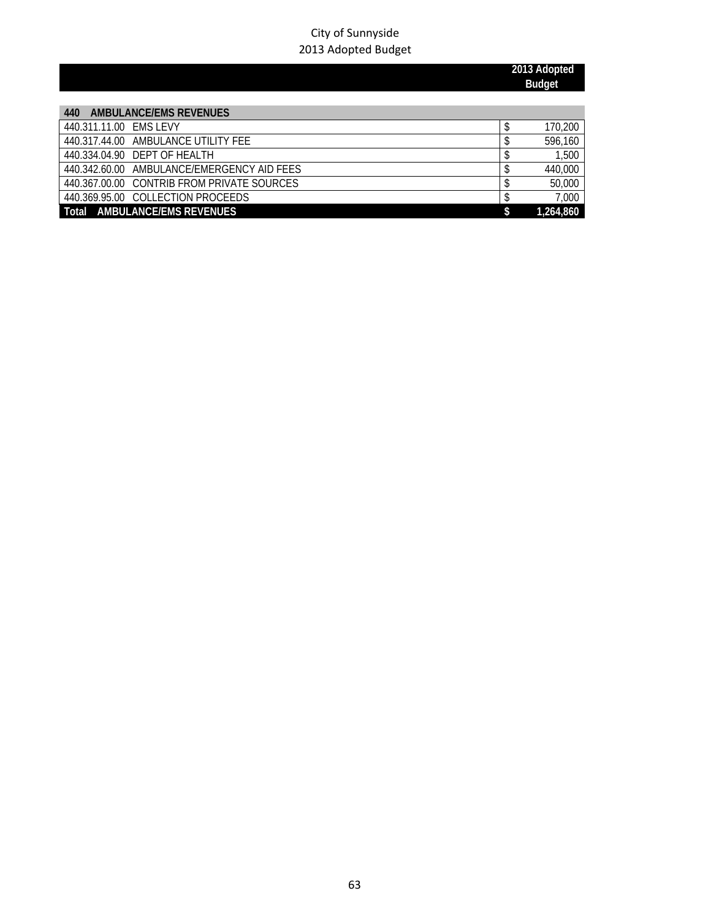City of Sunnyside
2013 Adopted Budget

| | 2013 Adopted Budget |
|---|---|
| **440 AMBULANCE/EMS REVENUES** | |
| 440.311.11.00 EMS LEVY | $ 170,200 |
| 440.317.44.00 AMBULANCE UTILITY FEE | $ 596,160 |
| 440.334.04.90 DEPT OF HEALTH | $ 1,500 |
| 440.342.60.00 AMBULANCE/EMERGENCY AID FEES | $ 440,000 |
| 440.367.00.00 CONTRIB FROM PRIVATE SOURCES | $ 50,000 |
| 440.369.95.00 COLLECTION PROCEEDS | $ 7,000 |
| **Total AMBULANCE/EMS REVENUES** | **$ 1,264,860** |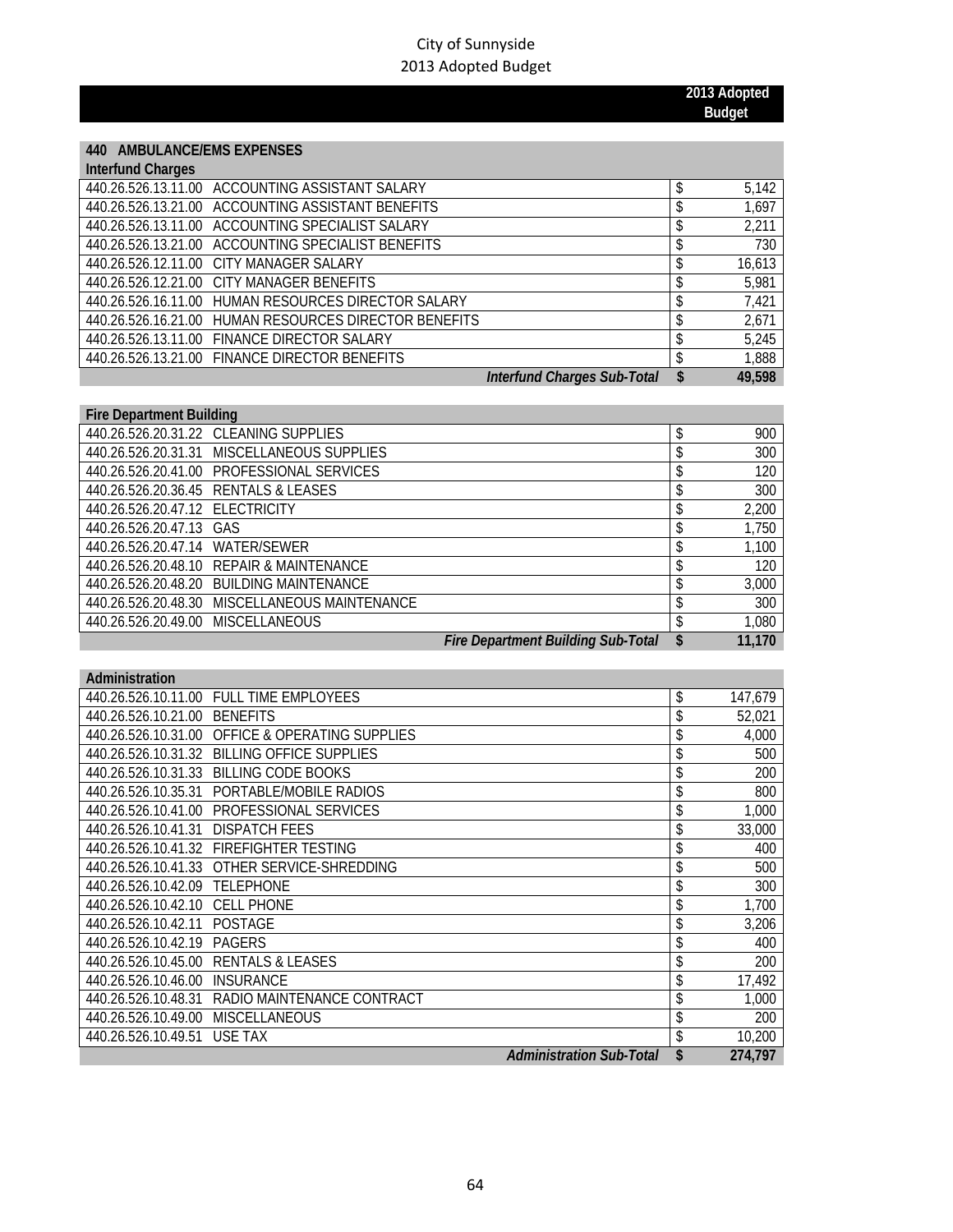City of Sunnyside
2013 Adopted Budget

| | | | 2013 Adopted Budget |
|---|---|---|---|
| **440 AMBULANCE/EMS EXPENSES** | | | |
| **Interfund Charges** | | | |
| 440.26.526.13.11.00 | ACCOUNTING ASSISTANT SALARY | $ | 5,142 |
| 440.26.526.13.21.00 | ACCOUNTING ASSISTANT BENEFITS | $ | 1,697 |
| 440.26.526.13.11.00 | ACCOUNTING SPECIALIST SALARY | $ | 2,211 |
| 440.26.526.13.21.00 | ACCOUNTING SPECIALIST BENEFITS | $ | 730 |
| 440.26.526.12.11.00 | CITY MANAGER SALARY | $ | 16,613 |
| 440.26.526.12.21.00 | CITY MANAGER BENEFITS | $ | 5,981 |
| 440.26.526.16.11.00 | HUMAN RESOURCES DIRECTOR SALARY | $ | 7,421 |
| 440.26.526.16.21.00 | HUMAN RESOURCES DIRECTOR BENEFITS | $ | 2,671 |
| 440.26.526.13.11.00 | FINANCE DIRECTOR SALARY | $ | 5,245 |
| 440.26.526.13.21.00 | FINANCE DIRECTOR BENEFITS | $ | 1,888 |
| | ***Interfund Charges Sub-Total*** | **$** | **49,598** |
| **Fire Department Building** | | | |
| 440.26.526.20.31.22 | CLEANING SUPPLIES | $ | 900 |
| 440.26.526.20.31.31 | MISCELLANEOUS SUPPLIES | $ | 300 |
| 440.26.526.20.41.00 | PROFESSIONAL SERVICES | $ | 120 |
| 440.26.526.20.36.45 | RENTALS & LEASES | $ | 300 |
| 440.26.526.20.47.12 | ELECTRICITY | $ | 2,200 |
| 440.26.526.20.47.13 | GAS | $ | 1,750 |
| 440.26.526.20.47.14 | WATER/SEWER | $ | 1,100 |
| 440.26.526.20.48.10 | REPAIR & MAINTENANCE | $ | 120 |
| 440.26.526.20.48.20 | BUILDING MAINTENANCE | $ | 3,000 |
| 440.26.526.20.48.30 | MISCELLANEOUS MAINTENANCE | $ | 300 |
| 440.26.526.20.49.00 | MISCELLANEOUS | $ | 1,080 |
| | ***Fire Department Building Sub-Total*** | **$** | **11,170** |
| **Administration** | | | |
| 440.26.526.10.11.00 | FULL TIME EMPLOYEES | $ | 147,679 |
| 440.26.526.10.21.00 | BENEFITS | $ | 52,021 |
| 440.26.526.10.31.00 | OFFICE & OPERATING SUPPLIES | $ | 4,000 |
| 440.26.526.10.31.32 | BILLING OFFICE SUPPLIES | $ | 500 |
| 440.26.526.10.31.33 | BILLING CODE BOOKS | $ | 200 |
| 440.26.526.10.35.31 | PORTABLE/MOBILE RADIOS | $ | 800 |
| 440.26.526.10.41.00 | PROFESSIONAL SERVICES | $ | 1,000 |
| 440.26.526.10.41.31 | DISPATCH FEES | $ | 33,000 |
| 440.26.526.10.41.32 | FIREFIGHTER TESTING | $ | 400 |
| 440.26.526.10.41.33 | OTHER SERVICE-SHREDDING | $ | 500 |
| 440.26.526.10.42.09 | TELEPHONE | $ | 300 |
| 440.26.526.10.42.10 | CELL PHONE | $ | 1,700 |
| 440.26.526.10.42.11 | POSTAGE | $ | 3,206 |
| 440.26.526.10.42.19 | PAGERS | $ | 400 |
| 440.26.526.10.45.00 | RENTALS & LEASES | $ | 200 |
| 440.26.526.10.46.00 | INSURANCE | $ | 17,492 |
| 440.26.526.10.48.31 | RADIO MAINTENANCE CONTRACT | $ | 1,000 |
| 440.26.526.10.49.00 | MISCELLANEOUS | $ | 200 |
| 440.26.526.10.49.51 | USE TAX | $ | 10,200 |
| | ***Administration Sub-Total*** | **$** | **274,797** |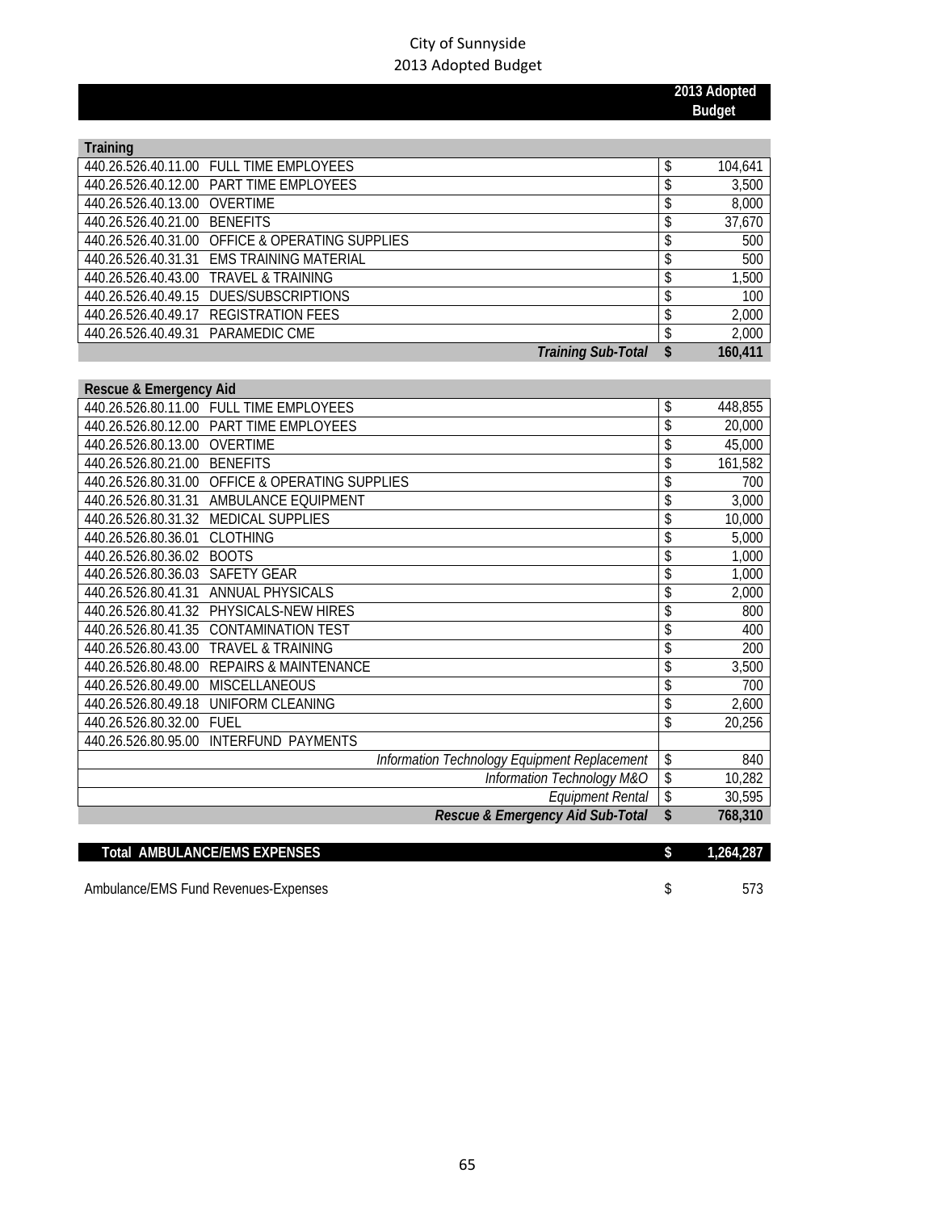# City of Sunnyside
## 2013 Adopted Budget

| | | 2013 Adopted Budget |
|---|---|---|
| **Training** | | |
| 440.26.526.40.11.00 | FULL TIME EMPLOYEES | $ 104,641 |
| 440.26.526.40.12.00 | PART TIME EMPLOYEES | $ 3,500 |
| 440.26.526.40.13.00 | OVERTIME | $ 8,000 |
| 440.26.526.40.21.00 | BENEFITS | $ 37,670 |
| 440.26.526.40.31.00 | OFFICE & OPERATING SUPPLIES | $ 500 |
| 440.26.526.40.31.31 | EMS TRAINING MATERIAL | $ 500 |
| 440.26.526.40.43.00 | TRAVEL & TRAINING | $ 1,500 |
| 440.26.526.40.49.15 | DUES/SUBSCRIPTIONS | $ 100 |
| 440.26.526.40.49.17 | REGISTRATION FEES | $ 2,000 |
| 440.26.526.40.49.31 | PARAMEDIC CME | $ 2,000 |
| | ***Training Sub-Total*** | **$ 160,411** |
| **Rescue & Emergency Aid** | | |
| 440.26.526.80.11.00 | FULL TIME EMPLOYEES | $ 448,855 |
| 440.26.526.80.12.00 | PART TIME EMPLOYEES | $ 20,000 |
| 440.26.526.80.13.00 | OVERTIME | $ 45,000 |
| 440.26.526.80.21.00 | BENEFITS | $ 161,582 |
| 440.26.526.80.31.00 | OFFICE & OPERATING SUPPLIES | $ 700 |
| 440.26.526.80.31.31 | AMBULANCE EQUIPMENT | $ 3,000 |
| 440.26.526.80.31.32 | MEDICAL SUPPLIES | $ 10,000 |
| 440.26.526.80.36.01 | CLOTHING | $ 5,000 |
| 440.26.526.80.36.02 | BOOTS | $ 1,000 |
| 440.26.526.80.36.03 | SAFETY GEAR | $ 1,000 |
| 440.26.526.80.41.31 | ANNUAL PHYSICALS | $ 2,000 |
| 440.26.526.80.41.32 | PHYSICALS-NEW HIRES | $ 800 |
| 440.26.526.80.41.35 | CONTAMINATION TEST | $ 400 |
| 440.26.526.80.43.00 | TRAVEL & TRAINING | $ 200 |
| 440.26.526.80.48.00 | REPAIRS & MAINTENANCE | $ 3,500 |
| 440.26.526.80.49.00 | MISCELLANEOUS | $ 700 |
| 440.26.526.80.49.18 | UNIFORM CLEANING | $ 2,600 |
| 440.26.526.80.32.00 | FUEL | $ 20,256 |
| 440.26.526.80.95.00 | INTERFUND PAYMENTS | |
| | *Information Technology Equipment Replacement* | $ 840 |
| | *Information Technology M&O* | $ 10,282 |
| | *Equipment Rental* | $ 30,595 |
| | ***Rescue & Emergency Aid Sub-Total*** | **$ 768,310** |
| **Total AMBULANCE/EMS EXPENSES** | | **$ 1,264,287** |
| Ambulance/EMS Fund Revenues-Expenses | | $ 573 |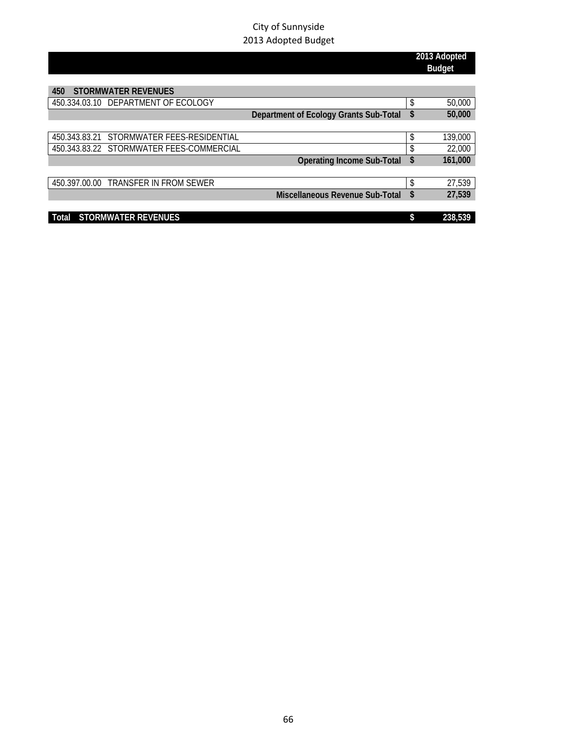City of Sunnyside
2013 Adopted Budget

| | 2013 Adopted Budget |
|---|---|
| **450 STORMWATER REVENUES** | |
| 450.334.03.10 DEPARTMENT OF ECOLOGY | $ 50,000 |
| **Department of Ecology Grants Sub-Total** | **$ 50,000** |
| 450.343.83.21 STORMWATER FEES-RESIDENTIAL | $ 139,000 |
| 450.343.83.22 STORMWATER FEES-COMMERCIAL | $ 22,000 |
| **Operating Income Sub-Total** | **$ 161,000** |
| 450.397.00.00 TRANSFER IN FROM SEWER | $ 27,539 |
| **Miscellaneous Revenue Sub-Total** | **$ 27,539** |
| **Total STORMWATER REVENUES** | **$ 238,539** |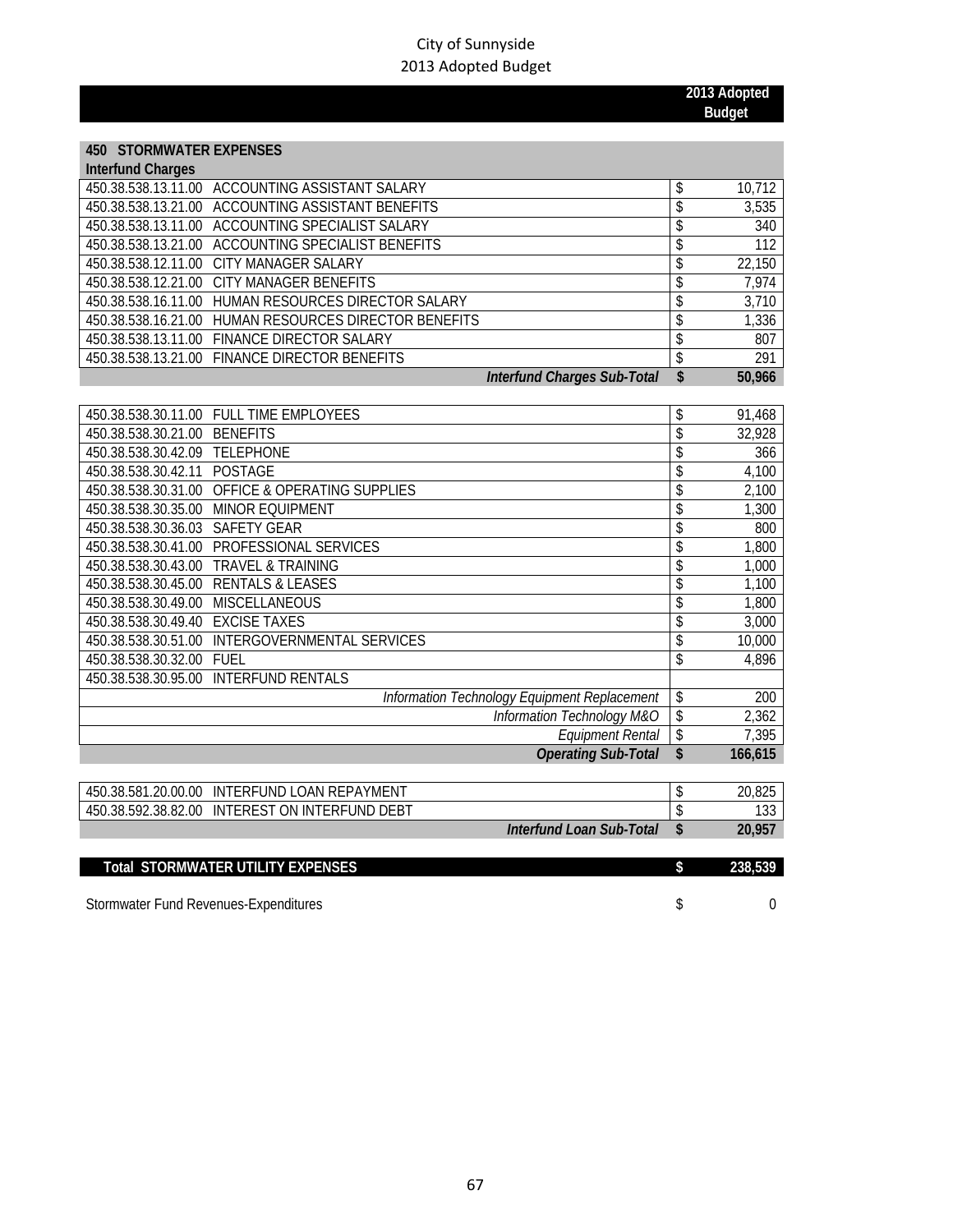City of Sunnyside
2013 Adopted Budget

| | | | 2013 Adopted Budget |
|---|---|---|---|
| **450 STORMWATER EXPENSES** | | | |
| **Interfund Charges** | | | |
| 450.38.538.13.11.00 | ACCOUNTING ASSISTANT SALARY | $ | 10,712 |
| 450.38.538.13.21.00 | ACCOUNTING ASSISTANT BENEFITS | $ | 3,535 |
| 450.38.538.13.11.00 | ACCOUNTING SPECIALIST SALARY | $ | 340 |
| 450.38.538.13.21.00 | ACCOUNTING SPECIALIST BENEFITS | $ | 112 |
| 450.38.538.12.11.00 | CITY MANAGER SALARY | $ | 22,150 |
| 450.38.538.12.21.00 | CITY MANAGER BENEFITS | $ | 7,974 |
| 450.38.538.16.11.00 | HUMAN RESOURCES DIRECTOR SALARY | $ | 3,710 |
| 450.38.538.16.21.00 | HUMAN RESOURCES DIRECTOR BENEFITS | $ | 1,336 |
| 450.38.538.13.11.00 | FINANCE DIRECTOR SALARY | $ | 807 |
| 450.38.538.13.21.00 | FINANCE DIRECTOR BENEFITS | $ | 291 |
| | ***Interfund Charges Sub-Total*** | **$** | **50,966** |
| 450.38.538.30.11.00 | FULL TIME EMPLOYEES | $ | 91,468 |
| 450.38.538.30.21.00 | BENEFITS | $ | 32,928 |
| 450.38.538.30.42.09 | TELEPHONE | $ | 366 |
| 450.38.538.30.42.11 | POSTAGE | $ | 4,100 |
| 450.38.538.30.31.00 | OFFICE & OPERATING SUPPLIES | $ | 2,100 |
| 450.38.538.30.35.00 | MINOR EQUIPMENT | $ | 1,300 |
| 450.38.538.30.36.03 | SAFETY GEAR | $ | 800 |
| 450.38.538.30.41.00 | PROFESSIONAL SERVICES | $ | 1,800 |
| 450.38.538.30.43.00 | TRAVEL & TRAINING | $ | 1,000 |
| 450.38.538.30.45.00 | RENTALS & LEASES | $ | 1,100 |
| 450.38.538.30.49.00 | MISCELLANEOUS | $ | 1,800 |
| 450.38.538.30.49.40 | EXCISE TAXES | $ | 3,000 |
| 450.38.538.30.51.00 | INTERGOVERNMENTAL SERVICES | $ | 10,000 |
| 450.38.538.30.32.00 | FUEL | $ | 4,896 |
| 450.38.538.30.95.00 | INTERFUND RENTALS | | |
| | *Information Technology Equipment Replacement* | $ | 200 |
| | *Information Technology M&O* | $ | 2,362 |
| | *Equipment Rental* | $ | 7,395 |
| | ***Operating Sub-Total*** | **$** | **166,615** |
| 450.38.581.20.00.00 | INTERFUND LOAN REPAYMENT | $ | 20,825 |
| 450.38.592.38.82.00 | INTEREST ON INTERFUND DEBT | $ | 133 |
| | ***Interfund Loan Sub-Total*** | **$** | **20,957** |
| **Total STORMWATER UTILITY EXPENSES** | | **$** | **238,539** |
| Stormwater Fund Revenues-Expenditures | | $ | 0 |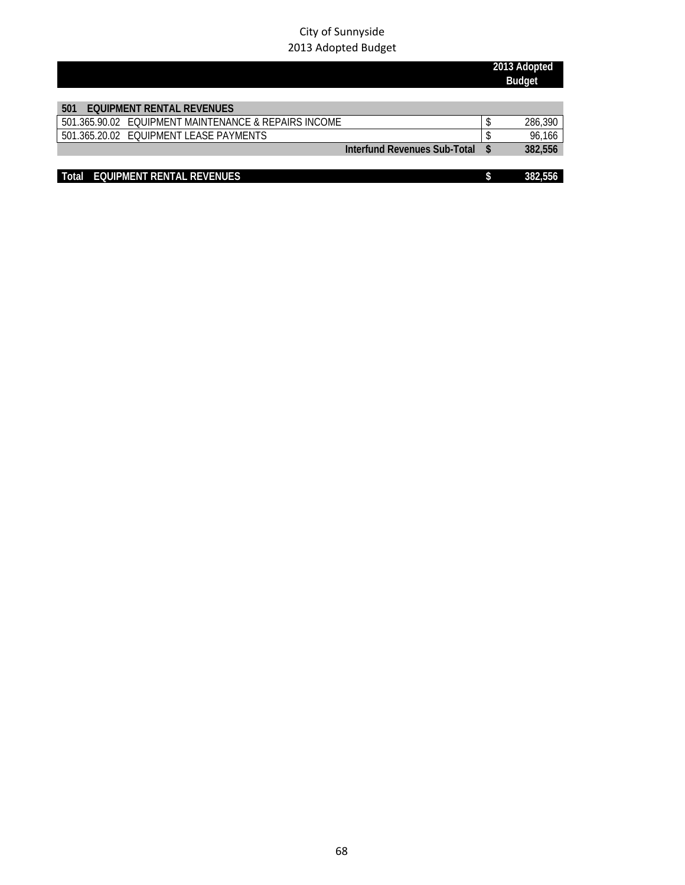City of Sunnyside
2013 Adopted Budget

| | | 2013 Adopted Budget |
|---|---|---|
| **501 EQUIPMENT RENTAL REVENUES** | | |
| 501.365.90.02 EQUIPMENT MAINTENANCE & REPAIRS INCOME | $ | 286,390 |
| 501.365.20.02 EQUIPMENT LEASE PAYMENTS | $ | 96,166 |
| **Interfund Revenues Sub-Total** | **$** | **382,556** |
| **Total EQUIPMENT RENTAL REVENUES** | **$** | **382,556** |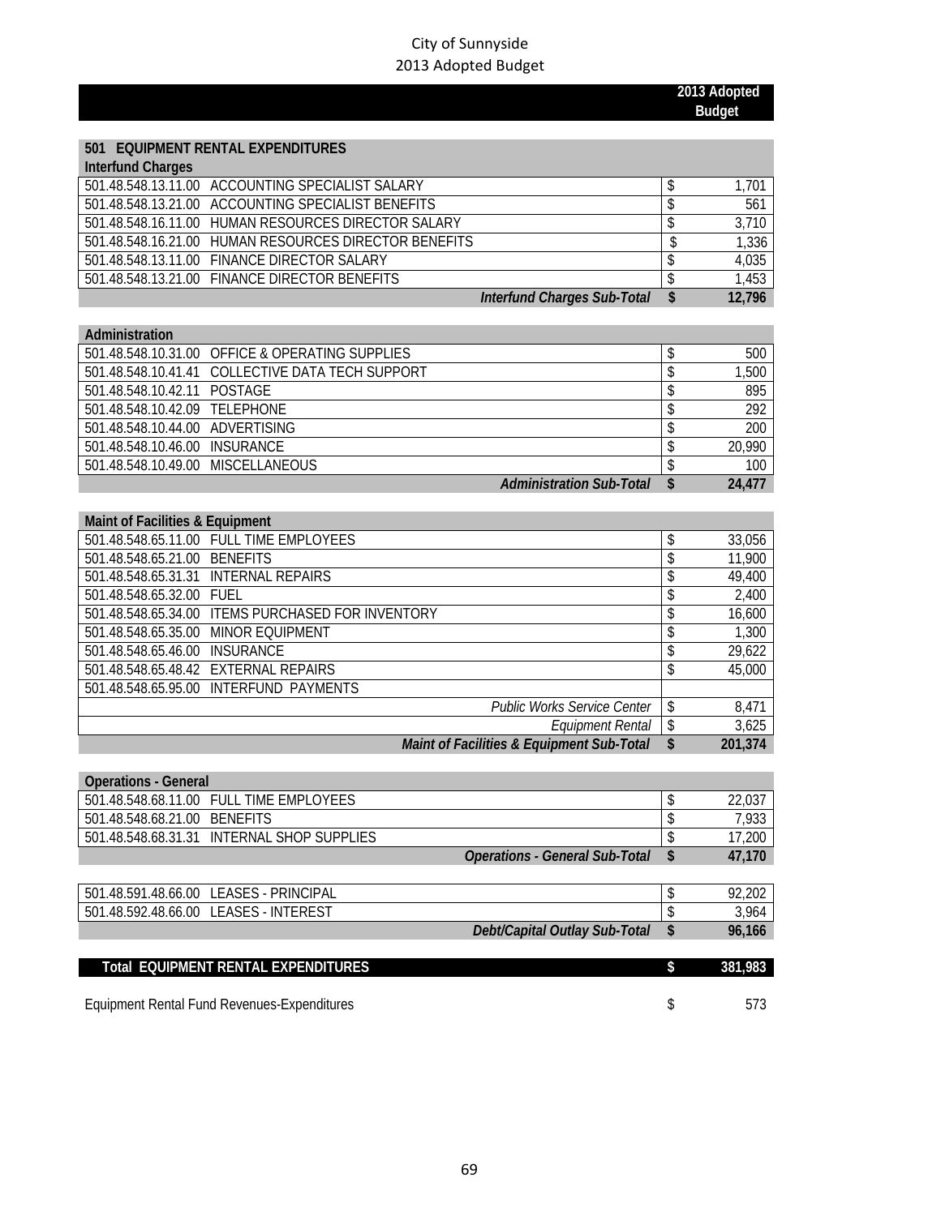City of Sunnyside
2013 Adopted Budget

| | | 2013 Adopted Budget |
|---|---|---|
| **501 EQUIPMENT RENTAL EXPENDITURES** | | |
| **Interfund Charges** | | |
| 501.48.548.13.11.00 | ACCOUNTING SPECIALIST SALARY | $ 1,701 |
| 501.48.548.13.21.00 | ACCOUNTING SPECIALIST BENEFITS | $ 561 |
| 501.48.548.16.11.00 | HUMAN RESOURCES DIRECTOR SALARY | $ 3,710 |
| 501.48.548.16.21.00 | HUMAN RESOURCES DIRECTOR BENEFITS | $ 1,336 |
| 501.48.548.13.11.00 | FINANCE DIRECTOR SALARY | $ 4,035 |
| 501.48.548.13.21.00 | FINANCE DIRECTOR BENEFITS | $ 1,453 |
| | ***Interfund Charges Sub-Total*** | **$ 12,796** |
| **Administration** | | |
| 501.48.548.10.31.00 | OFFICE & OPERATING SUPPLIES | $ 500 |
| 501.48.548.10.41.41 | COLLECTIVE DATA TECH SUPPORT | $ 1,500 |
| 501.48.548.10.42.11 | POSTAGE | $ 895 |
| 501.48.548.10.42.09 | TELEPHONE | $ 292 |
| 501.48.548.10.44.00 | ADVERTISING | $ 200 |
| 501.48.548.10.46.00 | INSURANCE | $ 20,990 |
| 501.48.548.10.49.00 | MISCELLANEOUS | $ 100 |
| | ***Administration Sub-Total*** | **$ 24,477** |
| **Maint of Facilities & Equipment** | | |
| 501.48.548.65.11.00 | FULL TIME EMPLOYEES | $ 33,056 |
| 501.48.548.65.21.00 | BENEFITS | $ 11,900 |
| 501.48.548.65.31.31 | INTERNAL REPAIRS | $ 49,400 |
| 501.48.548.65.32.00 | FUEL | $ 2,400 |
| 501.48.548.65.34.00 | ITEMS PURCHASED FOR INVENTORY | $ 16,600 |
| 501.48.548.65.35.00 | MINOR EQUIPMENT | $ 1,300 |
| 501.48.548.65.46.00 | INSURANCE | $ 29,622 |
| 501.48.548.65.48.42 | EXTERNAL REPAIRS | $ 45,000 |
| 501.48.548.65.95.00 | INTERFUND PAYMENTS | |
| | *Public Works Service Center* | $ 8,471 |
| | *Equipment Rental* | $ 3,625 |
| | ***Maint of Facilities & Equipment Sub-Total*** | **$ 201,374** |
| **Operations - General** | | |
| 501.48.548.68.11.00 | FULL TIME EMPLOYEES | $ 22,037 |
| 501.48.548.68.21.00 | BENEFITS | $ 7,933 |
| 501.48.548.68.31.31 | INTERNAL SHOP SUPPLIES | $ 17,200 |
| | ***Operations - General Sub-Total*** | **$ 47,170** |
| 501.48.591.48.66.00 | LEASES - PRINCIPAL | $ 92,202 |
| 501.48.592.48.66.00 | LEASES - INTEREST | $ 3,964 |
| | ***Debt/Capital Outlay Sub-Total*** | **$ 96,166** |
| **Total EQUIPMENT RENTAL EXPENDITURES** | | **$ 381,983** |
| Equipment Rental Fund Revenues-Expenditures | | $ 573 |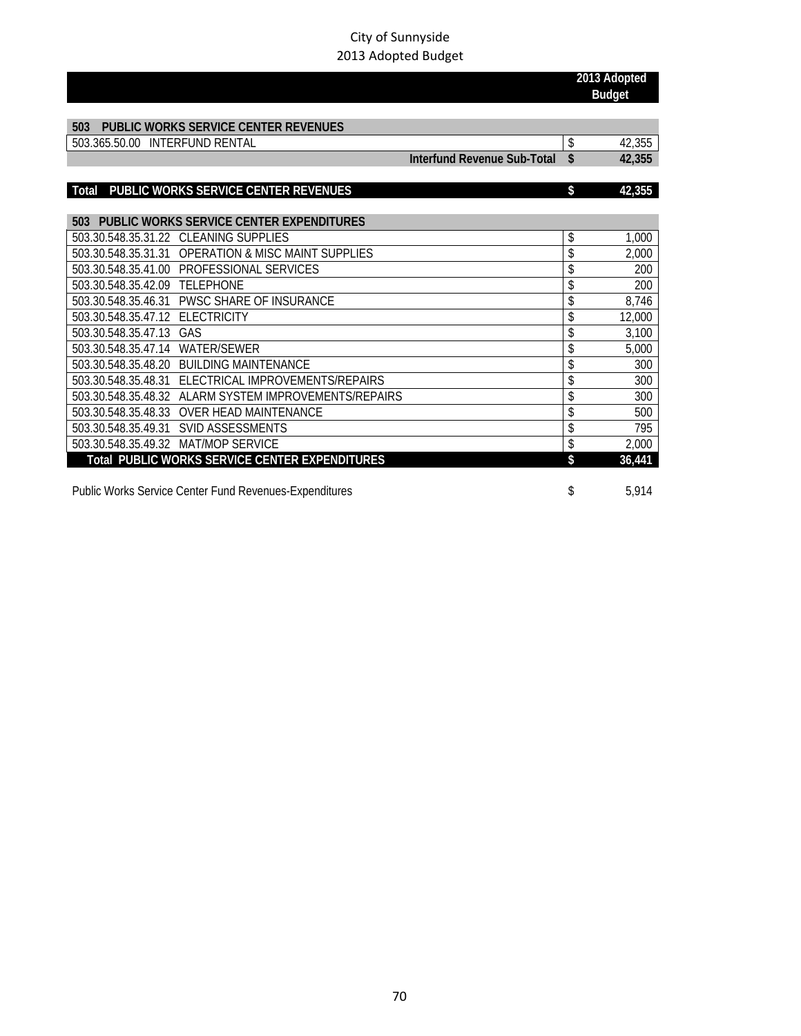City of Sunnyside
2013 Adopted Budget

| | | 2013 Adopted Budget |
|---|---|---|
| **503 PUBLIC WORKS SERVICE CENTER REVENUES** | | |
| 503.365.50.00 INTERFUND RENTAL | $ | 42,355 |
| **Interfund Revenue Sub-Total** | **$** | **42,355** |
| | | |
| **Total PUBLIC WORKS SERVICE CENTER REVENUES** | **$** | **42,355** |
| | | |
| **503 PUBLIC WORKS SERVICE CENTER EXPENDITURES** | | |
| 503.30.548.35.31.22 CLEANING SUPPLIES | $ | 1,000 |
| 503.30.548.35.31.31 OPERATION & MISC MAINT SUPPLIES | $ | 2,000 |
| 503.30.548.35.41.00 PROFESSIONAL SERVICES | $ | 200 |
| 503.30.548.35.42.09 TELEPHONE | $ | 200 |
| 503.30.548.35.46.31 PWSC SHARE OF INSURANCE | $ | 8,746 |
| 503.30.548.35.47.12 ELECTRICITY | $ | 12,000 |
| 503.30.548.35.47.13 GAS | $ | 3,100 |
| 503.30.548.35.47.14 WATER/SEWER | $ | 5,000 |
| 503.30.548.35.48.20 BUILDING MAINTENANCE | $ | 300 |
| 503.30.548.35.48.31 ELECTRICAL IMPROVEMENTS/REPAIRS | $ | 300 |
| 503.30.548.35.48.32 ALARM SYSTEM IMPROVEMENTS/REPAIRS | $ | 300 |
| 503.30.548.35.48.33 OVER HEAD MAINTENANCE | $ | 500 |
| 503.30.548.35.49.31 SVID ASSESSMENTS | $ | 795 |
| 503.30.548.35.49.32 MAT/MOP SERVICE | $ | 2,000 |
| **Total PUBLIC WORKS SERVICE CENTER EXPENDITURES** | **$** | **36,441** |
| | | |
| Public Works Service Center Fund Revenues-Expenditures | $ | 5,914 |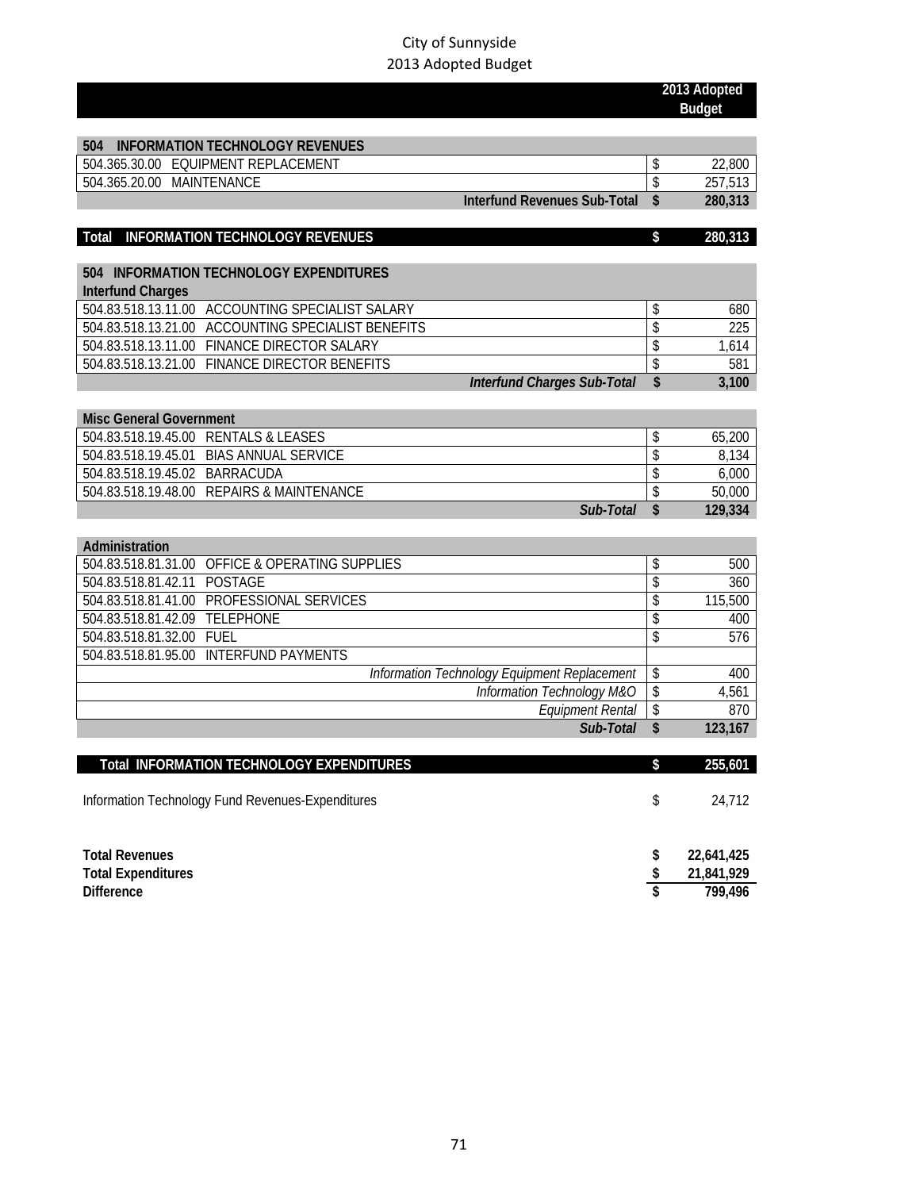City of Sunnyside
2013 Adopted Budget

| | | 2013 Adopted Budget |
|---|---|---|
| **504 INFORMATION TECHNOLOGY REVENUES** | | |
| 504.365.30.00 EQUIPMENT REPLACEMENT | $ | 22,800 |
| 504.365.20.00 MAINTENANCE | $ | 257,513 |
| **Interfund Revenues Sub-Total** | **$** | **280,313** |
| | | |
| **Total INFORMATION TECHNOLOGY REVENUES** | **$** | **280,313** |
| | | |
| **504 INFORMATION TECHNOLOGY EXPENDITURES** | | |
| **Interfund Charges** | | |
| 504.83.518.13.11.00 ACCOUNTING SPECIALIST SALARY | $ | 680 |
| 504.83.518.13.21.00 ACCOUNTING SPECIALIST BENEFITS | $ | 225 |
| 504.83.518.13.11.00 FINANCE DIRECTOR SALARY | $ | 1,614 |
| 504.83.518.13.21.00 FINANCE DIRECTOR BENEFITS | $ | 581 |
| ***Interfund Charges Sub-Total*** | **$** | **3,100** |
| | | |
| **Misc General Government** | | |
| 504.83.518.19.45.00 RENTALS & LEASES | $ | 65,200 |
| 504.83.518.19.45.01 BIAS ANNUAL SERVICE | $ | 8,134 |
| 504.83.518.19.45.02 BARRACUDA | $ | 6,000 |
| 504.83.518.19.48.00 REPAIRS & MAINTENANCE | $ | 50,000 |
| ***Sub-Total*** | **$** | **129,334** |
| | | |
| **Administration** | | |
| 504.83.518.81.31.00 OFFICE & OPERATING SUPPLIES | $ | 500 |
| 504.83.518.81.42.11 POSTAGE | $ | 360 |
| 504.83.518.81.41.00 PROFESSIONAL SERVICES | $ | 115,500 |
| 504.83.518.81.42.09 TELEPHONE | $ | 400 |
| 504.83.518.81.32.00 FUEL | $ | 576 |
| 504.83.518.81.95.00 INTERFUND PAYMENTS | | |
| *Information Technology Equipment Replacement* | $ | 400 |
| *Information Technology M&O* | $ | 4,561 |
| *Equipment Rental* | $ | 870 |
| ***Sub-Total*** | **$** | **123,167** |
| | | |
| **Total INFORMATION TECHNOLOGY EXPENDITURES** | **$** | **255,601** |
| | | |
| Information Technology Fund Revenues-Expenditures | $ | 24,712 |
| | | |
| **Total Revenues** | **$** | **22,641,425** |
| **Total Expenditures** | **$** | **21,841,929** |
| **Difference** | **$** | **799,496** |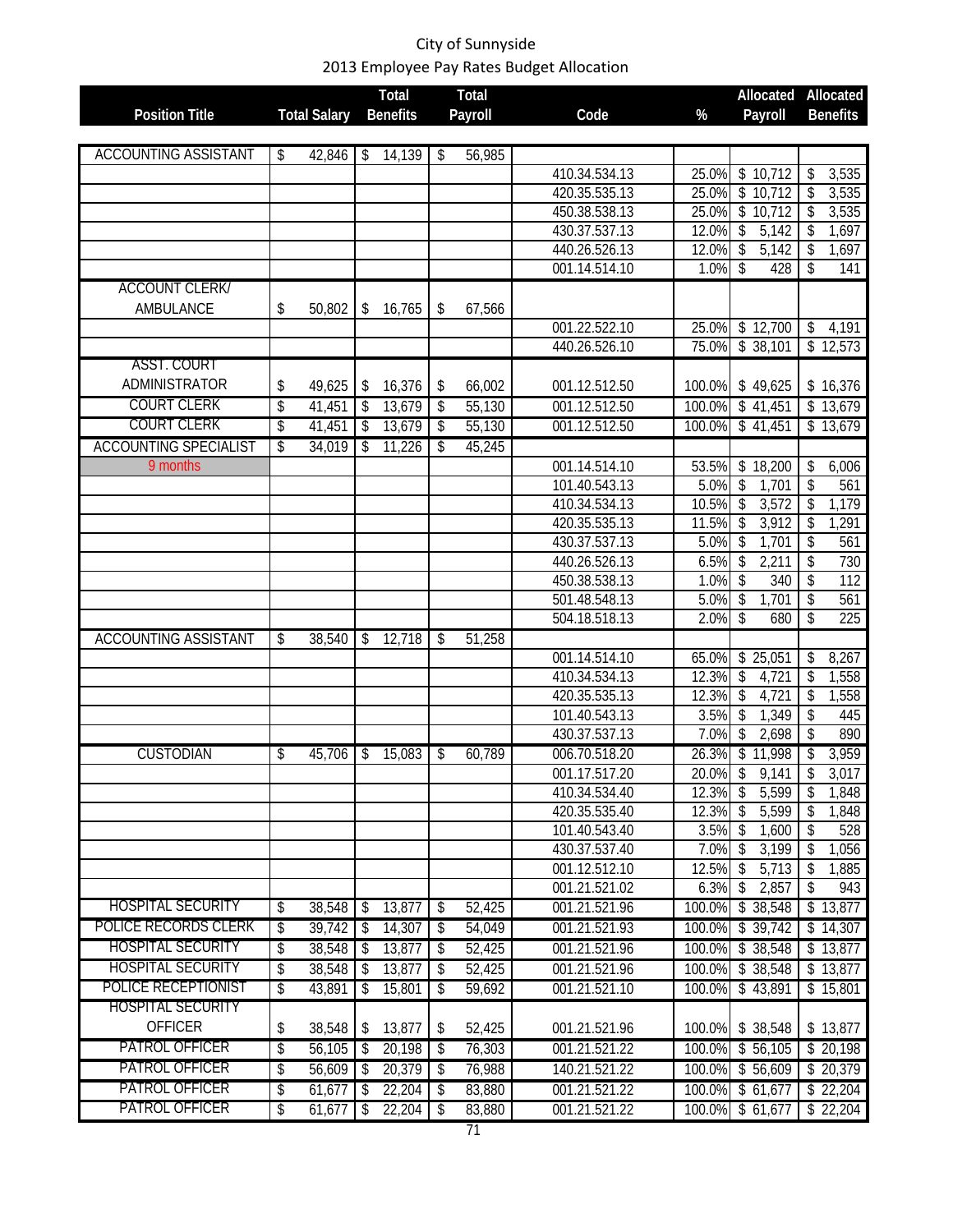City of Sunnyside
2013 Employee Pay Rates Budget Allocation

| Position Title | Total Salary | Total Benefits | Total Payroll | Code | % | Allocated Payroll | Allocated Benefits |
|---|---|---|---|---|---|---|---|
| ACCOUNTING ASSISTANT | $ 42,846 | $ 14,139 | $ 56,985 | | | | |
| | | | | 410.34.534.13 | 25.0% | $ 10,712 | $ 3,535 |
| | | | | 420.35.535.13 | 25.0% | $ 10,712 | $ 3,535 |
| | | | | 450.38.538.13 | 25.0% | $ 10,712 | $ 3,535 |
| | | | | 430.37.537.13 | 12.0% | $ 5,142 | $ 1,697 |
| | | | | 440.26.526.13 | 12.0% | $ 5,142 | $ 1,697 |
| | | | | 001.14.514.10 | 1.0% | $ 428 | $ 141 |
| ACCOUNT CLERK/ AMBULANCE | $ 50,802 | $ 16,765 | $ 67,566 | | | | |
| | | | | 001.22.522.10 | 25.0% | $ 12,700 | $ 4,191 |
| | | | | 440.26.526.10 | 75.0% | $ 38,101 | $ 12,573 |
| ASST. COURT ADMINISTRATOR | $ 49,625 | $ 16,376 | $ 66,002 | 001.12.512.50 | 100.0% | $ 49,625 | $ 16,376 |
| COURT CLERK | $ 41,451 | $ 13,679 | $ 55,130 | 001.12.512.50 | 100.0% | $ 41,451 | $ 13,679 |
| COURT CLERK | $ 41,451 | $ 13,679 | $ 55,130 | 001.12.512.50 | 100.0% | $ 41,451 | $ 13,679 |
| ACCOUNTING SPECIALIST | $ 34,019 | $ 11,226 | $ 45,245 | | | | |
| 9 months | | | | 001.14.514.10 | 53.5% | $ 18,200 | $ 6,006 |
| | | | | 101.40.543.13 | 5.0% | $ 1,701 | $ 561 |
| | | | | 410.34.534.13 | 10.5% | $ 3,572 | $ 1,179 |
| | | | | 420.35.535.13 | 11.5% | $ 3,912 | $ 1,291 |
| | | | | 430.37.537.13 | 5.0% | $ 1,701 | $ 561 |
| | | | | 440.26.526.13 | 6.5% | $ 2,211 | $ 730 |
| | | | | 450.38.538.13 | 1.0% | $ 340 | $ 112 |
| | | | | 501.48.548.13 | 5.0% | $ 1,701 | $ 561 |
| | | | | 504.18.518.13 | 2.0% | $ 680 | $ 225 |
| ACCOUNTING ASSISTANT | $ 38,540 | $ 12,718 | $ 51,258 | | | | |
| | | | | 001.14.514.10 | 65.0% | $ 25,051 | $ 8,267 |
| | | | | 410.34.534.13 | 12.3% | $ 4,721 | $ 1,558 |
| | | | | 420.35.535.13 | 12.3% | $ 4,721 | $ 1,558 |
| | | | | 101.40.543.13 | 3.5% | $ 1,349 | $ 445 |
| | | | | 430.37.537.13 | 7.0% | $ 2,698 | $ 890 |
| CUSTODIAN | $ 45,706 | $ 15,083 | $ 60,789 | 006.70.518.20 | 26.3% | $ 11,998 | $ 3,959 |
| | | | | 001.17.517.20 | 20.0% | $ 9,141 | $ 3,017 |
| | | | | 410.34.534.40 | 12.3% | $ 5,599 | $ 1,848 |
| | | | | 420.35.535.40 | 12.3% | $ 5,599 | $ 1,848 |
| | | | | 101.40.543.40 | 3.5% | $ 1,600 | $ 528 |
| | | | | 430.37.537.40 | 7.0% | $ 3,199 | $ 1,056 |
| | | | | 001.12.512.10 | 12.5% | $ 5,713 | $ 1,885 |
| | | | | 001.21.521.02 | 6.3% | $ 2,857 | $ 943 |
| HOSPITAL SECURITY | $ 38,548 | $ 13,877 | $ 52,425 | 001.21.521.96 | 100.0% | $ 38,548 | $ 13,877 |
| POLICE RECORDS CLERK | $ 39,742 | $ 14,307 | $ 54,049 | 001.21.521.93 | 100.0% | $ 39,742 | $ 14,307 |
| HOSPITAL SECURITY | $ 38,548 | $ 13,877 | $ 52,425 | 001.21.521.96 | 100.0% | $ 38,548 | $ 13,877 |
| HOSPITAL SECURITY | $ 38,548 | $ 13,877 | $ 52,425 | 001.21.521.96 | 100.0% | $ 38,548 | $ 13,877 |
| POLICE RECEPTIONIST | $ 43,891 | $ 15,801 | $ 59,692 | 001.21.521.10 | 100.0% | $ 43,891 | $ 15,801 |
| HOSPITAL SECURITY OFFICER | $ 38,548 | $ 13,877 | $ 52,425 | 001.21.521.96 | 100.0% | $ 38,548 | $ 13,877 |
| PATROL OFFICER | $ 56,105 | $ 20,198 | $ 76,303 | 001.21.521.22 | 100.0% | $ 56,105 | $ 20,198 |
| PATROL OFFICER | $ 56,609 | $ 20,379 | $ 76,988 | 140.21.521.22 | 100.0% | $ 56,609 | $ 20,379 |
| PATROL OFFICER | $ 61,677 | $ 22,204 | $ 83,880 | 001.21.521.22 | 100.0% | $ 61,677 | $ 22,204 |
| PATROL OFFICER | $ 61,677 | $ 22,204 | $ 83,880 | 001.21.521.22 | 100.0% | $ 61,677 | $ 22,204 |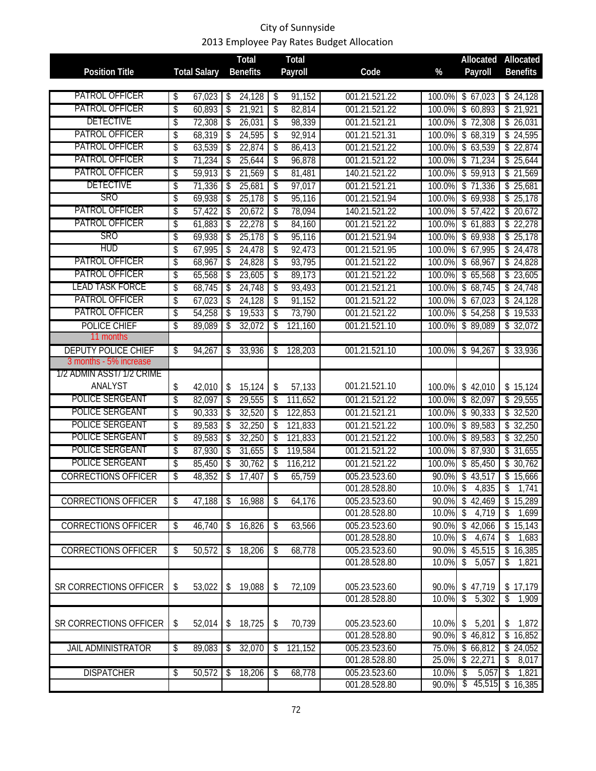City of Sunnyside
2013 Employee Pay Rates Budget Allocation

| Position Title | Total Salary | Total Benefits | Total Payroll | Code | % | Allocated Payroll | Allocated Benefits |
|---|---|---|---|---|---|---|---|
| PATROL OFFICER | $ 67,023 | $ 24,128 | $ 91,152 | 001.21.521.22 | 100.0% | $ 67,023 | $ 24,128 |
| PATROL OFFICER | $ 60,893 | $ 21,921 | $ 82,814 | 001.21.521.22 | 100.0% | $ 60,893 | $ 21,921 |
| DETECTIVE | $ 72,308 | $ 26,031 | $ 98,339 | 001.21.521.21 | 100.0% | $ 72,308 | $ 26,031 |
| PATROL OFFICER | $ 68,319 | $ 24,595 | $ 92,914 | 001.21.521.31 | 100.0% | $ 68,319 | $ 24,595 |
| PATROL OFFICER | $ 63,539 | $ 22,874 | $ 86,413 | 001.21.521.22 | 100.0% | $ 63,539 | $ 22,874 |
| PATROL OFFICER | $ 71,234 | $ 25,644 | $ 96,878 | 001.21.521.22 | 100.0% | $ 71,234 | $ 25,644 |
| PATROL OFFICER | $ 59,913 | $ 21,569 | $ 81,481 | 140.21.521.22 | 100.0% | $ 59,913 | $ 21,569 |
| DETECTIVE | $ 71,336 | $ 25,681 | $ 97,017 | 001.21.521.21 | 100.0% | $ 71,336 | $ 25,681 |
| SRO | $ 69,938 | $ 25,178 | $ 95,116 | 001.21.521.94 | 100.0% | $ 69,938 | $ 25,178 |
| PATROL OFFICER | $ 57,422 | $ 20,672 | $ 78,094 | 140.21.521.22 | 100.0% | $ 57,422 | $ 20,672 |
| PATROL OFFICER | $ 61,883 | $ 22,278 | $ 84,160 | 001.21.521.22 | 100.0% | $ 61,883 | $ 22,278 |
| SRO | $ 69,938 | $ 25,178 | $ 95,116 | 001.21.521.94 | 100.0% | $ 69,938 | $ 25,178 |
| HUD | $ 67,995 | $ 24,478 | $ 92,473 | 001.21.521.95 | 100.0% | $ 67,995 | $ 24,478 |
| PATROL OFFICER | $ 68,967 | $ 24,828 | $ 93,795 | 001.21.521.22 | 100.0% | $ 68,967 | $ 24,828 |
| PATROL OFFICER | $ 65,568 | $ 23,605 | $ 89,173 | 001.21.521.22 | 100.0% | $ 65,568 | $ 23,605 |
| LEAD TASK FORCE | $ 68,745 | $ 24,748 | $ 93,493 | 001.21.521.21 | 100.0% | $ 68,745 | $ 24,748 |
| PATROL OFFICER | $ 67,023 | $ 24,128 | $ 91,152 | 001.21.521.22 | 100.0% | $ 67,023 | $ 24,128 |
| PATROL OFFICER | $ 54,258 | $ 19,533 | $ 73,790 | 001.21.521.22 | 100.0% | $ 54,258 | $ 19,533 |
| POLICE CHIEF | $ 89,089 | $ 32,072 | $ 121,160 | 001.21.521.10 | 100.0% | $ 89,089 | $ 32,072 |
| 11 months | | | | | | | |
| DEPUTY POLICE CHIEF | $ 94,267 | $ 33,936 | $ 128,203 | 001.21.521.10 | 100.0% | $ 94,267 | $ 33,936 |
| 3 months - 5% increase | | | | | | | |
| 1/2 ADMIN ASST/ 1/2 CRIME ANALYST | $ 42,010 | $ 15,124 | $ 57,133 | 001.21.521.10 | 100.0% | $ 42,010 | $ 15,124 |
| POLICE SERGEANT | $ 82,097 | $ 29,555 | $ 111,652 | 001.21.521.22 | 100.0% | $ 82,097 | $ 29,555 |
| POLICE SERGEANT | $ 90,333 | $ 32,520 | $ 122,853 | 001.21.521.21 | 100.0% | $ 90,333 | $ 32,520 |
| POLICE SERGEANT | $ 89,583 | $ 32,250 | $ 121,833 | 001.21.521.22 | 100.0% | $ 89,583 | $ 32,250 |
| POLICE SERGEANT | $ 89,583 | $ 32,250 | $ 121,833 | 001.21.521.22 | 100.0% | $ 89,583 | $ 32,250 |
| POLICE SERGEANT | $ 87,930 | $ 31,655 | $ 119,584 | 001.21.521.22 | 100.0% | $ 87,930 | $ 31,655 |
| POLICE SERGEANT | $ 85,450 | $ 30,762 | $ 116,212 | 001.21.521.22 | 100.0% | $ 85,450 | $ 30,762 |
| CORRECTIONS OFFICER | $ 48,352 | $ 17,407 | $ 65,759 | 005.23.523.60 | 90.0% | $ 43,517 | $ 15,666 |
| | | | | 001.28.528.80 | 10.0% | $ 4,835 | $ 1,741 |
| CORRECTIONS OFFICER | $ 47,188 | $ 16,988 | $ 64,176 | 005.23.523.60 | 90.0% | $ 42,469 | $ 15,289 |
| | | | | 001.28.528.80 | 10.0% | $ 4,719 | $ 1,699 |
| CORRECTIONS OFFICER | $ 46,740 | $ 16,826 | $ 63,566 | 005.23.523.60 | 90.0% | $ 42,066 | $ 15,143 |
| | | | | 001.28.528.80 | 10.0% | $ 4,674 | $ 1,683 |
| CORRECTIONS OFFICER | $ 50,572 | $ 18,206 | $ 68,778 | 005.23.523.60 | 90.0% | $ 45,515 | $ 16,385 |
| | | | | 001.28.528.80 | 10.0% | $ 5,057 | $ 1,821 |
| SR CORRECTIONS OFFICER | $ 53,022 | $ 19,088 | $ 72,109 | 005.23.523.60 | 90.0% | $ 47,719 | $ 17,179 |
| | | | | 001.28.528.80 | 10.0% | $ 5,302 | $ 1,909 |
| SR CORRECTIONS OFFICER | $ 52,014 | $ 18,725 | $ 70,739 | 005.23.523.60 | 10.0% | $ 5,201 | $ 1,872 |
| | | | | 001.28.528.80 | 90.0% | $ 46,812 | $ 16,852 |
| JAIL ADMINISTRATOR | $ 89,083 | $ 32,070 | $ 121,152 | 005.23.523.60 | 75.0% | $ 66,812 | $ 24,052 |
| | | | | 001.28.528.80 | 25.0% | $ 22,271 | $ 8,017 |
| DISPATCHER | $ 50,572 | $ 18,206 | $ 68,778 | 005.23.523.60 | 10.0% | $ 5,057 | $ 1,821 |
| | | | | 001.28.528.80 | 90.0% | $ 45,515 | $ 16,385 |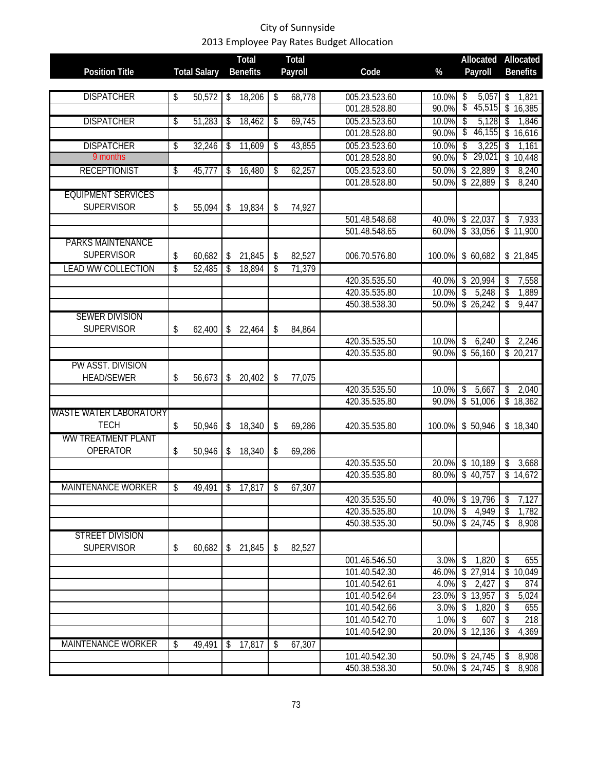City of Sunnyside

2013 Employee Pay Rates Budget Allocation

| Position Title | Total Salary | Total Benefits | Total Payroll | Code | % | Allocated Payroll | Allocated Benefits |
|---|---|---|---|---|---|---|---|
| DISPATCHER | $ 50,572 | $ 18,206 | $ 68,778 | 005.23.523.60 | 10.0% | $ 5,057 | $ 1,821 |
| | | | | 001.28.528.80 | 90.0% | $ 45,515 | $ 16,385 |
| DISPATCHER | $ 51,283 | $ 18,462 | $ 69,745 | 005.23.523.60 | 10.0% | $ 5,128 | $ 1,846 |
| | | | | 001.28.528.80 | 90.0% | $ 46,155 | $ 16,616 |
| DISPATCHER | $ 32,246 | $ 11,609 | $ 43,855 | 005.23.523.60 | 10.0% | $ 3,225 | $ 1,161 |
| 9 months | | | | 001.28.528.80 | 90.0% | $ 29,021 | $ 10,448 |
| RECEPTIONIST | $ 45,777 | $ 16,480 | $ 62,257 | 005.23.523.60 | 50.0% | $ 22,889 | $ 8,240 |
| | | | | 001.28.528.80 | 50.0% | $ 22,889 | $ 8,240 |
| EQUIPMENT SERVICES SUPERVISOR | $ 55,094 | $ 19,834 | $ 74,927 | | | | |
| | | | | 501.48.548.68 | 40.0% | $ 22,037 | $ 7,933 |
| | | | | 501.48.548.65 | 60.0% | $ 33,056 | $ 11,900 |
| PARKS MAINTENANCE SUPERVISOR | $ 60,682 | $ 21,845 | $ 82,527 | 006.70.576.80 | 100.0% | $ 60,682 | $ 21,845 |
| LEAD WW COLLECTION | $ 52,485 | $ 18,894 | $ 71,379 | | | | |
| | | | | 420.35.535.50 | 40.0% | $ 20,994 | $ 7,558 |
| | | | | 420.35.535.80 | 10.0% | $ 5,248 | $ 1,889 |
| | | | | 450.38.538.30 | 50.0% | $ 26,242 | $ 9,447 |
| SEWER DIVISION SUPERVISOR | $ 62,400 | $ 22,464 | $ 84,864 | | | | |
| | | | | 420.35.535.50 | 10.0% | $ 6,240 | $ 2,246 |
| | | | | 420.35.535.80 | 90.0% | $ 56,160 | $ 20,217 |
| PW ASST. DIVISION HEAD/SEWER | $ 56,673 | $ 20,402 | $ 77,075 | | | | |
| | | | | 420.35.535.50 | 10.0% | $ 5,667 | $ 2,040 |
| | | | | 420.35.535.80 | 90.0% | $ 51,006 | $ 18,362 |
| WASTE WATER LABORATORY TECH | $ 50,946 | $ 18,340 | $ 69,286 | 420.35.535.80 | 100.0% | $ 50,946 | $ 18,340 |
| WW TREATMENT PLANT OPERATOR | $ 50,946 | $ 18,340 | $ 69,286 | | | | |
| | | | | 420.35.535.50 | 20.0% | $ 10,189 | $ 3,668 |
| | | | | 420.35.535.80 | 80.0% | $ 40,757 | $ 14,672 |
| MAINTENANCE WORKER | $ 49,491 | $ 17,817 | $ 67,307 | | | | |
| | | | | 420.35.535.50 | 40.0% | $ 19,796 | $ 7,127 |
| | | | | 420.35.535.80 | 10.0% | $ 4,949 | $ 1,782 |
| | | | | 450.38.535.30 | 50.0% | $ 24,745 | $ 8,908 |
| STREET DIVISION SUPERVISOR | $ 60,682 | $ 21,845 | $ 82,527 | | | | |
| | | | | 001.46.546.50 | 3.0% | $ 1,820 | $ 655 |
| | | | | 101.40.542.30 | 46.0% | $ 27,914 | $ 10,049 |
| | | | | 101.40.542.61 | 4.0% | $ 2,427 | $ 874 |
| | | | | 101.40.542.64 | 23.0% | $ 13,957 | $ 5,024 |
| | | | | 101.40.542.66 | 3.0% | $ 1,820 | $ 655 |
| | | | | 101.40.542.70 | 1.0% | $ 607 | $ 218 |
| | | | | 101.40.542.90 | 20.0% | $ 12,136 | $ 4,369 |
| MAINTENANCE WORKER | $ 49,491 | $ 17,817 | $ 67,307 | | | | |
| | | | | 101.40.542.30 | 50.0% | $ 24,745 | $ 8,908 |
| | | | | 450.38.538.30 | 50.0% | $ 24,745 | $ 8,908 |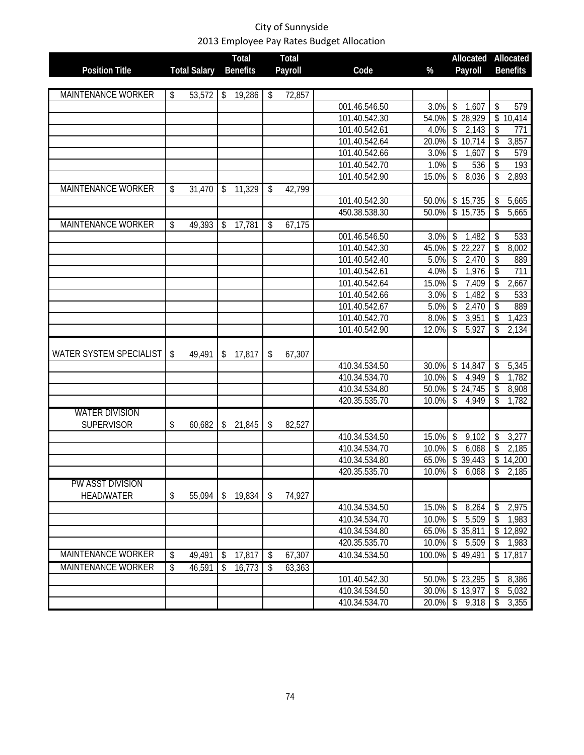City of Sunnyside
2013 Employee Pay Rates Budget Allocation

| Position Title | Total Salary | Total Benefits | Total Payroll | Code | % | Allocated Payroll | Allocated Benefits |
|---|---|---|---|---|---|---|---|
| MAINTENANCE WORKER | $ 53,572 | $ 19,286 | $ 72,857 | | | | |
| | | | | 001.46.546.50 | 3.0% | $ 1,607 | $ 579 |
| | | | | 101.40.542.30 | 54.0% | $ 28,929 | $ 10,414 |
| | | | | 101.40.542.61 | 4.0% | $ 2,143 | $ 771 |
| | | | | 101.40.542.64 | 20.0% | $ 10,714 | $ 3,857 |
| | | | | 101.40.542.66 | 3.0% | $ 1,607 | $ 579 |
| | | | | 101.40.542.70 | 1.0% | $ 536 | $ 193 |
| | | | | 101.40.542.90 | 15.0% | $ 8,036 | $ 2,893 |
| MAINTENANCE WORKER | $ 31,470 | $ 11,329 | $ 42,799 | | | | |
| | | | | 101.40.542.30 | 50.0% | $ 15,735 | $ 5,665 |
| | | | | 450.38.538.30 | 50.0% | $ 15,735 | $ 5,665 |
| MAINTENANCE WORKER | $ 49,393 | $ 17,781 | $ 67,175 | | | | |
| | | | | 001.46.546.50 | 3.0% | $ 1,482 | $ 533 |
| | | | | 101.40.542.30 | 45.0% | $ 22,227 | $ 8,002 |
| | | | | 101.40.542.40 | 5.0% | $ 2,470 | $ 889 |
| | | | | 101.40.542.61 | 4.0% | $ 1,976 | $ 711 |
| | | | | 101.40.542.64 | 15.0% | $ 7,409 | $ 2,667 |
| | | | | 101.40.542.66 | 3.0% | $ 1,482 | $ 533 |
| | | | | 101.40.542.67 | 5.0% | $ 2,470 | $ 889 |
| | | | | 101.40.542.70 | 8.0% | $ 3,951 | $ 1,423 |
| | | | | 101.40.542.90 | 12.0% | $ 5,927 | $ 2,134 |
| WATER SYSTEM SPECIALIST | $ 49,491 | $ 17,817 | $ 67,307 | | | | |
| | | | | 410.34.534.50 | 30.0% | $ 14,847 | $ 5,345 |
| | | | | 410.34.534.70 | 10.0% | $ 4,949 | $ 1,782 |
| | | | | 410.34.534.80 | 50.0% | $ 24,745 | $ 8,908 |
| | | | | 420.35.535.70 | 10.0% | $ 4,949 | $ 1,782 |
| WATER DIVISION SUPERVISOR | $ 60,682 | $ 21,845 | $ 82,527 | | | | |
| | | | | 410.34.534.50 | 15.0% | $ 9,102 | $ 3,277 |
| | | | | 410.34.534.70 | 10.0% | $ 6,068 | $ 2,185 |
| | | | | 410.34.534.80 | 65.0% | $ 39,443 | $ 14,200 |
| | | | | 420.35.535.70 | 10.0% | $ 6,068 | $ 2,185 |
| PW ASST DIVISION HEAD/WATER | $ 55,094 | $ 19,834 | $ 74,927 | | | | |
| | | | | 410.34.534.50 | 15.0% | $ 8,264 | $ 2,975 |
| | | | | 410.34.534.70 | 10.0% | $ 5,509 | $ 1,983 |
| | | | | 410.34.534.80 | 65.0% | $ 35,811 | $ 12,892 |
| | | | | 420.35.535.70 | 10.0% | $ 5,509 | $ 1,983 |
| MAINTENANCE WORKER | $ 49,491 | $ 17,817 | $ 67,307 | 410.34.534.50 | 100.0% | $ 49,491 | $ 17,817 |
| MAINTENANCE WORKER | $ 46,591 | $ 16,773 | $ 63,363 | | | | |
| | | | | 101.40.542.30 | 50.0% | $ 23,295 | $ 8,386 |
| | | | | 410.34.534.50 | 30.0% | $ 13,977 | $ 5,032 |
| | | | | 410.34.534.70 | 20.0% | $ 9,318 | $ 3,355 |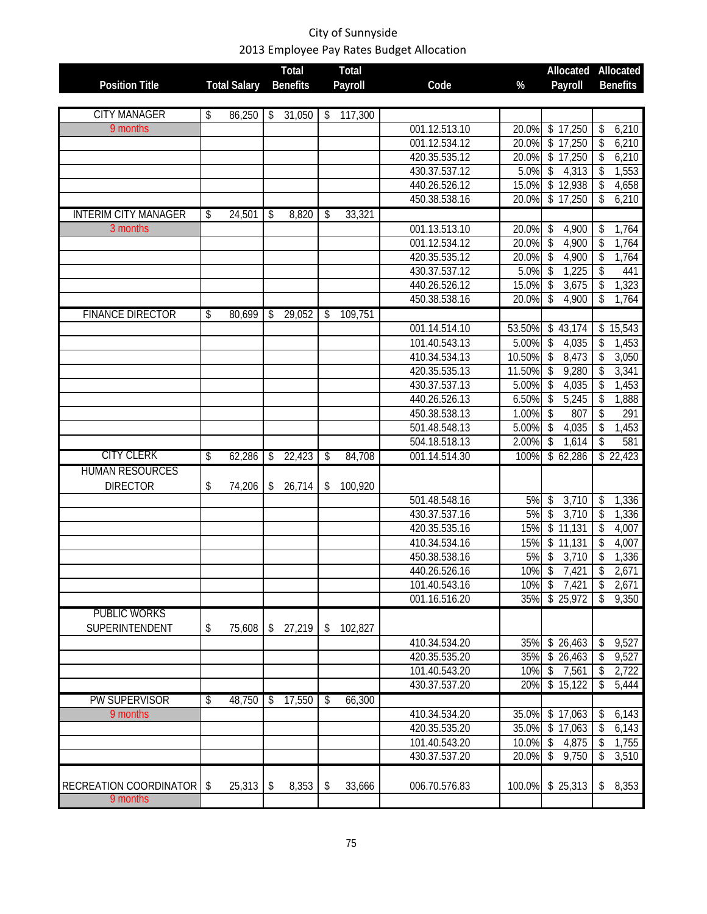# City of Sunnyside

## 2013 Employee Pay Rates Budget Allocation

| Position Title | Total Salary | Total Benefits | Total Payroll | Code | % | Allocated Payroll | Allocated Benefits |
|---|---|---|---|---|---|---|---|
| CITY MANAGER | $ 86,250 | $ 31,050 | $ 117,300 | | | | |
| 9 months | | | | 001.12.513.10 | 20.0% | $ 17,250 | $ 6,210 |
| | | | | 001.12.534.12 | 20.0% | $ 17,250 | $ 6,210 |
| | | | | 420.35.535.12 | 20.0% | $ 17,250 | $ 6,210 |
| | | | | 430.37.537.12 | 5.0% | $ 4,313 | $ 1,553 |
| | | | | 440.26.526.12 | 15.0% | $ 12,938 | $ 4,658 |
| | | | | 450.38.538.16 | 20.0% | $ 17,250 | $ 6,210 |
| INTERIM CITY MANAGER | $ 24,501 | $ 8,820 | $ 33,321 | | | | |
| 3 months | | | | 001.13.513.10 | 20.0% | $ 4,900 | $ 1,764 |
| | | | | 001.12.534.12 | 20.0% | $ 4,900 | $ 1,764 |
| | | | | 420.35.535.12 | 20.0% | $ 4,900 | $ 1,764 |
| | | | | 430.37.537.12 | 5.0% | $ 1,225 | $ 441 |
| | | | | 440.26.526.12 | 15.0% | $ 3,675 | $ 1,323 |
| | | | | 450.38.538.16 | 20.0% | $ 4,900 | $ 1,764 |
| FINANCE DIRECTOR | $ 80,699 | $ 29,052 | $ 109,751 | | | | |
| | | | | 001.14.514.10 | 53.50% | $ 43,174 | $ 15,543 |
| | | | | 101.40.543.13 | 5.00% | $ 4,035 | $ 1,453 |
| | | | | 410.34.534.13 | 10.50% | $ 8,473 | $ 3,050 |
| | | | | 420.35.535.13 | 11.50% | $ 9,280 | $ 3,341 |
| | | | | 430.37.537.13 | 5.00% | $ 4,035 | $ 1,453 |
| | | | | 440.26.526.13 | 6.50% | $ 5,245 | $ 1,888 |
| | | | | 450.38.538.13 | 1.00% | $ 807 | $ 291 |
| | | | | 501.48.548.13 | 5.00% | $ 4,035 | $ 1,453 |
| | | | | 504.18.518.13 | 2.00% | $ 1,614 | $ 581 |
| CITY CLERK | $ 62,286 | $ 22,423 | $ 84,708 | 001.14.514.30 | 100% | $ 62,286 | $ 22,423 |
| HUMAN RESOURCES DIRECTOR | $ 74,206 | $ 26,714 | $ 100,920 | | | | |
| | | | | 501.48.548.16 | 5% | $ 3,710 | $ 1,336 |
| | | | | 430.37.537.16 | 5% | $ 3,710 | $ 1,336 |
| | | | | 420.35.535.16 | 15% | $ 11,131 | $ 4,007 |
| | | | | 410.34.534.16 | 15% | $ 11,131 | $ 4,007 |
| | | | | 450.38.538.16 | 5% | $ 3,710 | $ 1,336 |
| | | | | 440.26.526.16 | 10% | $ 7,421 | $ 2,671 |
| | | | | 101.40.543.16 | 10% | $ 7,421 | $ 2,671 |
| | | | | 001.16.516.20 | 35% | $ 25,972 | $ 9,350 |
| PUBLIC WORKS SUPERINTENDENT | $ 75,608 | $ 27,219 | $ 102,827 | | | | |
| | | | | 410.34.534.20 | 35% | $ 26,463 | $ 9,527 |
| | | | | 420.35.535.20 | 35% | $ 26,463 | $ 9,527 |
| | | | | 101.40.543.20 | 10% | $ 7,561 | $ 2,722 |
| | | | | 430.37.537.20 | 20% | $ 15,122 | $ 5,444 |
| PW SUPERVISOR | $ 48,750 | $ 17,550 | $ 66,300 | | | | |
| 9 months | | | | 410.34.534.20 | 35.0% | $ 17,063 | $ 6,143 |
| | | | | 420.35.535.20 | 35.0% | $ 17,063 | $ 6,143 |
| | | | | 101.40.543.20 | 10.0% | $ 4,875 | $ 1,755 |
| | | | | 430.37.537.20 | 20.0% | $ 9,750 | $ 3,510 |
| RECREATION COORDINATOR | $ 25,313 | $ 8,353 | $ 33,666 | 006.70.576.83 | 100.0% | $ 25,313 | $ 8,353 |
| 9 months | | | | | | | |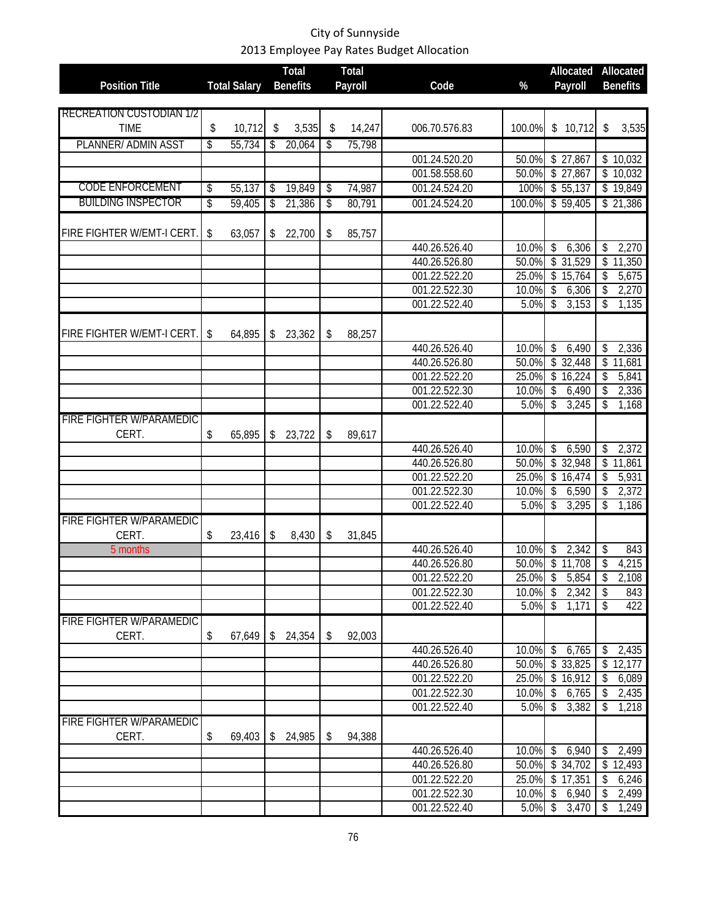City of Sunnyside
2013 Employee Pay Rates Budget Allocation

| Position Title | Total Salary | Total Benefits | Total Payroll | Code | % | Allocated Payroll | Allocated Benefits |
|---|---|---|---|---|---|---|---|
| RECREATION CUSTODIAN 1/2 TIME | $ 10,712 | $ 3,535 | $ 14,247 | 006.70.576.83 | 100.0% | $ 10,712 | $ 3,535 |
| PLANNER/ ADMIN ASST | $ 55,734 | $ 20,064 | $ 75,798 | | | | |
| | | | | 001.24.520.20 | 50.0% | $ 27,867 | $ 10,032 |
| | | | | 001.58.558.60 | 50.0% | $ 27,867 | $ 10,032 |
| CODE ENFORCEMENT | $ 55,137 | $ 19,849 | $ 74,987 | 001.24.524.20 | 100% | $ 55,137 | $ 19,849 |
| BUILDING INSPECTOR | $ 59,405 | $ 21,386 | $ 80,791 | 001.24.524.20 | 100.0% | $ 59,405 | $ 21,386 |
| FIRE FIGHTER W/EMT-I CERT. | $ 63,057 | $ 22,700 | $ 85,757 | | | | |
| | | | | 440.26.526.40 | 10.0% | $ 6,306 | $ 2,270 |
| | | | | 440.26.526.80 | 50.0% | $ 31,529 | $ 11,350 |
| | | | | 001.22.522.20 | 25.0% | $ 15,764 | $ 5,675 |
| | | | | 001.22.522.30 | 10.0% | $ 6,306 | $ 2,270 |
| | | | | 001.22.522.40 | 5.0% | $ 3,153 | $ 1,135 |
| FIRE FIGHTER W/EMT-I CERT. | $ 64,895 | $ 23,362 | $ 88,257 | | | | |
| | | | | 440.26.526.40 | 10.0% | $ 6,490 | $ 2,336 |
| | | | | 440.26.526.80 | 50.0% | $ 32,448 | $ 11,681 |
| | | | | 001.22.522.20 | 25.0% | $ 16,224 | $ 5,841 |
| | | | | 001.22.522.30 | 10.0% | $ 6,490 | $ 2,336 |
| | | | | 001.22.522.40 | 5.0% | $ 3,245 | $ 1,168 |
| FIRE FIGHTER W/PARAMEDIC CERT. | $ 65,895 | $ 23,722 | $ 89,617 | | | | |
| | | | | 440.26.526.40 | 10.0% | $ 6,590 | $ 2,372 |
| | | | | 440.26.526.80 | 50.0% | $ 32,948 | $ 11,861 |
| | | | | 001.22.522.20 | 25.0% | $ 16,474 | $ 5,931 |
| | | | | 001.22.522.30 | 10.0% | $ 6,590 | $ 2,372 |
| | | | | 001.22.522.40 | 5.0% | $ 3,295 | $ 1,186 |
| FIRE FIGHTER W/PARAMEDIC CERT. | $ 23,416 | $ 8,430 | $ 31,845 | | | | |
| 5 months | | | | 440.26.526.40 | 10.0% | $ 2,342 | $ 843 |
| | | | | 440.26.526.80 | 50.0% | $ 11,708 | $ 4,215 |
| | | | | 001.22.522.20 | 25.0% | $ 5,854 | $ 2,108 |
| | | | | 001.22.522.30 | 10.0% | $ 2,342 | $ 843 |
| | | | | 001.22.522.40 | 5.0% | $ 1,171 | $ 422 |
| FIRE FIGHTER W/PARAMEDIC CERT. | $ 67,649 | $ 24,354 | $ 92,003 | | | | |
| | | | | 440.26.526.40 | 10.0% | $ 6,765 | $ 2,435 |
| | | | | 440.26.526.80 | 50.0% | $ 33,825 | $ 12,177 |
| | | | | 001.22.522.20 | 25.0% | $ 16,912 | $ 6,089 |
| | | | | 001.22.522.30 | 10.0% | $ 6,765 | $ 2,435 |
| | | | | 001.22.522.40 | 5.0% | $ 3,382 | $ 1,218 |
| FIRE FIGHTER W/PARAMEDIC CERT. | $ 69,403 | $ 24,985 | $ 94,388 | | | | |
| | | | | 440.26.526.40 | 10.0% | $ 6,940 | $ 2,499 |
| | | | | 440.26.526.80 | 50.0% | $ 34,702 | $ 12,493 |
| | | | | 001.22.522.20 | 25.0% | $ 17,351 | $ 6,246 |
| | | | | 001.22.522.30 | 10.0% | $ 6,940 | $ 2,499 |
| | | | | 001.22.522.40 | 5.0% | $ 3,470 | $ 1,249 |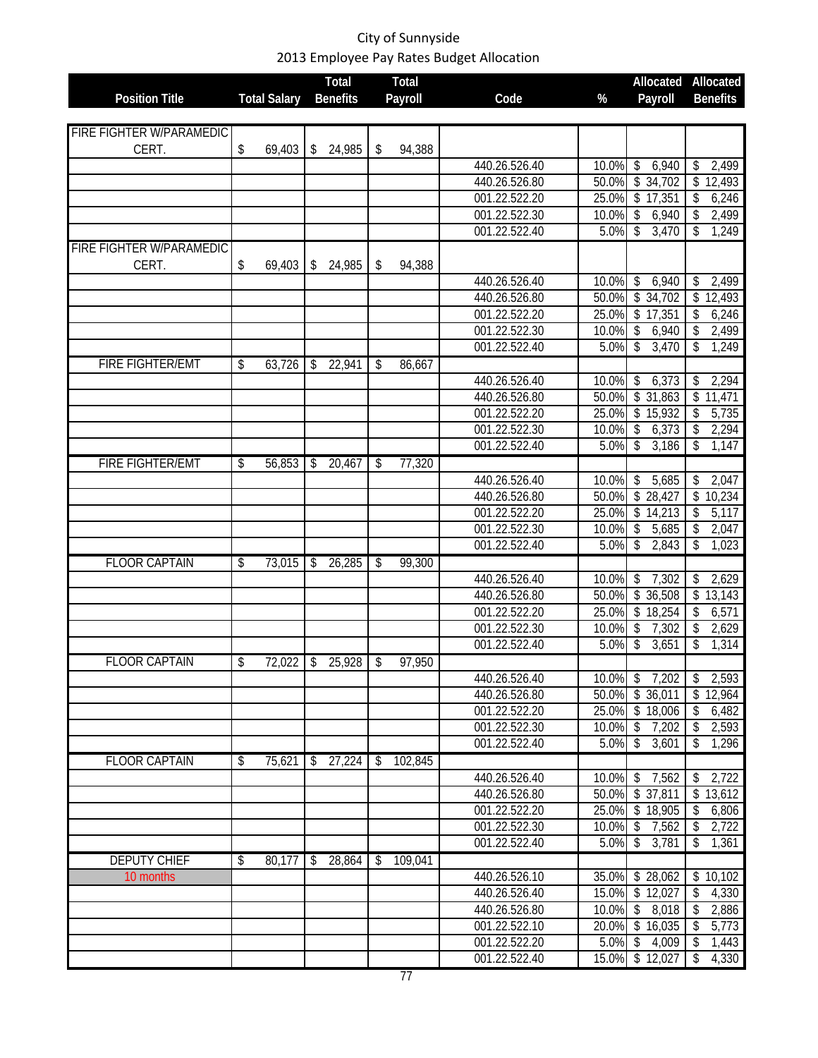City of Sunnyside
2013 Employee Pay Rates Budget Allocation

| Position Title | Total Salary | Total Benefits | Total Payroll | Code | % | Allocated Payroll | Allocated Benefits |
|---|---|---|---|---|---|---|---|
| FIRE FIGHTER W/PARAMEDIC CERT. | $ 69,403 | $ 24,985 | $ 94,388 | | | | |
| | | | | 440.26.526.40 | 10.0% | $ 6,940 | $ 2,499 |
| | | | | 440.26.526.80 | 50.0% | $ 34,702 | $ 12,493 |
| | | | | 001.22.522.20 | 25.0% | $ 17,351 | $ 6,246 |
| | | | | 001.22.522.30 | 10.0% | $ 6,940 | $ 2,499 |
| | | | | 001.22.522.40 | 5.0% | $ 3,470 | $ 1,249 |
| FIRE FIGHTER W/PARAMEDIC CERT. | $ 69,403 | $ 24,985 | $ 94,388 | | | | |
| | | | | 440.26.526.40 | 10.0% | $ 6,940 | $ 2,499 |
| | | | | 440.26.526.80 | 50.0% | $ 34,702 | $ 12,493 |
| | | | | 001.22.522.20 | 25.0% | $ 17,351 | $ 6,246 |
| | | | | 001.22.522.30 | 10.0% | $ 6,940 | $ 2,499 |
| | | | | 001.22.522.40 | 5.0% | $ 3,470 | $ 1,249 |
| FIRE FIGHTER/EMT | $ 63,726 | $ 22,941 | $ 86,667 | | | | |
| | | | | 440.26.526.40 | 10.0% | $ 6,373 | $ 2,294 |
| | | | | 440.26.526.80 | 50.0% | $ 31,863 | $ 11,471 |
| | | | | 001.22.522.20 | 25.0% | $ 15,932 | $ 5,735 |
| | | | | 001.22.522.30 | 10.0% | $ 6,373 | $ 2,294 |
| | | | | 001.22.522.40 | 5.0% | $ 3,186 | $ 1,147 |
| FIRE FIGHTER/EMT | $ 56,853 | $ 20,467 | $ 77,320 | | | | |
| | | | | 440.26.526.40 | 10.0% | $ 5,685 | $ 2,047 |
| | | | | 440.26.526.80 | 50.0% | $ 28,427 | $ 10,234 |
| | | | | 001.22.522.20 | 25.0% | $ 14,213 | $ 5,117 |
| | | | | 001.22.522.30 | 10.0% | $ 5,685 | $ 2,047 |
| | | | | 001.22.522.40 | 5.0% | $ 2,843 | $ 1,023 |
| FLOOR CAPTAIN | $ 73,015 | $ 26,285 | $ 99,300 | | | | |
| | | | | 440.26.526.40 | 10.0% | $ 7,302 | $ 2,629 |
| | | | | 440.26.526.80 | 50.0% | $ 36,508 | $ 13,143 |
| | | | | 001.22.522.20 | 25.0% | $ 18,254 | $ 6,571 |
| | | | | 001.22.522.30 | 10.0% | $ 7,302 | $ 2,629 |
| | | | | 001.22.522.40 | 5.0% | $ 3,651 | $ 1,314 |
| FLOOR CAPTAIN | $ 72,022 | $ 25,928 | $ 97,950 | | | | |
| | | | | 440.26.526.40 | 10.0% | $ 7,202 | $ 2,593 |
| | | | | 440.26.526.80 | 50.0% | $ 36,011 | $ 12,964 |
| | | | | 001.22.522.20 | 25.0% | $ 18,006 | $ 6,482 |
| | | | | 001.22.522.30 | 10.0% | $ 7,202 | $ 2,593 |
| | | | | 001.22.522.40 | 5.0% | $ 3,601 | $ 1,296 |
| FLOOR CAPTAIN | $ 75,621 | $ 27,224 | $ 102,845 | | | | |
| | | | | 440.26.526.40 | 10.0% | $ 7,562 | $ 2,722 |
| | | | | 440.26.526.80 | 50.0% | $ 37,811 | $ 13,612 |
| | | | | 001.22.522.20 | 25.0% | $ 18,905 | $ 6,806 |
| | | | | 001.22.522.30 | 10.0% | $ 7,562 | $ 2,722 |
| | | | | 001.22.522.40 | 5.0% | $ 3,781 | $ 1,361 |
| DEPUTY CHIEF | $ 80,177 | $ 28,864 | $ 109,041 | | | | |
| 10 months | | | | 440.26.526.10 | 35.0% | $ 28,062 | $ 10,102 |
| | | | | 440.26.526.40 | 15.0% | $ 12,027 | $ 4,330 |
| | | | | 440.26.526.80 | 10.0% | $ 8,018 | $ 2,886 |
| | | | | 001.22.522.10 | 20.0% | $ 16,035 | $ 5,773 |
| | | | | 001.22.522.20 | 5.0% | $ 4,009 | $ 1,443 |
| | | | | 001.22.522.40 | 15.0% | $ 12,027 | $ 4,330 |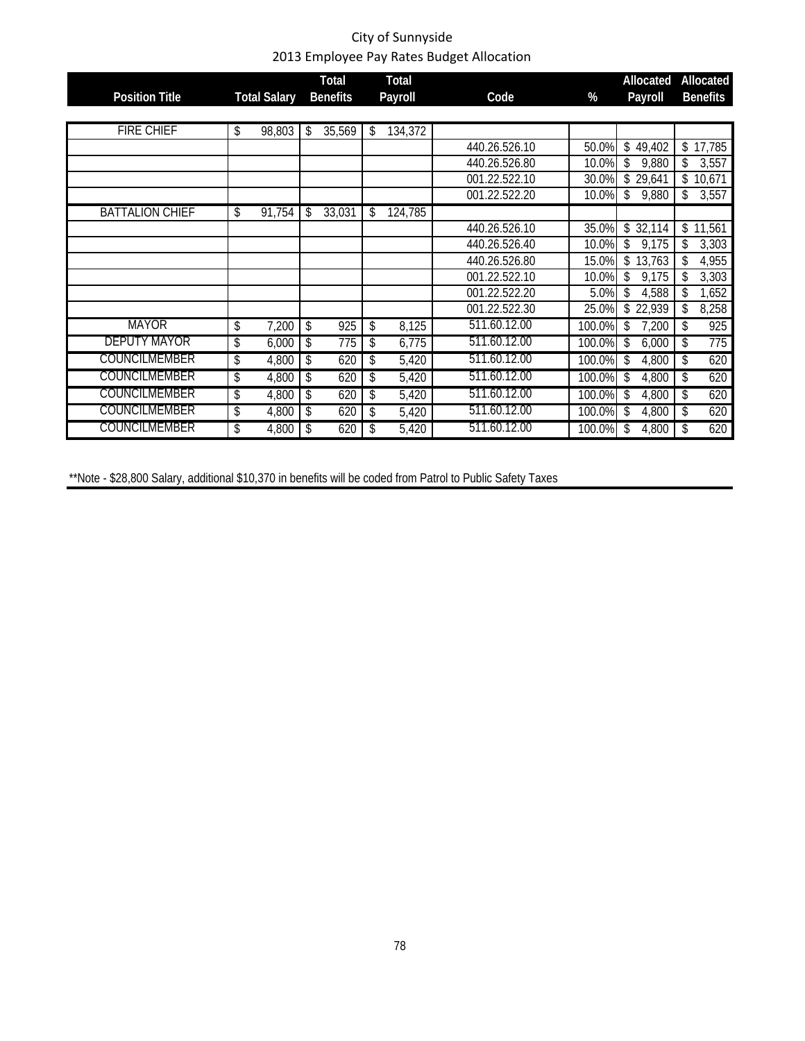City of Sunnyside

2013 Employee Pay Rates Budget Allocation

| Position Title | Total Salary | Total Benefits | Total Payroll | Code | % | Allocated Payroll | Allocated Benefits |
|---|---|---|---|---|---|---|---|
| FIRE CHIEF | $ 98,803 | $ 35,569 | $ 134,372 | | | | |
| | | | | 440.26.526.10 | 50.0% | $ 49,402 | $ 17,785 |
| | | | | 440.26.526.80 | 10.0% | $ 9,880 | $ 3,557 |
| | | | | 001.22.522.10 | 30.0% | $ 29,641 | $ 10,671 |
| | | | | 001.22.522.20 | 10.0% | $ 9,880 | $ 3,557 |
| BATTALION CHIEF | $ 91,754 | $ 33,031 | $ 124,785 | | | | |
| | | | | 440.26.526.10 | 35.0% | $ 32,114 | $ 11,561 |
| | | | | 440.26.526.40 | 10.0% | $ 9,175 | $ 3,303 |
| | | | | 440.26.526.80 | 15.0% | $ 13,763 | $ 4,955 |
| | | | | 001.22.522.10 | 10.0% | $ 9,175 | $ 3,303 |
| | | | | 001.22.522.20 | 5.0% | $ 4,588 | $ 1,652 |
| | | | | 001.22.522.30 | 25.0% | $ 22,939 | $ 8,258 |
| MAYOR | $ 7,200 | $ 925 | $ 8,125 | 511.60.12.00 | 100.0% | $ 7,200 | $ 925 |
| DEPUTY MAYOR | $ 6,000 | $ 775 | $ 6,775 | 511.60.12.00 | 100.0% | $ 6,000 | $ 775 |
| COUNCILMEMBER | $ 4,800 | $ 620 | $ 5,420 | 511.60.12.00 | 100.0% | $ 4,800 | $ 620 |
| COUNCILMEMBER | $ 4,800 | $ 620 | $ 5,420 | 511.60.12.00 | 100.0% | $ 4,800 | $ 620 |
| COUNCILMEMBER | $ 4,800 | $ 620 | $ 5,420 | 511.60.12.00 | 100.0% | $ 4,800 | $ 620 |
| COUNCILMEMBER | $ 4,800 | $ 620 | $ 5,420 | 511.60.12.00 | 100.0% | $ 4,800 | $ 620 |
| COUNCILMEMBER | $ 4,800 | $ 620 | $ 5,420 | 511.60.12.00 | 100.0% | $ 4,800 | $ 620 |

**Note - $28,800 Salary, additional $10,370 in benefits will be coded from Patrol to Public Safety Taxes